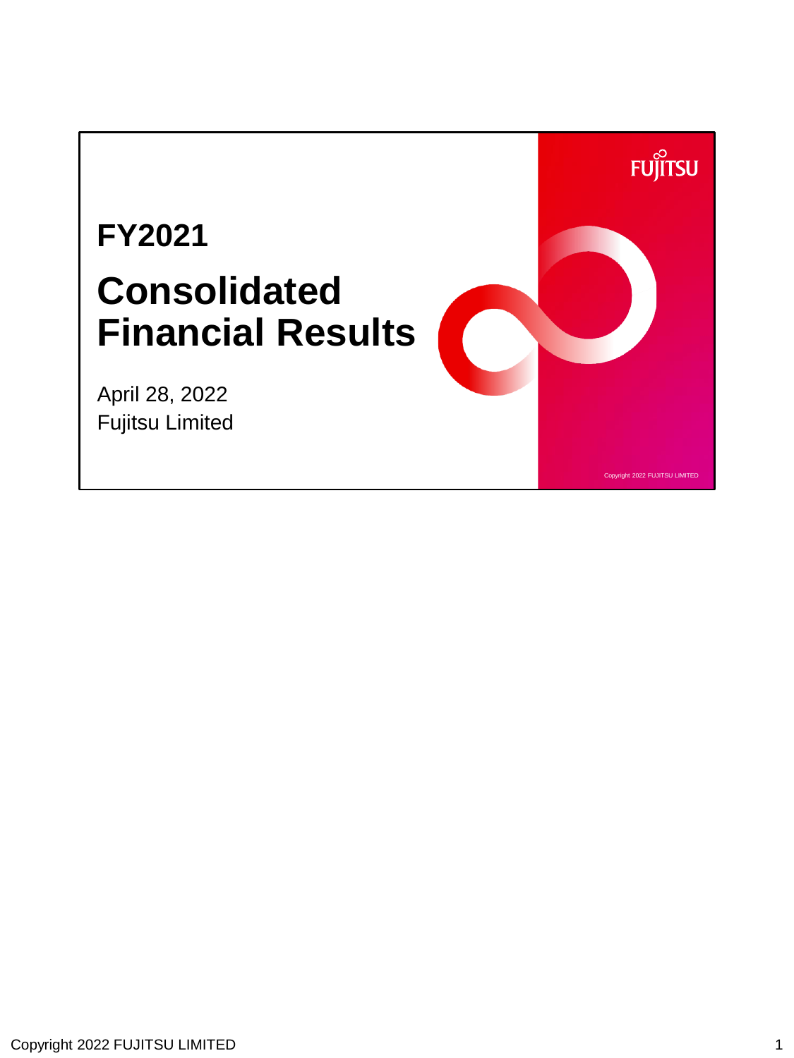FUJITSU

# FY2021

# Consolidated Financial Results

April 28, 2022
Fujitsu Limited

Copyright 2022 FUJITSU LIMITED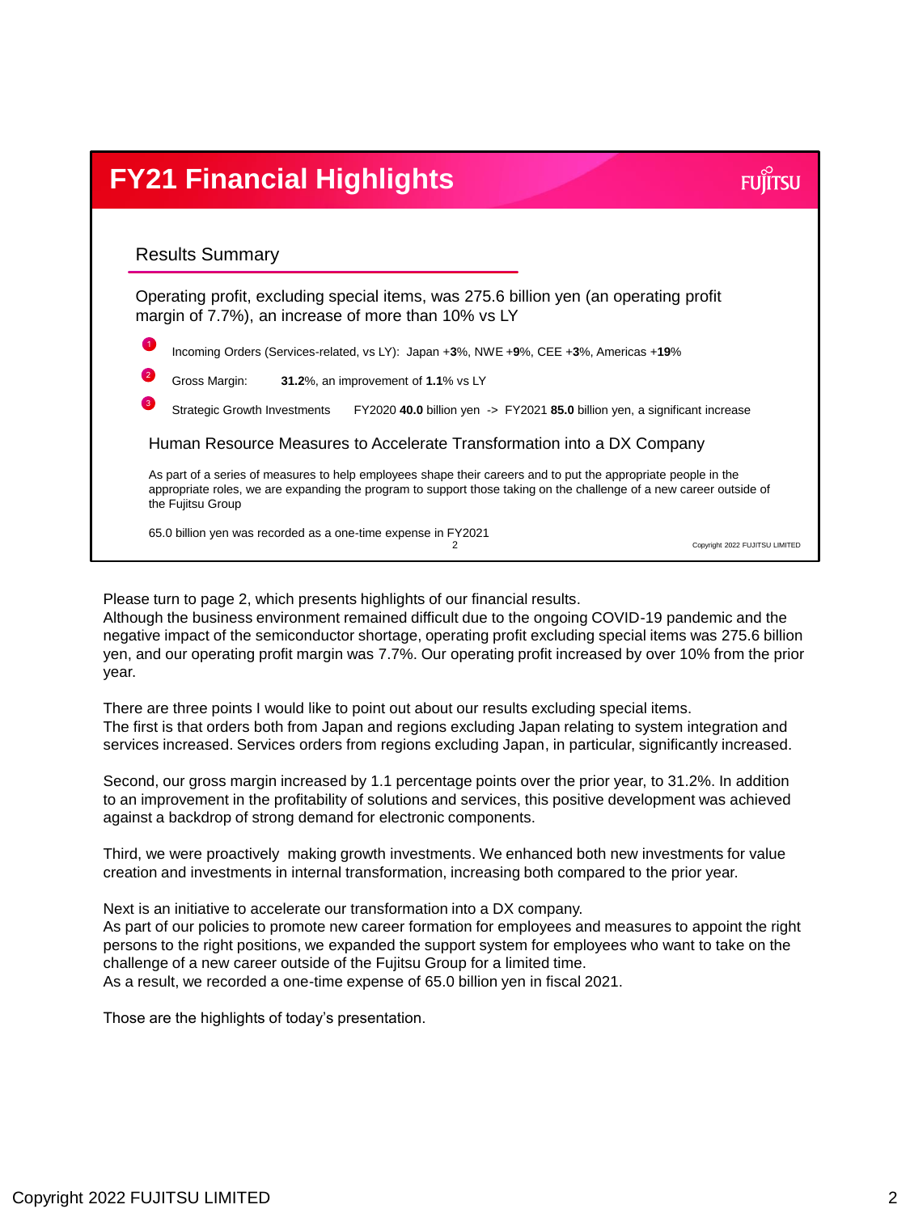# FY21 Financial Highlights

FUJITSU

## Results Summary

Operating profit, excluding special items, was 275.6 billion yen (an operating profit margin of 7.7%), an increase of more than 10% vs LY

1. Incoming Orders (Services-related, vs LY): Japan +**3**%, NWE +**9**%, CEE +**3**%, Americas +**19**%
2. Gross Margin: **31.2**%, an improvement of **1.1**% vs LY
3. Strategic Growth Investments FY2020 **40.0** billion yen -> FY2021 **85.0** billion yen, a significant increase

### Human Resource Measures to Accelerate Transformation into a DX Company

As part of a series of measures to help employees shape their careers and to put the appropriate people in the appropriate roles, we are expanding the program to support those taking on the challenge of a new career outside of the Fujitsu Group

65.0 billion yen was recorded as a one-time expense in FY2021

Copyright 2022 FUJITSU LIMITED

Please turn to page 2, which presents highlights of our financial results.
Although the business environment remained difficult due to the ongoing COVID-19 pandemic and the negative impact of the semiconductor shortage, operating profit excluding special items was 275.6 billion yen, and our operating profit margin was 7.7%. Our operating profit increased by over 10% from the prior year.

There are three points I would like to point out about our results excluding special items.
The first is that orders both from Japan and regions excluding Japan relating to system integration and services increased. Services orders from regions excluding Japan, in particular, significantly increased.

Second, our gross margin increased by 1.1 percentage points over the prior year, to 31.2%. In addition to an improvement in the profitability of solutions and services, this positive development was achieved against a backdrop of strong demand for electronic components.

Third, we were proactively making growth investments. We enhanced both new investments for value creation and investments in internal transformation, increasing both compared to the prior year.

Next is an initiative to accelerate our transformation into a DX company.
As part of our policies to promote new career formation for employees and measures to appoint the right persons to the right positions, we expanded the support system for employees who want to take on the challenge of a new career outside of the Fujitsu Group for a limited time.
As a result, we recorded a one-time expense of 65.0 billion yen in fiscal 2021.

Those are the highlights of today's presentation.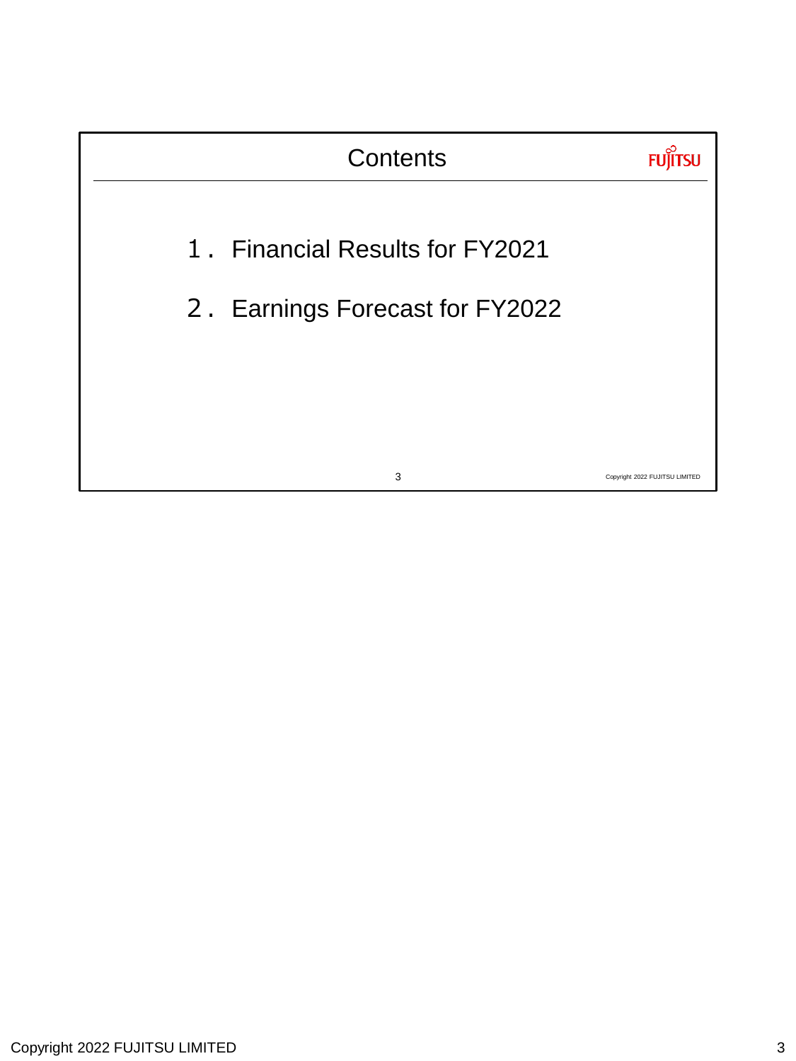# Contents

1. Financial Results for FY2021

2. Earnings Forecast for FY2022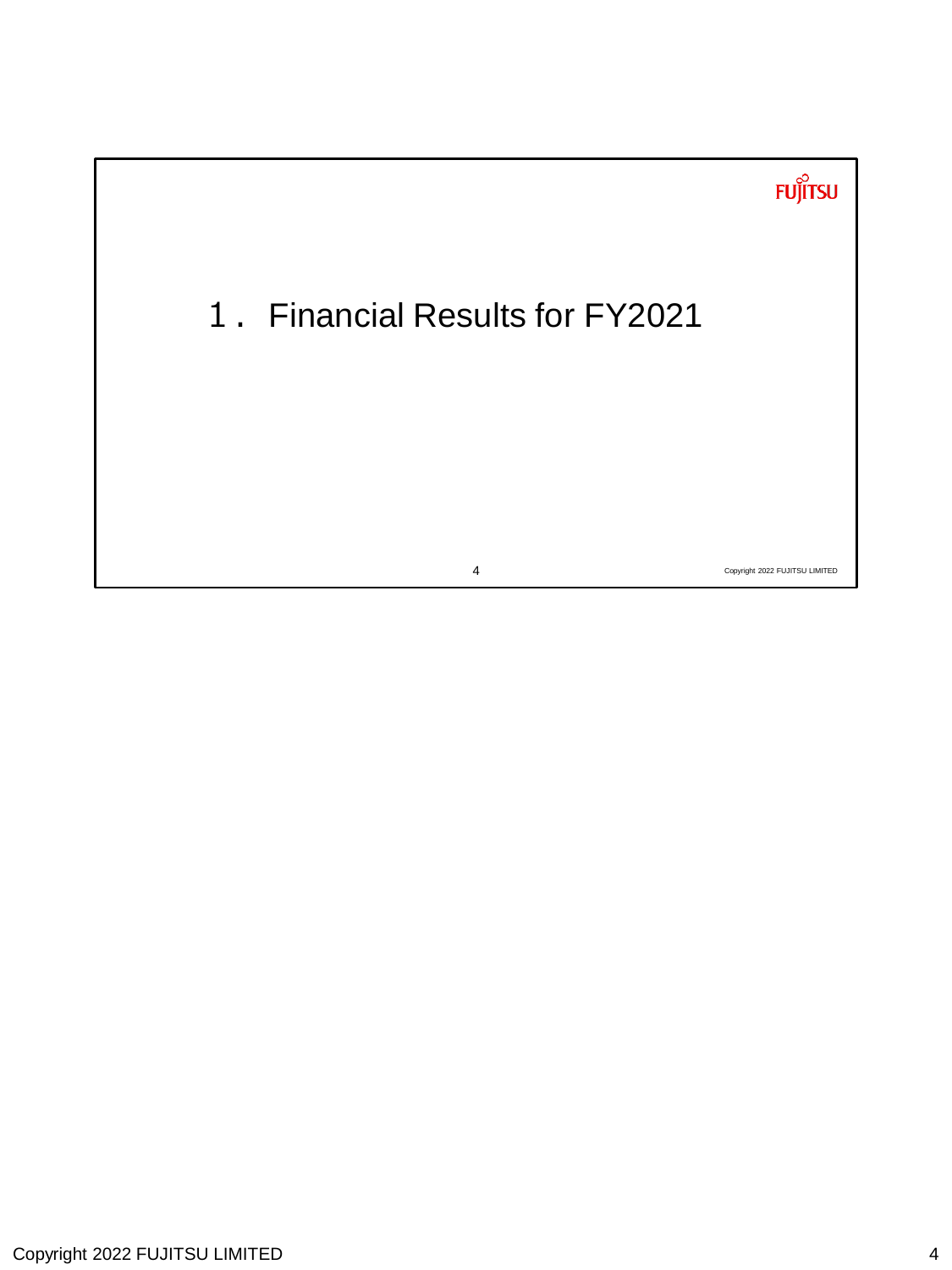# 1. Financial Results for FY2021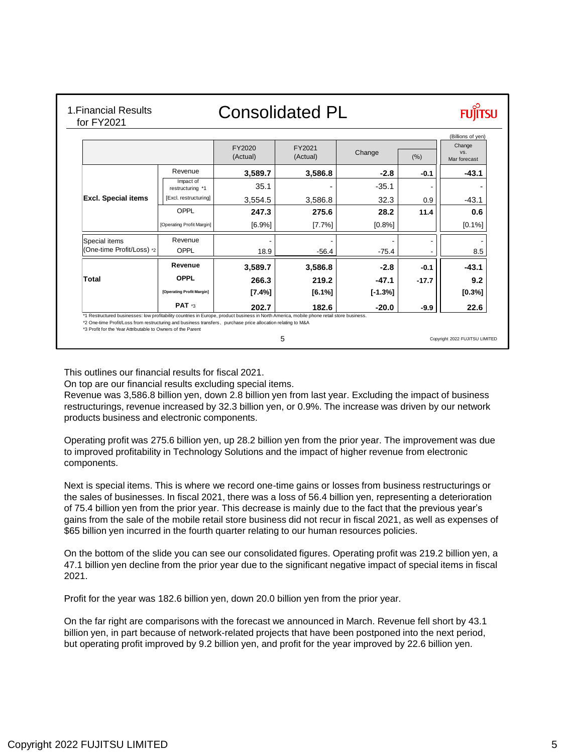## 1.Financial Results for FY2021

# Consolidated PL

FUJITSU

(Billions of yen)

| | | FY2020 (Actual) | FY2021 (Actual) | Change | (%) | Change vs. Mar forecast |
|---|---|---|---|---|---|---|
| **Excl. Special items** | Revenue | **3,589.7** | **3,586.8** | **-2.8** | **-0.1** | **-43.1** |
| | Impact of restructuring *1 | 35.1 | - | -35.1 | - | - |
| | [Excl. restructuring] | 3,554.5 | 3,586.8 | 32.3 | 0.9 | -43.1 |
| | OPPL | **247.3** | **275.6** | **28.2** | **11.4** | **0.6** |
| | [Operating Profit Margin] | [6.9%] | [7.7%] | [0.8%] | | [0.1%] |
| Special items (One-time Profit/Loss) *2 | Revenue | - | - | - | - | - |
| | OPPL | 18.9 | -56.4 | -75.4 | - | 8.5 |
| **Total** | **Revenue** | **3,589.7** | **3,586.8** | **-2.8** | **-0.1** | **-43.1** |
| | **OPPL** | **266.3** | **219.2** | **-47.1** | **-17.7** | **9.2** |
| | **[Operating Profit Margin]** | **[7.4%]** | **[6.1%]** | **[-1.3%]** | | **[0.3%]** |
| | **PAT** *3 | **202.7** | **182.6** | **-20.0** | **-9.9** | **22.6** |

*1 Restructured businesses: low profitability countries in Europe, product business in North America, mobile phone retail store business.

*2 One-time Profit/Loss from restructuring and business transfers、purchase price allocation relating to M&A

*3 Profit for the Year Attributable to Owners of the Parent

This outlines our financial results for fiscal 2021.

On top are our financial results excluding special items.

Revenue was 3,586.8 billion yen, down 2.8 billion yen from last year. Excluding the impact of business restructurings, revenue increased by 32.3 billion yen, or 0.9%. The increase was driven by our network products business and electronic components.

Operating profit was 275.6 billion yen, up 28.2 billion yen from the prior year. The improvement was due to improved profitability in Technology Solutions and the impact of higher revenue from electronic components.

Next is special items. This is where we record one-time gains or losses from business restructurings or the sales of businesses. In fiscal 2021, there was a loss of 56.4 billion yen, representing a deterioration of 75.4 billion yen from the prior year. This decrease is mainly due to the fact that the previous year's gains from the sale of the mobile retail store business did not recur in fiscal 2021, as well as expenses of $65 billion yen incurred in the fourth quarter relating to our human resources policies.

On the bottom of the slide you can see our consolidated figures. Operating profit was 219.2 billion yen, a 47.1 billion yen decline from the prior year due to the significant negative impact of special items in fiscal 2021.

Profit for the year was 182.6 billion yen, down 20.0 billion yen from the prior year.

On the far right are comparisons with the forecast we announced in March. Revenue fell short by 43.1 billion yen, in part because of network-related projects that have been postponed into the next period, but operating profit improved by 9.2 billion yen, and profit for the year improved by 22.6 billion yen.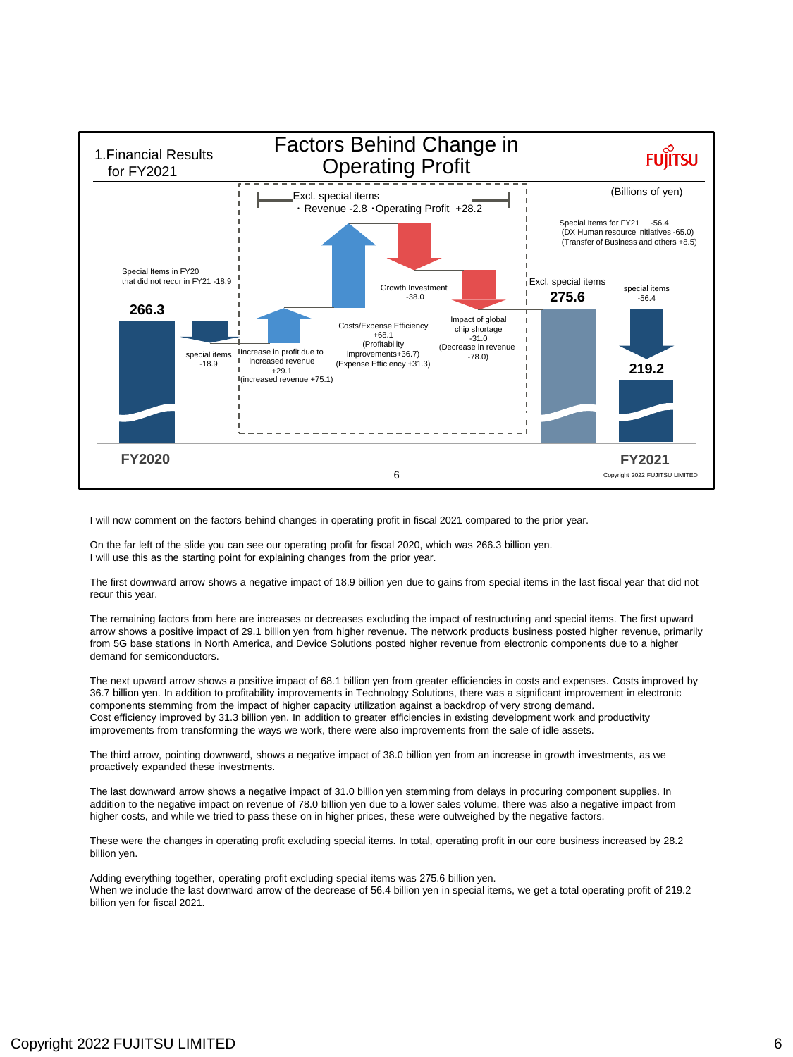## 1.Financial Results for FY2021

# Factors Behind Change in Operating Profit

(Billions of yen)

Excl. special items
・Revenue -2.8 ・Operating Profit +28.2

Special Items for FY21 -56.4
(DX Human resource initiatives -65.0)
(Transfer of Business and others +8.5)

Special Items in FY20 that did not recur in FY21 -18.9

**266.3**

special items -18.9

Increase in profit due to increased revenue +29.1
(increased revenue +75.1)

Costs/Expense Efficiency +68.1
(Profitability improvements+36.7)
(Expense Efficiency +31.3)

Growth Investment -38.0

Impact of global chip shortage -31.0
(Decrease in revenue -78.0)

Excl. special items **275.6**

special items -56.4

**219.2**

**FY2020** **FY2021**

I will now comment on the factors behind changes in operating profit in fiscal 2021 compared to the prior year.

On the far left of the slide you can see our operating profit for fiscal 2020, which was 266.3 billion yen.
I will use this as the starting point for explaining changes from the prior year.

The first downward arrow shows a negative impact of 18.9 billion yen due to gains from special items in the last fiscal year that did not recur this year.

The remaining factors from here are increases or decreases excluding the impact of restructuring and special items. The first upward arrow shows a positive impact of 29.1 billion yen from higher revenue. The network products business posted higher revenue, primarily from 5G base stations in North America, and Device Solutions posted higher revenue from electronic components due to a higher demand for semiconductors.

The next upward arrow shows a positive impact of 68.1 billion yen from greater efficiencies in costs and expenses. Costs improved by 36.7 billion yen. In addition to profitability improvements in Technology Solutions, there was a significant improvement in electronic components stemming from the impact of higher capacity utilization against a backdrop of very strong demand.
Cost efficiency improved by 31.3 billion yen. In addition to greater efficiencies in existing development work and productivity improvements from transforming the ways we work, there were also improvements from the sale of idle assets.

The third arrow, pointing downward, shows a negative impact of 38.0 billion yen from an increase in growth investments, as we proactively expanded these investments.

The last downward arrow shows a negative impact of 31.0 billion yen stemming from delays in procuring component supplies. In addition to the negative impact on revenue of 78.0 billion yen due to a lower sales volume, there was also a negative impact from higher costs, and while we tried to pass these on in higher prices, these were outweighed by the negative factors.

These were the changes in operating profit excluding special items. In total, operating profit in our core business increased by 28.2 billion yen.

Adding everything together, operating profit excluding special items was 275.6 billion yen.
When we include the last downward arrow of the decrease of 56.4 billion yen in special items, we get a total operating profit of 219.2 billion yen for fiscal 2021.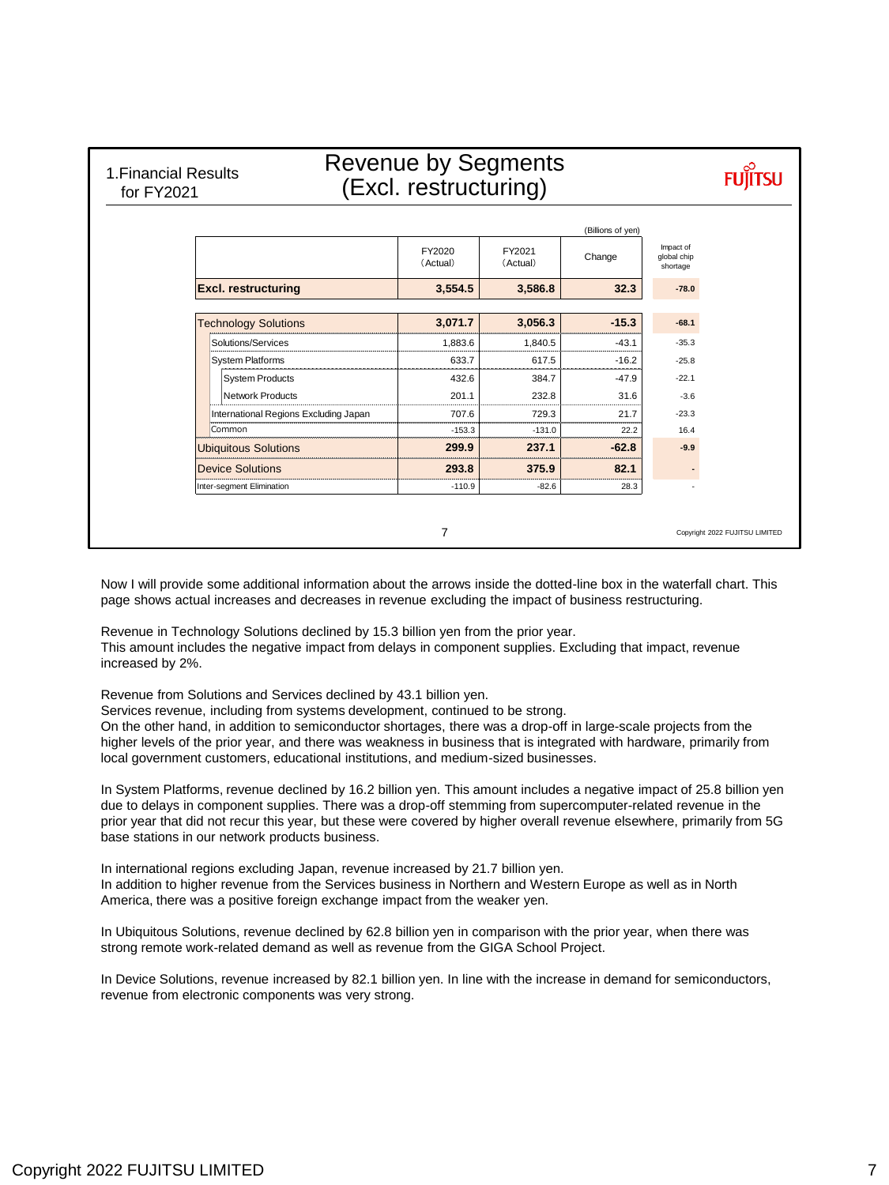1.Financial Results for FY2021

# Revenue by Segments (Excl. restructuring)

(Billions of yen)

| | FY2020 (Actual) | FY2021 (Actual) | Change | Impact of global chip shortage |
|---|---|---|---|---|
| **Excl. restructuring** | **3,554.5** | **3,586.8** | **32.3** | **-78.0** |
| Technology Solutions | **3,071.7** | **3,056.3** | **-15.3** | **-68.1** |
| Solutions/Services | 1,883.6 | 1,840.5 | -43.1 | -35.3 |
| System Platforms | 633.7 | 617.5 | -16.2 | -25.8 |
| System Products | 432.6 | 384.7 | -47.9 | -22.1 |
| Network Products | 201.1 | 232.8 | 31.6 | -3.6 |
| International Regions Excluding Japan | 707.6 | 729.3 | 21.7 | -23.3 |
| Common | -153.3 | -131.0 | 22.2 | 16.4 |
| Ubiquitous Solutions | **299.9** | **237.1** | **-62.8** | **-9.9** |
| Device Solutions | **293.8** | **375.9** | **82.1** | **-** |
| Inter-segment Elimination | -110.9 | -82.6 | 28.3 | - |

Copyright 2022 FUJITSU LIMITED

Now I will provide some additional information about the arrows inside the dotted-line box in the waterfall chart. This page shows actual increases and decreases in revenue excluding the impact of business restructuring.

Revenue in Technology Solutions declined by 15.3 billion yen from the prior year.
This amount includes the negative impact from delays in component supplies. Excluding that impact, revenue increased by 2%.

Revenue from Solutions and Services declined by 43.1 billion yen.
Services revenue, including from systems development, continued to be strong.
On the other hand, in addition to semiconductor shortages, there was a drop-off in large-scale projects from the higher levels of the prior year, and there was weakness in business that is integrated with hardware, primarily from local government customers, educational institutions, and medium-sized businesses.

In System Platforms, revenue declined by 16.2 billion yen. This amount includes a negative impact of 25.8 billion yen due to delays in component supplies. There was a drop-off stemming from supercomputer-related revenue in the prior year that did not recur this year, but these were covered by higher overall revenue elsewhere, primarily from 5G base stations in our network products business.

In international regions excluding Japan, revenue increased by 21.7 billion yen.
In addition to higher revenue from the Services business in Northern and Western Europe as well as in North America, there was a positive foreign exchange impact from the weaker yen.

In Ubiquitous Solutions, revenue declined by 62.8 billion yen in comparison with the prior year, when there was strong remote work-related demand as well as revenue from the GIGA School Project.

In Device Solutions, revenue increased by 82.1 billion yen. In line with the increase in demand for semiconductors, revenue from electronic components was very strong.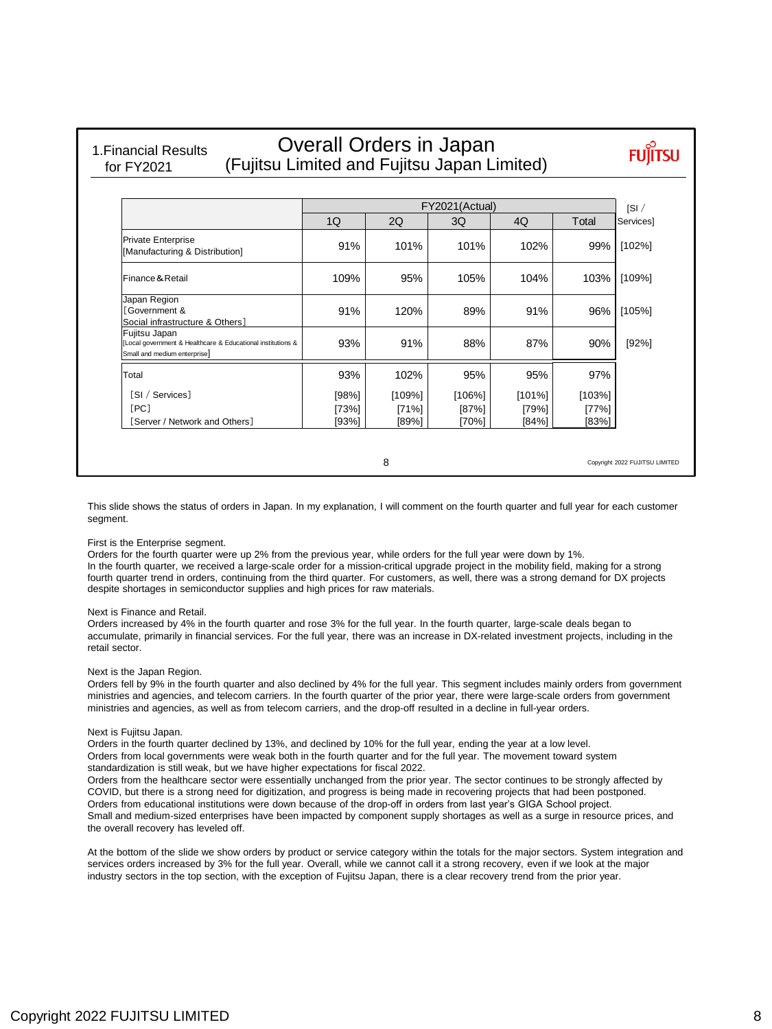1.Financial Results for FY2021

# Overall Orders in Japan (Fujitsu Limited and Fujitsu Japan Limited)

| | FY2021(Actual) | | | | | [SI / Services] |
|---|---|---|---|---|---|---|
| | 1Q | 2Q | 3Q | 4Q | Total | |
| Private Enterprise [Manufacturing & Distribution] | 91% | 101% | 101% | 102% | 99% | [102%] |
| Finance＆Retail | 109% | 95% | 105% | 104% | 103% | [109%] |
| Japan Region ［Government & Social infrastructure & Others］ | 91% | 120% | 89% | 91% | 96% | [105%] |
| Fujitsu Japan [Local government & Healthcare & Educational institutions & Small and medium enterprise] | 93% | 91% | 88% | 87% | 90% | [92%] |
| Total | 93% | 102% | 95% | 95% | 97% | |
| ［SI / Services］ | [98%] | [109%] | [106%] | [101%] | [103%] | |
| ［PC］ | [73%] | [71%] | [87%] | [79%] | [77%] | |
| ［Server / Network and Others］ | [93%] | [89%] | [70%] | [84%] | [83%] | |

This slide shows the status of orders in Japan. In my explanation, I will comment on the fourth quarter and full year for each customer segment.

First is the Enterprise segment.
Orders for the fourth quarter were up 2% from the previous year, while orders for the full year were down by 1%.
In the fourth quarter, we received a large-scale order for a mission-critical upgrade project in the mobility field, making for a strong fourth quarter trend in orders, continuing from the third quarter. For customers, as well, there was a strong demand for DX projects despite shortages in semiconductor supplies and high prices for raw materials.

Next is Finance and Retail.
Orders increased by 4% in the fourth quarter and rose 3% for the full year. In the fourth quarter, large-scale deals began to accumulate, primarily in financial services. For the full year, there was an increase in DX-related investment projects, including in the retail sector.

Next is the Japan Region.
Orders fell by 9% in the fourth quarter and also declined by 4% for the full year. This segment includes mainly orders from government ministries and agencies, and telecom carriers. In the fourth quarter of the prior year, there were large-scale orders from government ministries and agencies, as well as from telecom carriers, and the drop-off resulted in a decline in full-year orders.

Next is Fujitsu Japan.
Orders in the fourth quarter declined by 13%, and declined by 10% for the full year, ending the year at a low level.
Orders from local governments were weak both in the fourth quarter and for the full year. The movement toward system standardization is still weak, but we have higher expectations for fiscal 2022.
Orders from the healthcare sector were essentially unchanged from the prior year. The sector continues to be strongly affected by COVID, but there is a strong need for digitization, and progress is being made in recovering projects that had been postponed.
Orders from educational institutions were down because of the drop-off in orders from last year's GIGA School project.
Small and medium-sized enterprises have been impacted by component supply shortages as well as a surge in resource prices, and the overall recovery has leveled off.

At the bottom of the slide we show orders by product or service category within the totals for the major sectors. System integration and services orders increased by 3% for the full year. Overall, while we cannot call it a strong recovery, even if we look at the major industry sectors in the top section, with the exception of Fujitsu Japan, there is a clear recovery trend from the prior year.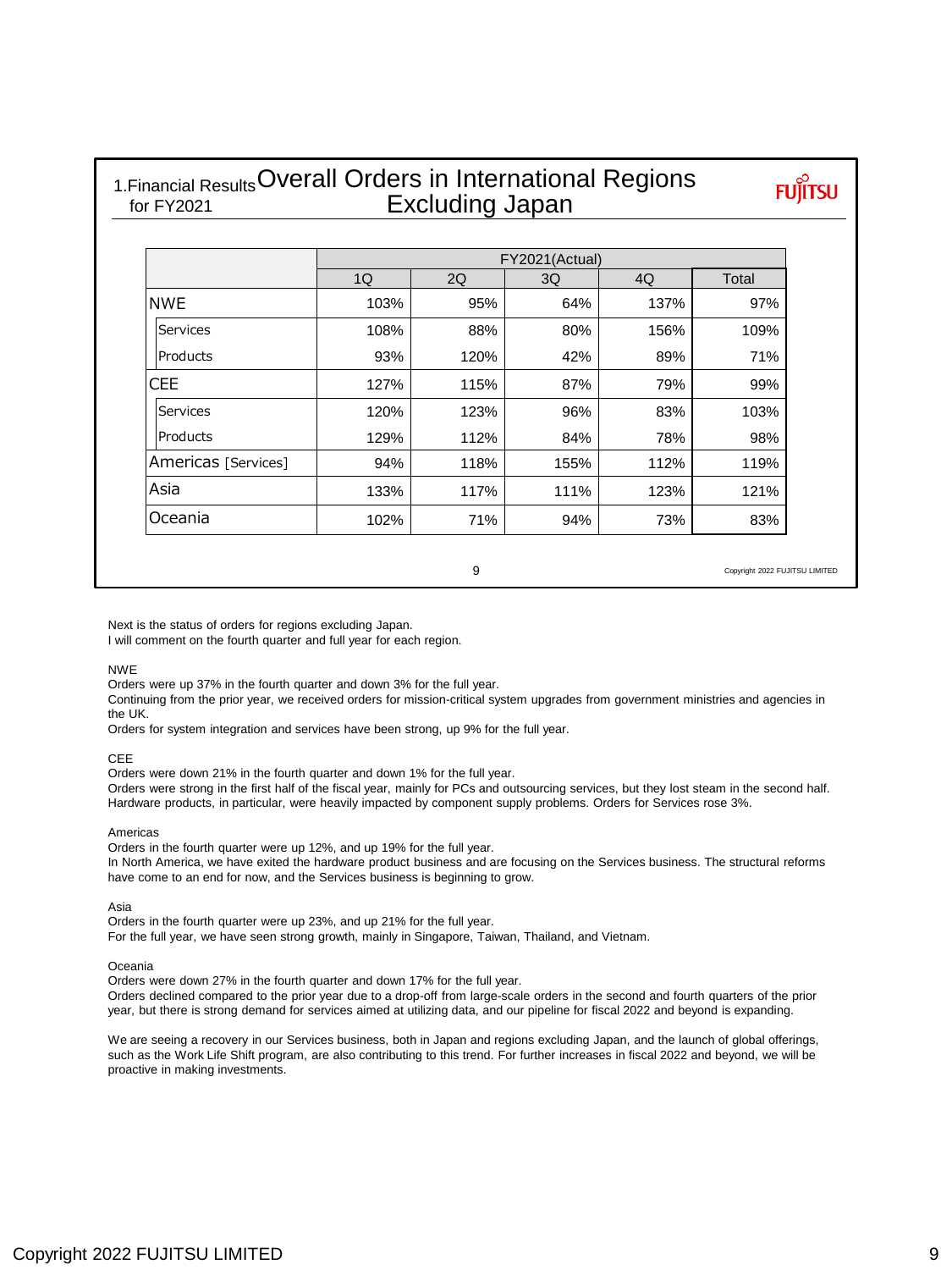# 1.Financial Results for FY2021 — Overall Orders in International Regions Excluding Japan

|  | FY2021(Actual) | | | | |
|---|---|---|---|---|---|
|  | 1Q | 2Q | 3Q | 4Q | Total |
| NWE | 103% | 95% | 64% | 137% | 97% |
| Services | 108% | 88% | 80% | 156% | 109% |
| Products | 93% | 120% | 42% | 89% | 71% |
| CEE | 127% | 115% | 87% | 79% | 99% |
| Services | 120% | 123% | 96% | 83% | 103% |
| Products | 129% | 112% | 84% | 78% | 98% |
| Americas [Services] | 94% | 118% | 155% | 112% | 119% |
| Asia | 133% | 117% | 111% | 123% | 121% |
| Oceania | 102% | 71% | 94% | 73% | 83% |

Next is the status of orders for regions excluding Japan.
I will comment on the fourth quarter and full year for each region.

NWE
Orders were up 37% in the fourth quarter and down 3% for the full year.
Continuing from the prior year, we received orders for mission-critical system upgrades from government ministries and agencies in the UK.
Orders for system integration and services have been strong, up 9% for the full year.

CEE
Orders were down 21% in the fourth quarter and down 1% for the full year.
Orders were strong in the first half of the fiscal year, mainly for PCs and outsourcing services, but they lost steam in the second half. Hardware products, in particular, were heavily impacted by component supply problems. Orders for Services rose 3%.

Americas
Orders in the fourth quarter were up 12%, and up 19% for the full year.
In North America, we have exited the hardware product business and are focusing on the Services business. The structural reforms have come to an end for now, and the Services business is beginning to grow.

Asia
Orders in the fourth quarter were up 23%, and up 21% for the full year.
For the full year, we have seen strong growth, mainly in Singapore, Taiwan, Thailand, and Vietnam.

Oceania
Orders were down 27% in the fourth quarter and down 17% for the full year.
Orders declined compared to the prior year due to a drop-off from large-scale orders in the second and fourth quarters of the prior year, but there is strong demand for services aimed at utilizing data, and our pipeline for fiscal 2022 and beyond is expanding.

We are seeing a recovery in our Services business, both in Japan and regions excluding Japan, and the launch of global offerings, such as the Work Life Shift program, are also contributing to this trend. For further increases in fiscal 2022 and beyond, we will be proactive in making investments.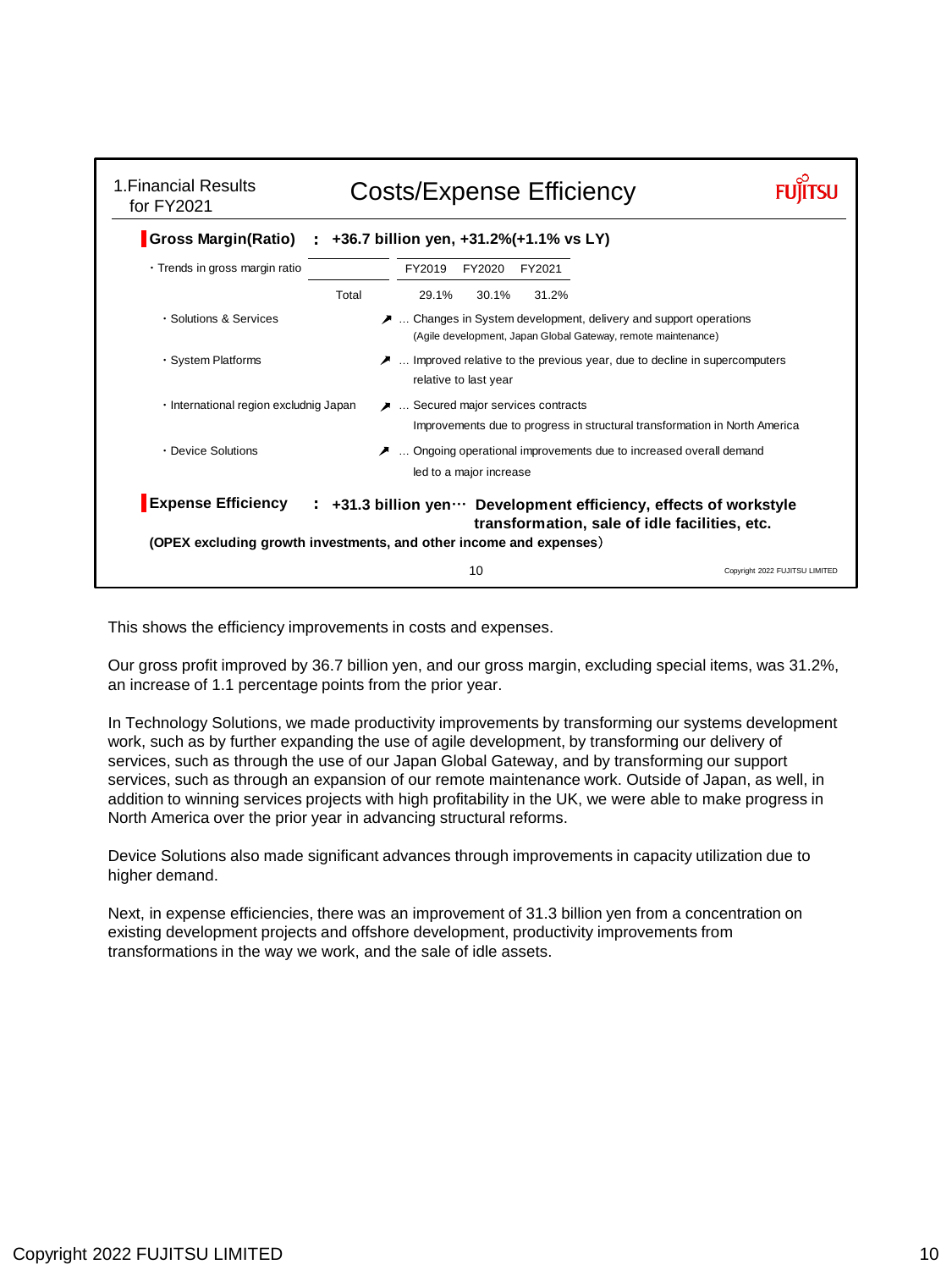## 1.Financial Results for FY2021

# Costs/Expense Efficiency

**Gross Margin(Ratio) : +36.7 billion yen, +31.2%(+1.1% vs LY)**

・Trends in gross margin ratio

| | FY2019 | FY2020 | FY2021 |
|---|---|---|---|
| Total | 29.1% | 30.1% | 31.2% |

- ・Solutions & Services ↗ … Changes in System development, delivery and support operations (Agile development, Japan Global Gateway, remote maintenance)
- ・System Platforms ↗ … Improved relative to the previous year, due to decline in supercomputers relative to last year
- ・International region excludnig Japan ↗ … Secured major services contracts. Improvements due to progress in structural transformation in North America
- ・Device Solutions ↗ … Ongoing operational improvements due to increased overall demand led to a major increase

**Expense Efficiency : +31.3 billion yen… Development efficiency, effects of workstyle transformation, sale of idle facilities, etc.**

**(OPEX excluding growth investments, and other income and expenses)**

This shows the efficiency improvements in costs and expenses.

Our gross profit improved by 36.7 billion yen, and our gross margin, excluding special items, was 31.2%, an increase of 1.1 percentage points from the prior year.

In Technology Solutions, we made productivity improvements by transforming our systems development work, such as by further expanding the use of agile development, by transforming our delivery of services, such as through the use of our Japan Global Gateway, and by transforming our support services, such as through an expansion of our remote maintenance work. Outside of Japan, as well, in addition to winning services projects with high profitability in the UK, we were able to make progress in North America over the prior year in advancing structural reforms.

Device Solutions also made significant advances through improvements in capacity utilization due to higher demand.

Next, in expense efficiencies, there was an improvement of 31.3 billion yen from a concentration on existing development projects and offshore development, productivity improvements from transformations in the way we work, and the sale of idle assets.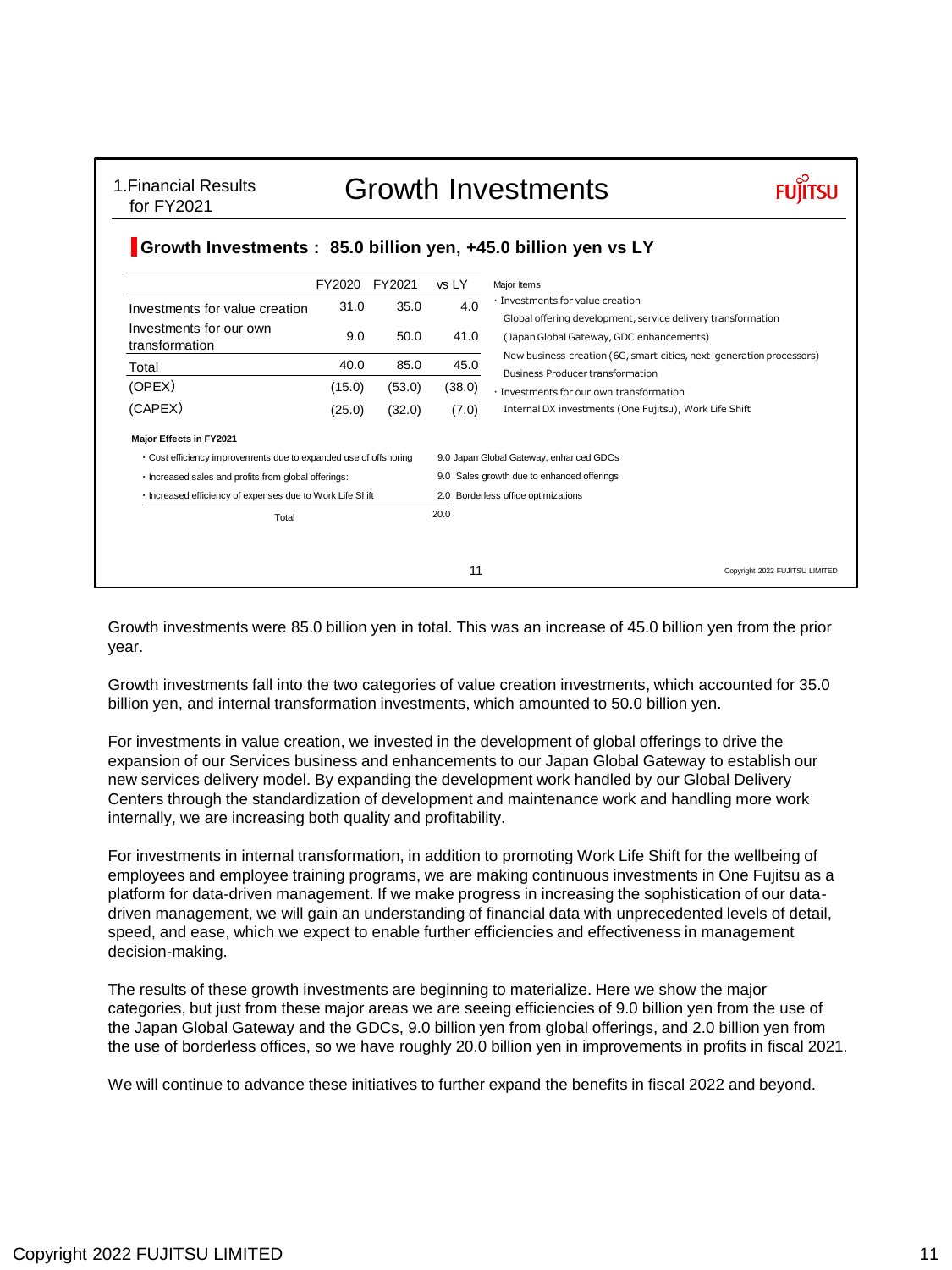1.Financial Results for FY2021

# Growth Investments

## Growth Investments : 85.0 billion yen, +45.0 billion yen vs LY

| | FY2020 | FY2021 | vs LY |
|---|---|---|---|
| Investments for value creation | 31.0 | 35.0 | 4.0 |
| Investments for our own transformation | 9.0 | 50.0 | 41.0 |
| Total | 40.0 | 85.0 | 45.0 |
| (OPEX) | (15.0) | (53.0) | (38.0) |
| (CAPEX) | (25.0) | (32.0) | (7.0) |

Major Items

- Investments for value creation
  - Global offering development, service delivery transformation (Japan Global Gateway, GDC enhancements)
  - New business creation (6G, smart cities, next-generation processors)
  - Business Producer transformation
- Investments for our own transformation
  - Internal DX investments (One Fujitsu), Work Life Shift

**Major Effects in FY2021**

| | | |
|---|---|---|
| ・Cost efficiency improvements due to expanded use of offshoring | 9.0 | Japan Global Gateway, enhanced GDCs |
| ・Increased sales and profits from global offerings: | 9.0 | Sales growth due to enhanced offerings |
| ・Increased efficiency of expenses due to Work Life Shift | 2.0 | Borderless office optimizations |
| Total | 20.0 | |

Growth investments were 85.0 billion yen in total. This was an increase of 45.0 billion yen from the prior year.

Growth investments fall into the two categories of value creation investments, which accounted for 35.0 billion yen, and internal transformation investments, which amounted to 50.0 billion yen.

For investments in value creation, we invested in the development of global offerings to drive the expansion of our Services business and enhancements to our Japan Global Gateway to establish our new services delivery model. By expanding the development work handled by our Global Delivery Centers through the standardization of development and maintenance work and handling more work internally, we are increasing both quality and profitability.

For investments in internal transformation, in addition to promoting Work Life Shift for the wellbeing of employees and employee training programs, we are making continuous investments in One Fujitsu as a platform for data-driven management. If we make progress in increasing the sophistication of our data-driven management, we will gain an understanding of financial data with unprecedented levels of detail, speed, and ease, which we expect to enable further efficiencies and effectiveness in management decision-making.

The results of these growth investments are beginning to materialize. Here we show the major categories, but just from these major areas we are seeing efficiencies of 9.0 billion yen from the use of the Japan Global Gateway and the GDCs, 9.0 billion yen from global offerings, and 2.0 billion yen from the use of borderless offices, so we have roughly 20.0 billion yen in improvements in profits in fiscal 2021.

We will continue to advance these initiatives to further expand the benefits in fiscal 2022 and beyond.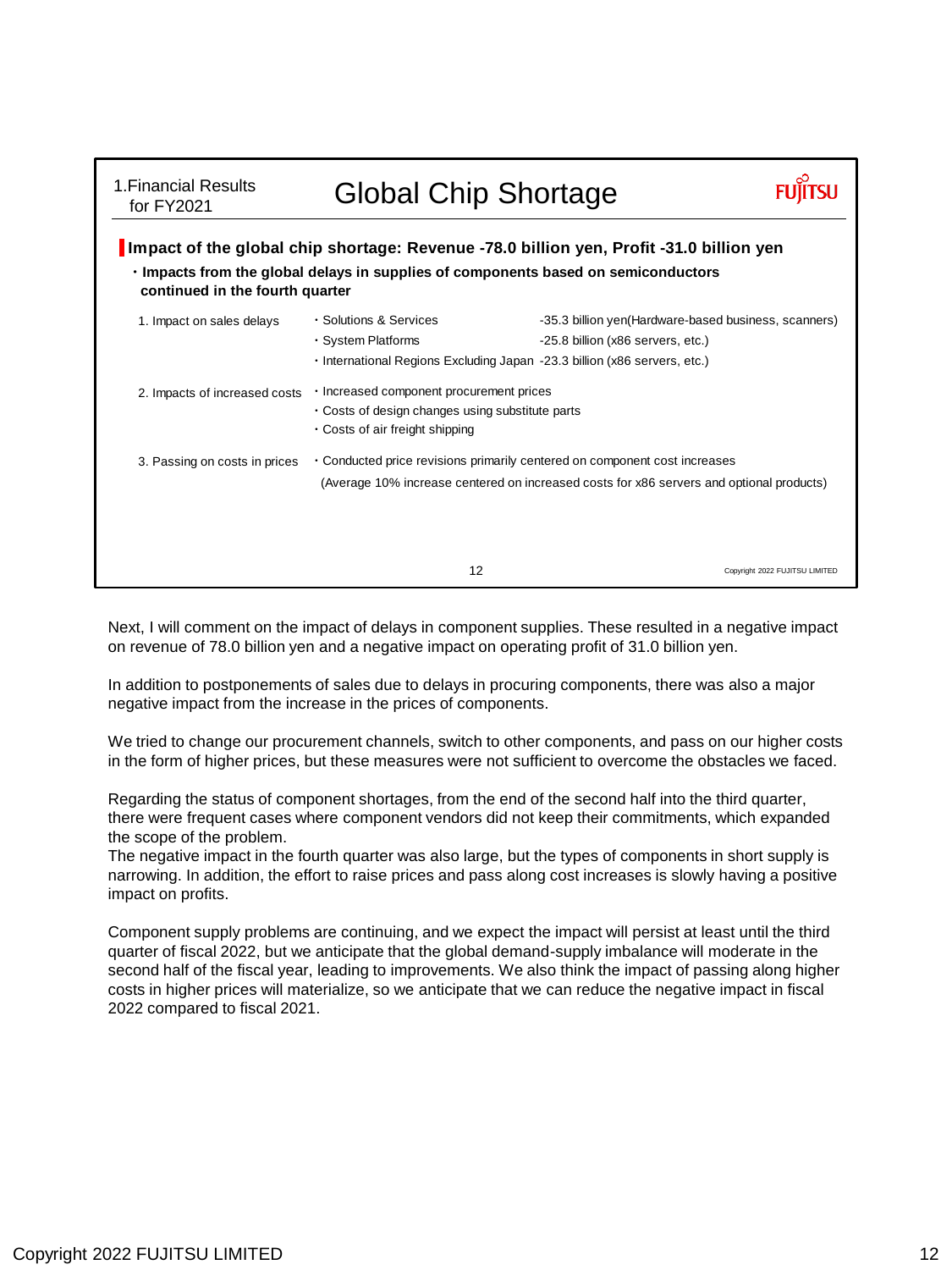1.Financial Results for FY2021

# Global Chip Shortage

**Impact of the global chip shortage: Revenue -78.0 billion yen, Profit -31.0 billion yen**

**・Impacts from the global delays in supplies of components based on semiconductors continued in the fourth quarter**

| | | |
|---|---|---|
| 1. Impact on sales delays | ・Solutions & Services | -35.3 billion yen(Hardware-based business, scanners) |
| | ・System Platforms | -25.8 billion (x86 servers, etc.) |
| | ・International Regions Excluding Japan | -23.3 billion (x86 servers, etc.) |
| 2. Impacts of increased costs | ・Increased component procurement prices | |
| | ・Costs of design changes using substitute parts | |
| | ・Costs of air freight shipping | |
| 3. Passing on costs in prices | ・Conducted price revisions primarily centered on component cost increases (Average 10% increase centered on increased costs for x86 servers and optional products) | |

Next, I will comment on the impact of delays in component supplies. These resulted in a negative impact on revenue of 78.0 billion yen and a negative impact on operating profit of 31.0 billion yen.

In addition to postponements of sales due to delays in procuring components, there was also a major negative impact from the increase in the prices of components.

We tried to change our procurement channels, switch to other components, and pass on our higher costs in the form of higher prices, but these measures were not sufficient to overcome the obstacles we faced.

Regarding the status of component shortages, from the end of the second half into the third quarter, there were frequent cases where component vendors did not keep their commitments, which expanded the scope of the problem.
The negative impact in the fourth quarter was also large, but the types of components in short supply is narrowing. In addition, the effort to raise prices and pass along cost increases is slowly having a positive impact on profits.

Component supply problems are continuing, and we expect the impact will persist at least until the third quarter of fiscal 2022, but we anticipate that the global demand-supply imbalance will moderate in the second half of the fiscal year, leading to improvements. We also think the impact of passing along higher costs in higher prices will materialize, so we anticipate that we can reduce the negative impact in fiscal 2022 compared to fiscal 2021.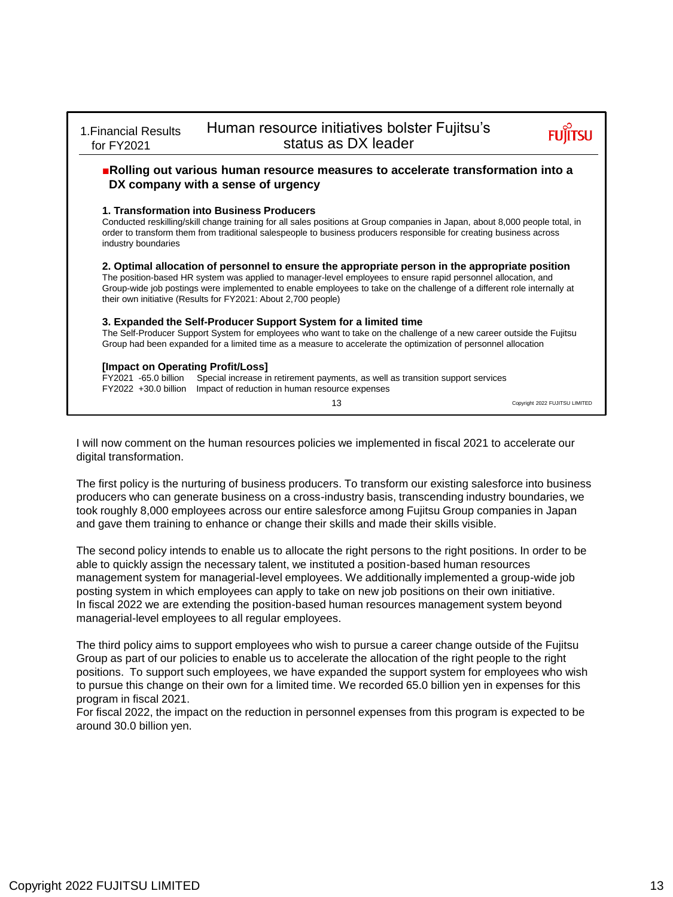1.Financial Results for FY2021

## Human resource initiatives bolster Fujitsu's status as DX leader

■**Rolling out various human resource measures to accelerate transformation into a DX company with a sense of urgency**

**1. Transformation into Business Producers**
Conducted reskilling/skill change training for all sales positions at Group companies in Japan, about 8,000 people total, in order to transform them from traditional salespeople to business producers responsible for creating business across industry boundaries

**2. Optimal allocation of personnel to ensure the appropriate person in the appropriate position**
The position-based HR system was applied to manager-level employees to ensure rapid personnel allocation, and Group-wide job postings were implemented to enable employees to take on the challenge of a different role internally at their own initiative (Results for FY2021: About 2,700 people)

**3. Expanded the Self-Producer Support System for a limited time**
The Self-Producer Support System for employees who want to take on the challenge of a new career outside the Fujitsu Group had been expanded for a limited time as a measure to accelerate the optimization of personnel allocation

**[Impact on Operating Profit/Loss]**
FY2021 -65.0 billion Special increase in retirement payments, as well as transition support services
FY2022 +30.0 billion Impact of reduction in human resource expenses

I will now comment on the human resources policies we implemented in fiscal 2021 to accelerate our digital transformation.

The first policy is the nurturing of business producers. To transform our existing salesforce into business producers who can generate business on a cross-industry basis, transcending industry boundaries, we took roughly 8,000 employees across our entire salesforce among Fujitsu Group companies in Japan and gave them training to enhance or change their skills and made their skills visible.

The second policy intends to enable us to allocate the right persons to the right positions. In order to be able to quickly assign the necessary talent, we instituted a position-based human resources management system for managerial-level employees. We additionally implemented a group-wide job posting system in which employees can apply to take on new job positions on their own initiative.
In fiscal 2022 we are extending the position-based human resources management system beyond managerial-level employees to all regular employees.

The third policy aims to support employees who wish to pursue a career change outside of the Fujitsu Group as part of our policies to enable us to accelerate the allocation of the right people to the right positions. To support such employees, we have expanded the support system for employees who wish to pursue this change on their own for a limited time. We recorded 65.0 billion yen in expenses for this program in fiscal 2021.
For fiscal 2022, the impact on the reduction in personnel expenses from this program is expected to be around 30.0 billion yen.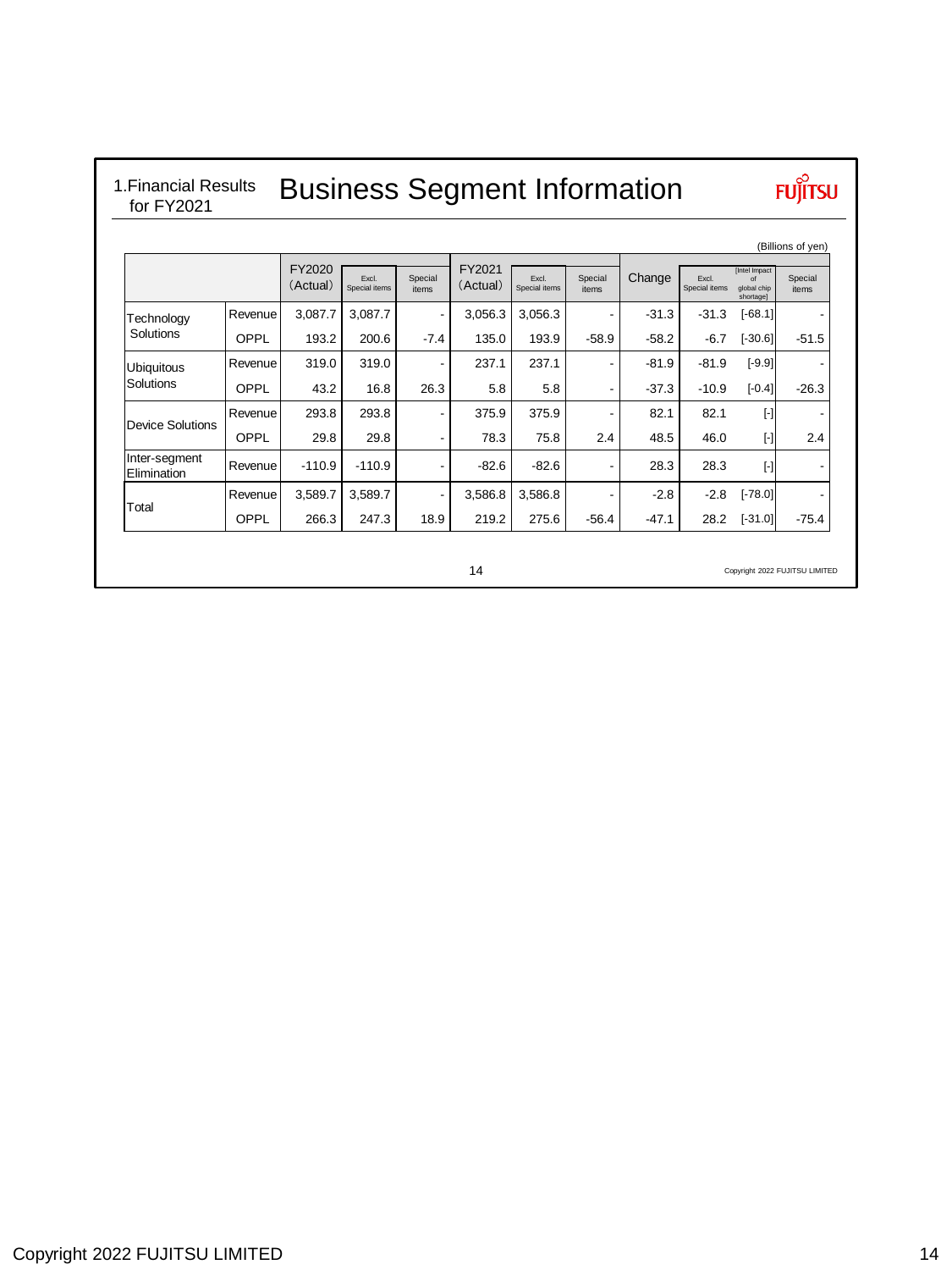1.Financial Results for FY2021

# Business Segment Information

(Billions of yen)

| | | FY2020 (Actual) | Excl. Special items | Special items | FY2021 (Actual) | Excl. Special items | Special items | Change | Excl. Special items | [Intel Impact of global chip shortage] | Special items |
|---|---|---|---|---|---|---|---|---|---|---|---|
| Technology Solutions | Revenue | 3,087.7 | 3,087.7 | - | 3,056.3 | 3,056.3 | - | -31.3 | -31.3 | [-68.1] | - |
| | OPPL | 193.2 | 200.6 | -7.4 | 135.0 | 193.9 | -58.9 | -58.2 | -6.7 | [-30.6] | -51.5 |
| Ubiquitous Solutions | Revenue | 319.0 | 319.0 | - | 237.1 | 237.1 | - | -81.9 | -81.9 | [-9.9] | - |
| | OPPL | 43.2 | 16.8 | 26.3 | 5.8 | 5.8 | - | -37.3 | -10.9 | [-0.4] | -26.3 |
| Device Solutions | Revenue | 293.8 | 293.8 | - | 375.9 | 375.9 | - | 82.1 | 82.1 | [-] | - |
| | OPPL | 29.8 | 29.8 | - | 78.3 | 75.8 | 2.4 | 48.5 | 46.0 | [-] | 2.4 |
| Inter-segment Elimination | Revenue | -110.9 | -110.9 | - | -82.6 | -82.6 | - | 28.3 | 28.3 | [-] | - |
| Total | Revenue | 3,589.7 | 3,589.7 | - | 3,586.8 | 3,586.8 | - | -2.8 | -2.8 | [-78.0] | - |
| | OPPL | 266.3 | 247.3 | 18.9 | 219.2 | 275.6 | -56.4 | -47.1 | 28.2 | [-31.0] | -75.4 |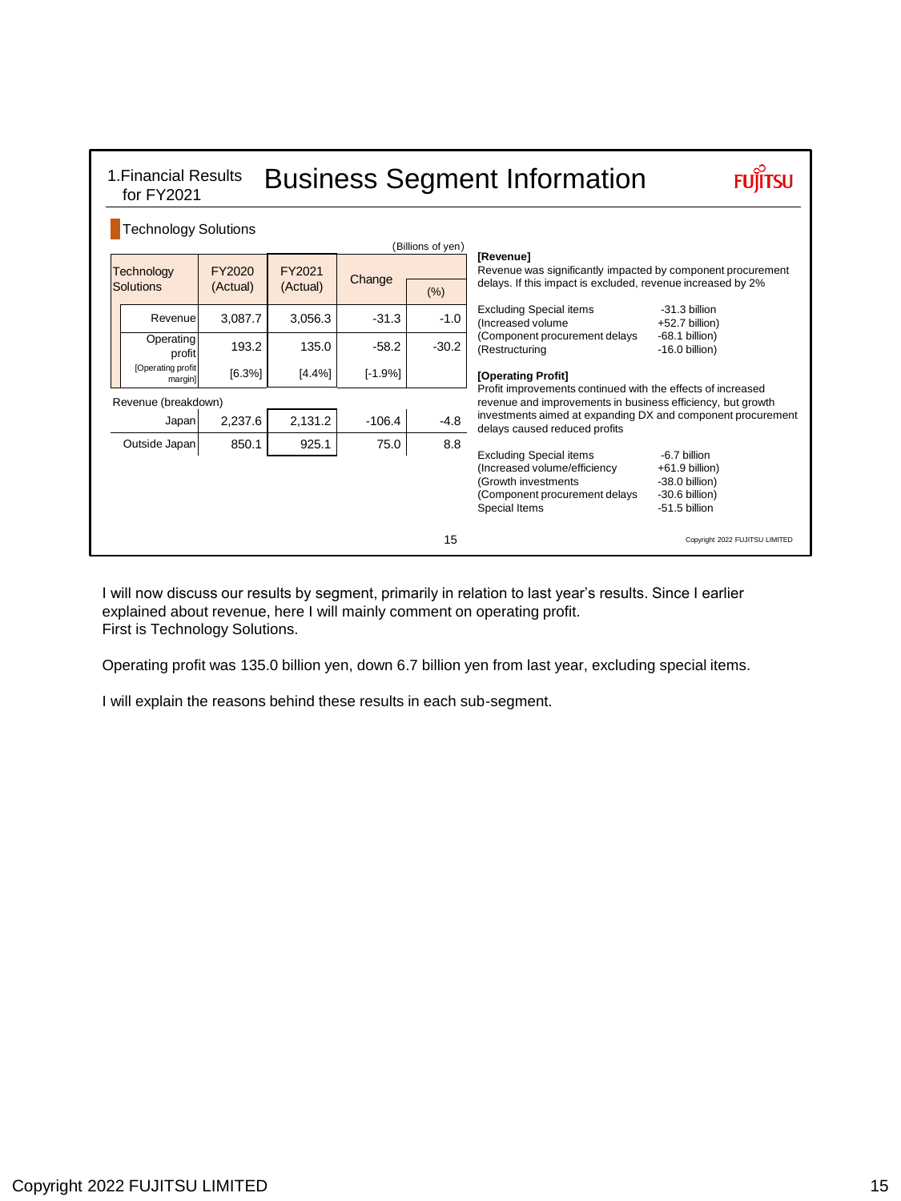## 1.Financial Results for FY2021

# Business Segment Information

### Technology Solutions

(Billions of yen)

| Technology Solutions | FY2020 (Actual) | FY2021 (Actual) | Change | (%) |
|---|---|---|---|---|
| Revenue | 3,087.7 | 3,056.3 | -31.3 | -1.0 |
| Operating profit | 193.2 | 135.0 | -58.2 | -30.2 |
| [Operating profit margin] | [6.3%] | [4.4%] | [-1.9%] | |
| Revenue (breakdown) | | | | |
| Japan | 2,237.6 | 2,131.2 | -106.4 | -4.8 |
| Outside Japan | 850.1 | 925.1 | 75.0 | 8.8 |

**[Revenue]**

Revenue was significantly impacted by component procurement delays. If this impact is excluded, revenue increased by 2%

| | |
|---|---|
| Excluding Special items | -31.3 billion |
| (Increased volume | +52.7 billion) |
| (Component procurement delays | -68.1 billion) |
| (Restructuring | -16.0 billion) |

**[Operating Profit]**

Profit improvements continued with the effects of increased revenue and improvements in business efficiency, but growth investments aimed at expanding DX and component procurement delays caused reduced profits

| | |
|---|---|
| Excluding Special items | -6.7 billion |
| (Increased volume/efficiency | +61.9 billion) |
| (Growth investments | -38.0 billion) |
| (Component procurement delays | -30.6 billion) |
| Special Items | -51.5 billion |

I will now discuss our results by segment, primarily in relation to last year's results. Since I earlier explained about revenue, here I will mainly comment on operating profit.
First is Technology Solutions.

Operating profit was 135.0 billion yen, down 6.7 billion yen from last year, excluding special items.

I will explain the reasons behind these results in each sub-segment.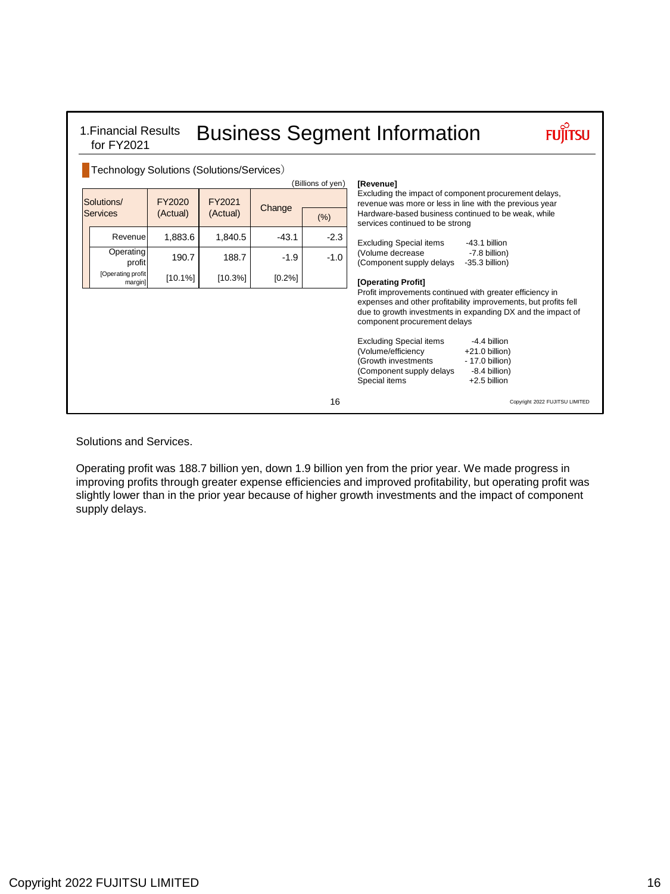## 1.Financial Results for FY2021

# Business Segment Information

### Technology Solutions (Solutions/Services)

(Billions of yen)

| Solutions/ Services | FY2020 (Actual) | FY2021 (Actual) | Change | (%) |
|---|---|---|---|---|
| Revenue | 1,883.6 | 1,840.5 | -43.1 | -2.3 |
| Operating profit | 190.7 | 188.7 | -1.9 | -1.0 |
| [Operating profit margin] | [10.1%] | [10.3%] | [0.2%] | |

**[Revenue]**

Excluding the impact of component procurement delays, revenue was more or less in line with the previous year Hardware-based business continued to be weak, while services continued to be strong

| | |
|---|---|
| Excluding Special items | -43.1 billion |
| (Volume decrease | -7.8 billion) |
| (Component supply delays | -35.3 billion) |

**[Operating Profit]**

Profit improvements continued with greater efficiency in expenses and other profitability improvements, but profits fell due to growth investments in expanding DX and the impact of component procurement delays

| | |
|---|---|
| Excluding Special items | -4.4 billion |
| (Volume/efficiency | +21.0 billion) |
| (Growth investments | - 17.0 billion) |
| (Component supply delays | -8.4 billion) |
| Special items | +2.5 billion |

Copyright 2022 FUJITSU LIMITED

Solutions and Services.

Operating profit was 188.7 billion yen, down 1.9 billion yen from the prior year. We made progress in improving profits through greater expense efficiencies and improved profitability, but operating profit was slightly lower than in the prior year because of higher growth investments and the impact of component supply delays.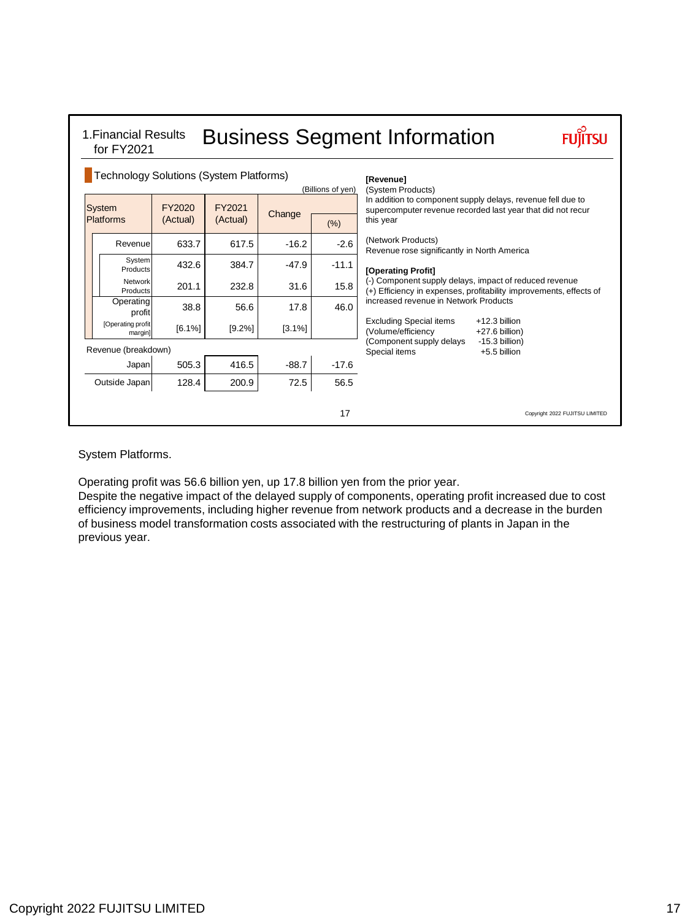# Business Segment Information

1.Financial Results for FY2021

## Technology Solutions (System Platforms)

(Billions of yen)

| System Platforms | FY2020 (Actual) | FY2021 (Actual) | Change | (%) |
|---|---|---|---|---|
| Revenue | 633.7 | 617.5 | -16.2 | -2.6 |
| System Products | 432.6 | 384.7 | -47.9 | -11.1 |
| Network Products | 201.1 | 232.8 | 31.6 | 15.8 |
| Operating profit | 38.8 | 56.6 | 17.8 | 46.0 |
| [Operating profit margin] | [6.1%] | [9.2%] | [3.1%] | |
| Revenue (breakdown) | | | | |
| Japan | 505.3 | 416.5 | -88.7 | -17.6 |
| Outside Japan | 128.4 | 200.9 | 72.5 | 56.5 |

**[Revenue]**

(System Products)
In addition to component supply delays, revenue fell due to supercomputer revenue recorded last year that did not recur this year

(Network Products)
Revenue rose significantly in North America

**[Operating Profit]**

(-) Component supply delays, impact of reduced revenue
(+) Efficiency in expenses, profitability improvements, effects of increased revenue in Network Products

| | |
|---|---|
| Excluding Special items | +12.3 billion |
| (Volume/efficiency | +27.6 billion) |
| (Component supply delays | -15.3 billion) |
| Special items | +5.5 billion |

System Platforms.

Operating profit was 56.6 billion yen, up 17.8 billion yen from the prior year.
Despite the negative impact of the delayed supply of components, operating profit increased due to cost efficiency improvements, including higher revenue from network products and a decrease in the burden of business model transformation costs associated with the restructuring of plants in Japan in the previous year.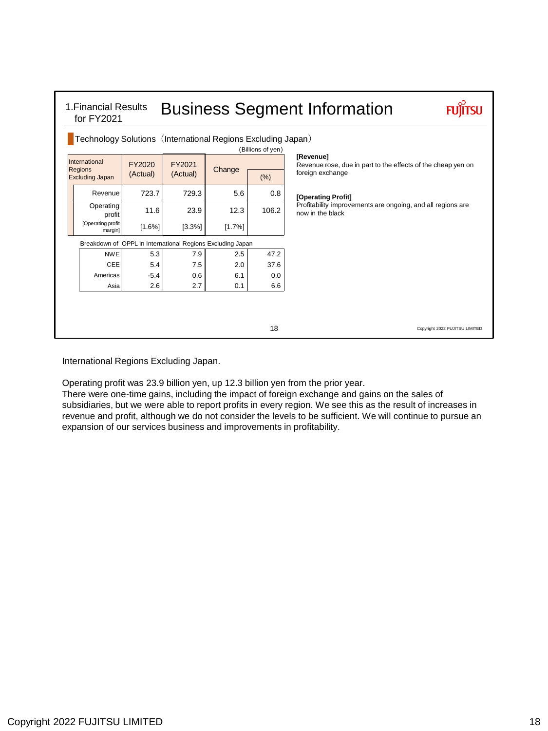1.Financial Results for FY2021

# Business Segment Information

## Technology Solutions（International Regions Excluding Japan）

（Billions of yen）

| International Regions Excluding Japan | FY2020 (Actual) | FY2021 (Actual) | Change | (%) |
|---|---|---|---|---|
| Revenue | 723.7 | 729.3 | 5.6 | 0.8 |
| Operating profit | 11.6 | 23.9 | 12.3 | 106.2 |
| [Operating profit margin] | [1.6%] | [3.3%] | [1.7%] | |

Breakdown of OPPL in International Regions Excluding Japan

| | FY2020 (Actual) | FY2021 (Actual) | Change | (%) |
|---|---|---|---|---|
| NWE | 5.3 | 7.9 | 2.5 | 47.2 |
| CEE | 5.4 | 7.5 | 2.0 | 37.6 |
| Americas | -5.4 | 0.6 | 6.1 | 0.0 |
| Asia | 2.6 | 2.7 | 0.1 | 6.6 |

**[Revenue]**
Revenue rose, due in part to the effects of the cheap yen on foreign exchange

**[Operating Profit]**
Profitability improvements are ongoing, and all regions are now in the black

International Regions Excluding Japan.

Operating profit was 23.9 billion yen, up 12.3 billion yen from the prior year.
There were one-time gains, including the impact of foreign exchange and gains on the sales of subsidiaries, but we were able to report profits in every region. We see this as the result of increases in revenue and profit, although we do not consider the levels to be sufficient. We will continue to pursue an expansion of our services business and improvements in profitability.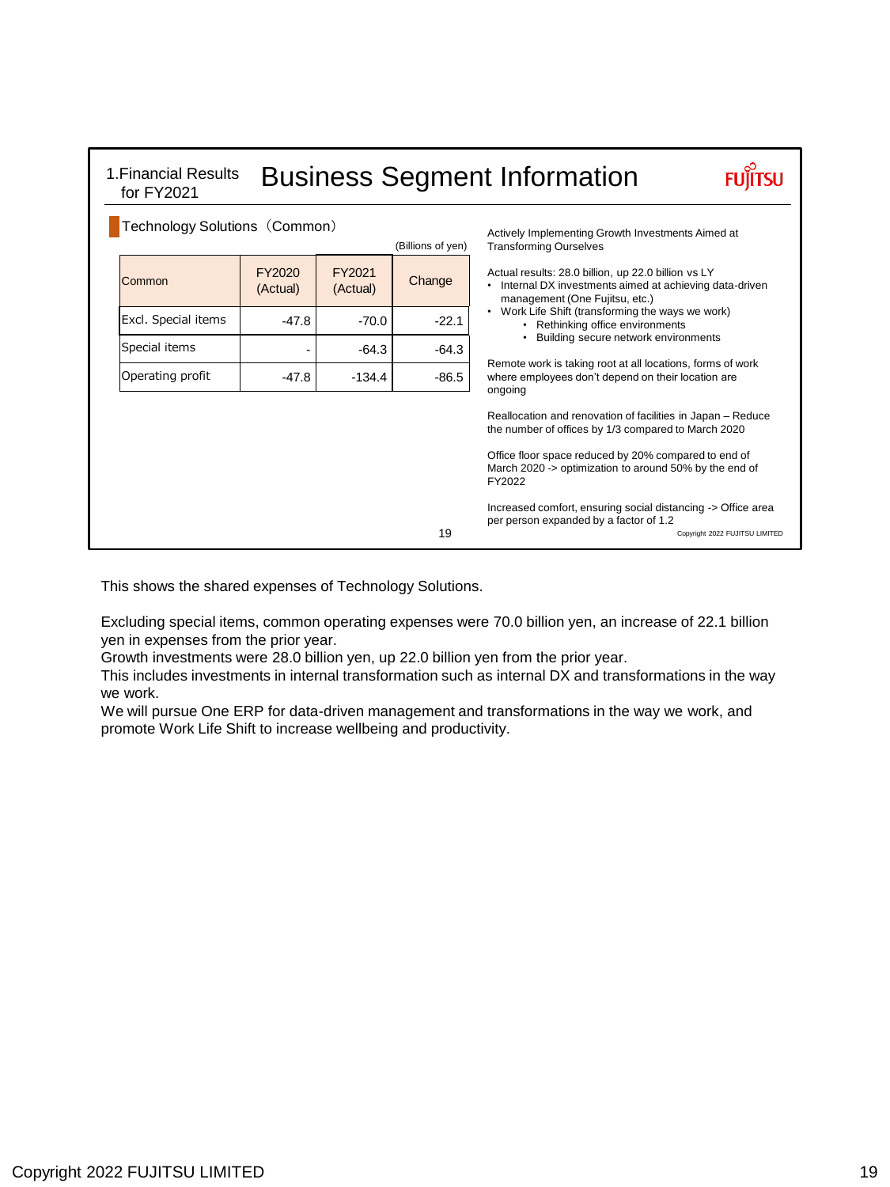## 1.Financial Results for FY2021 — Business Segment Information

### Technology Solutions（Common）

(Billions of yen)

| Common | FY2020 (Actual) | FY2021 (Actual) | Change |
|---|---|---|---|
| Excl. Special items | -47.8 | -70.0 | -22.1 |
| Special items | - | -64.3 | -64.3 |
| Operating profit | -47.8 | -134.4 | -86.5 |

Actively Implementing Growth Investments Aimed at Transforming Ourselves

Actual results: 28.0 billion, up 22.0 billion vs LY
- Internal DX investments aimed at achieving data-driven management (One Fujitsu, etc.)
- Work Life Shift (transforming the ways we work)
  - Rethinking office environments
  - Building secure network environments

Remote work is taking root at all locations, forms of work where employees don't depend on their location are ongoing

Reallocation and renovation of facilities in Japan – Reduce the number of offices by 1/3 compared to March 2020

Office floor space reduced by 20% compared to end of March 2020 -> optimization to around 50% by the end of FY2022

Increased comfort, ensuring social distancing -> Office area per person expanded by a factor of 1.2

This shows the shared expenses of Technology Solutions.

Excluding special items, common operating expenses were 70.0 billion yen, an increase of 22.1 billion yen in expenses from the prior year.
Growth investments were 28.0 billion yen, up 22.0 billion yen from the prior year.
This includes investments in internal transformation such as internal DX and transformations in the way we work.
We will pursue One ERP for data-driven management and transformations in the way we work, and promote Work Life Shift to increase wellbeing and productivity.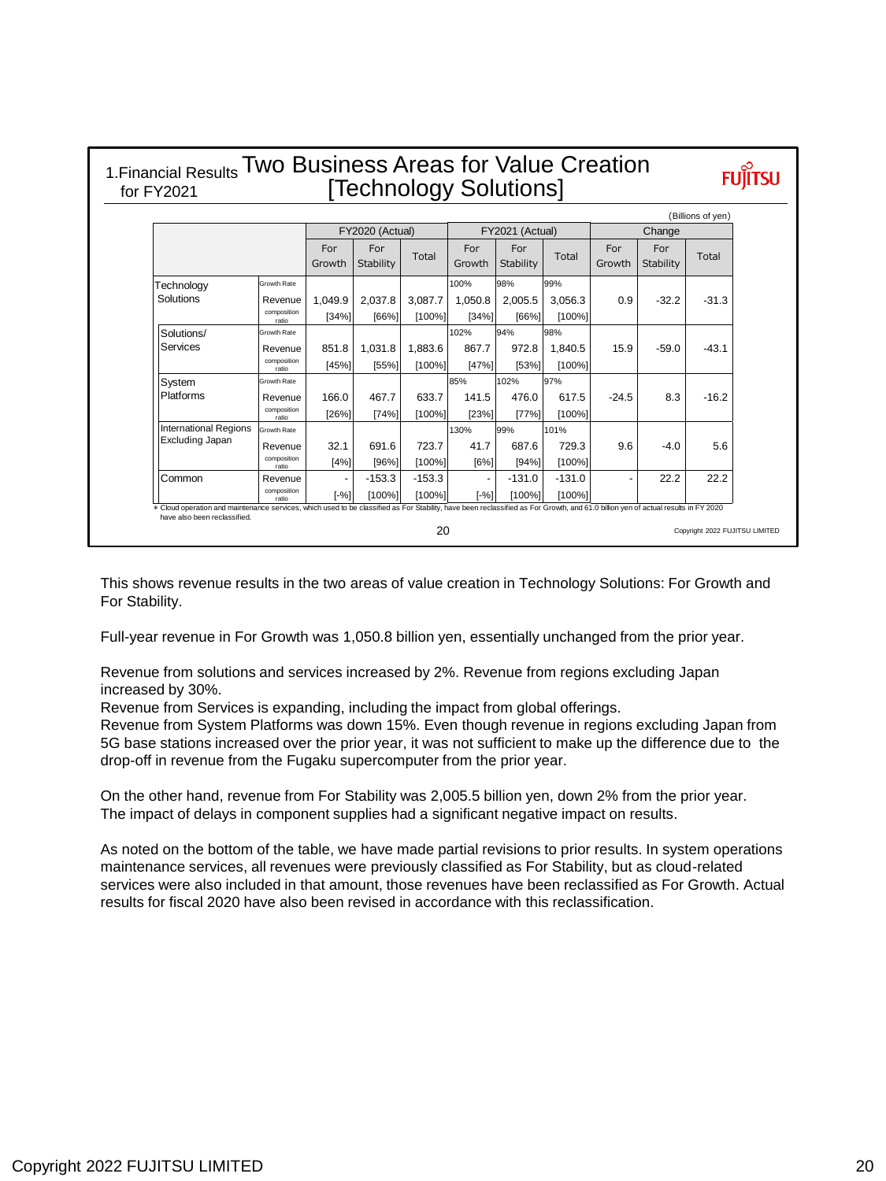## 1.Financial Results for FY2021 Two Business Areas for Value Creation [Technology Solutions]

(Billions of yen)

| | | FY2020 (Actual) | | | FY2021 (Actual) | | | Change | | |
|---|---|---|---|---|---|---|---|---|---|---|
| | | For Growth | For Stability | Total | For Growth | For Stability | Total | For Growth | For Stability | Total |
| Technology Solutions | Growth Rate | | | | 100% | 98% | 99% | | | |
| | Revenue | 1,049.9 | 2,037.8 | 3,087.7 | 1,050.8 | 2,005.5 | 3,056.3 | 0.9 | -32.2 | -31.3 |
| | composition ratio | [34%] | [66%] | [100%] | [34%] | [66%] | [100%] | | | |
| Solutions/ Services | Growth Rate | | | | 102% | 94% | 98% | | | |
| | Revenue | 851.8 | 1,031.8 | 1,883.6 | 867.7 | 972.8 | 1,840.5 | 15.9 | -59.0 | -43.1 |
| | composition ratio | [45%] | [55%] | [100%] | [47%] | [53%] | [100%] | | | |
| System Platforms | Growth Rate | | | | 85% | 102% | 97% | | | |
| | Revenue | 166.0 | 467.7 | 633.7 | 141.5 | 476.0 | 617.5 | -24.5 | 8.3 | -16.2 |
| | composition ratio | [26%] | [74%] | [100%] | [23%] | [77%] | [100%] | | | |
| International Regions Excluding Japan | Growth Rate | | | | 130% | 99% | 101% | | | |
| | Revenue | 32.1 | 691.6 | 723.7 | 41.7 | 687.6 | 729.3 | 9.6 | -4.0 | 5.6 |
| | composition ratio | [4%] | [96%] | [100%] | [6%] | [94%] | [100%] | | | |
| Common | Revenue | - | -153.3 | -153.3 | - | -131.0 | -131.0 | - | 22.2 | 22.2 |
| | composition ratio | [-%] | [100%] | [100%] | [-%] | [100%] | [100%] | | | |

＊Cloud operation and maintenance services, which used to be classified as For Stability, have been reclassified as For Growth, and 61.0 billion yen of actual results in FY 2020 have also been reclassified.

This shows revenue results in the two areas of value creation in Technology Solutions: For Growth and For Stability.

Full-year revenue in For Growth was 1,050.8 billion yen, essentially unchanged from the prior year.

Revenue from solutions and services increased by 2%. Revenue from regions excluding Japan increased by 30%.
Revenue from Services is expanding, including the impact from global offerings.
Revenue from System Platforms was down 15%. Even though revenue in regions excluding Japan from 5G base stations increased over the prior year, it was not sufficient to make up the difference due to the drop-off in revenue from the Fugaku supercomputer from the prior year.

On the other hand, revenue from For Stability was 2,005.5 billion yen, down 2% from the prior year.
The impact of delays in component supplies had a significant negative impact on results.

As noted on the bottom of the table, we have made partial revisions to prior results. In system operations maintenance services, all revenues were previously classified as For Stability, but as cloud-related services were also included in that amount, those revenues have been reclassified as For Growth. Actual results for fiscal 2020 have also been revised in accordance with this reclassification.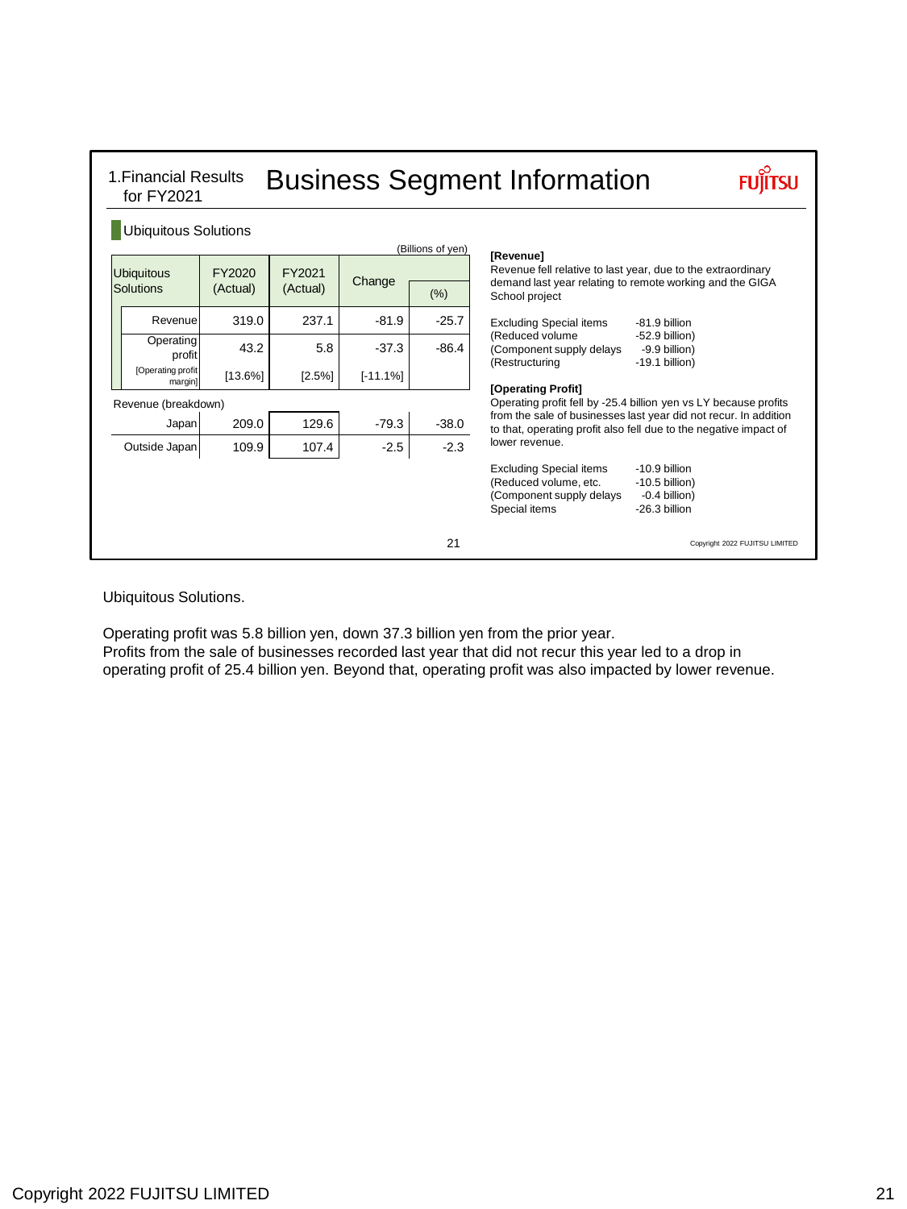## 1.Financial Results for FY2021 — Business Segment Information

### Ubiquitous Solutions

(Billions of yen)

| Ubiquitous Solutions | FY2020 (Actual) | FY2021 (Actual) | Change | (%) |
|---|---|---|---|---|
| Revenue | 319.0 | 237.1 | -81.9 | -25.7 |
| Operating profit | 43.2 | 5.8 | -37.3 | -86.4 |
| [Operating profit margin] | [13.6%] | [2.5%] | [-11.1%] | |
| Revenue (breakdown) | | | | |
| Japan | 209.0 | 129.6 | -79.3 | -38.0 |
| Outside Japan | 109.9 | 107.4 | -2.5 | -2.3 |

**[Revenue]**

Revenue fell relative to last year, due to the extraordinary demand last year relating to remote working and the GIGA School project

| | |
|---|---|
| Excluding Special items | -81.9 billion |
| (Reduced volume | -52.9 billion) |
| (Component supply delays | -9.9 billion) |
| (Restructuring | -19.1 billion) |

**[Operating Profit]**

Operating profit fell by -25.4 billion yen vs LY because profits from the sale of businesses last year did not recur. In addition to that, operating profit also fell due to the negative impact of lower revenue.

| | |
|---|---|
| Excluding Special items | -10.9 billion |
| (Reduced volume, etc. | -10.5 billion) |
| (Component supply delays | -0.4 billion) |
| Special items | -26.3 billion |

Ubiquitous Solutions.

Operating profit was 5.8 billion yen, down 37.3 billion yen from the prior year.
Profits from the sale of businesses recorded last year that did not recur this year led to a drop in operating profit of 25.4 billion yen. Beyond that, operating profit was also impacted by lower revenue.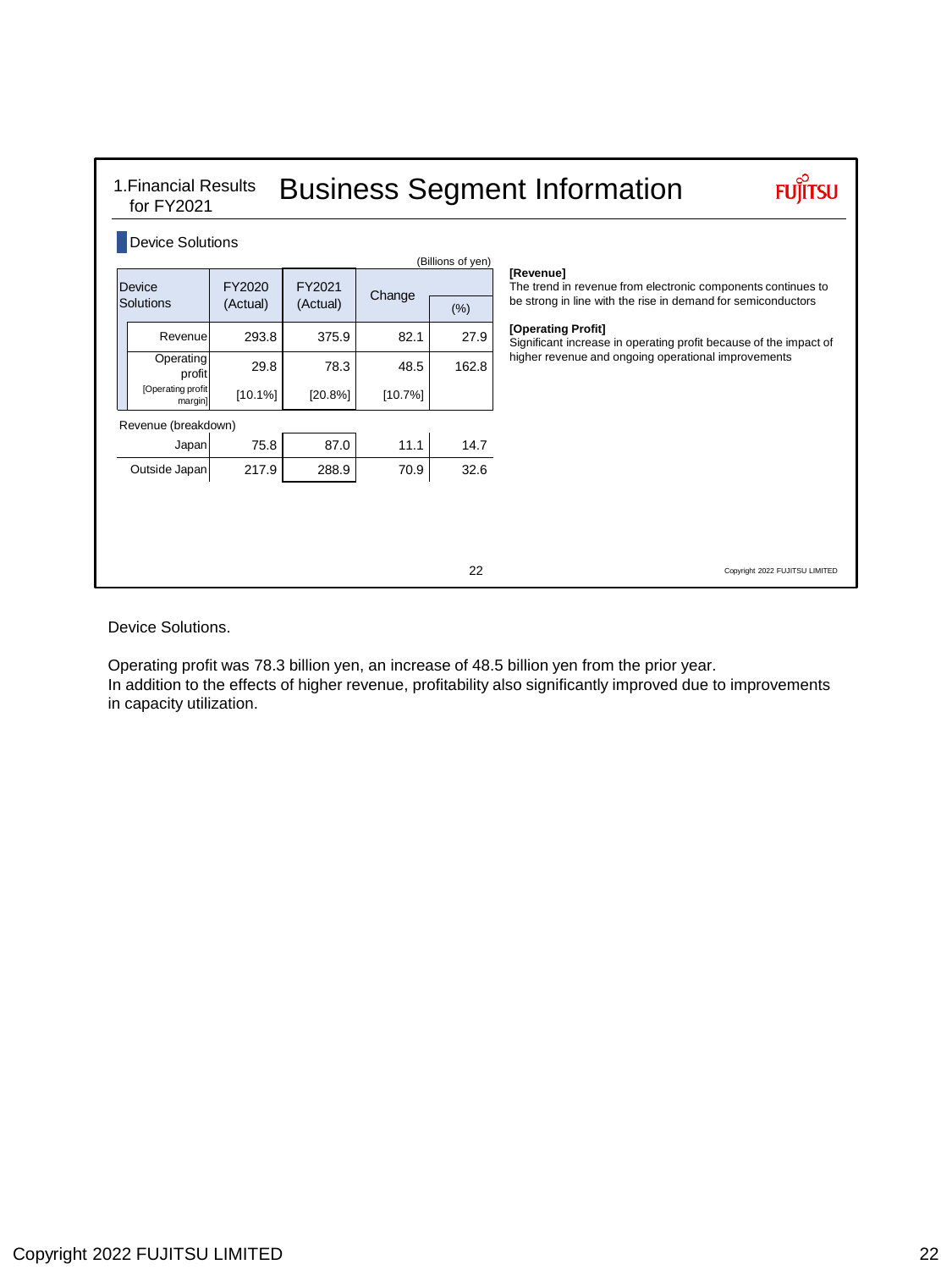## 1.Financial Results for FY2021

# Business Segment Information

### Device Solutions

(Billions of yen)

| Device Solutions | FY2020 (Actual) | FY2021 (Actual) | Change | (%) |
|---|---|---|---|---|
| Revenue | 293.8 | 375.9 | 82.1 | 27.9 |
| Operating profit | 29.8 | 78.3 | 48.5 | 162.8 |
| [Operating profit margin] | [10.1%] | [20.8%] | [10.7%] | |
| Revenue (breakdown) | | | | |
| Japan | 75.8 | 87.0 | 11.1 | 14.7 |
| Outside Japan | 217.9 | 288.9 | 70.9 | 32.6 |

**[Revenue]**
The trend in revenue from electronic components continues to be strong in line with the rise in demand for semiconductors

**[Operating Profit]**
Significant increase in operating profit because of the impact of higher revenue and ongoing operational improvements

Device Solutions.

Operating profit was 78.3 billion yen, an increase of 48.5 billion yen from the prior year.
In addition to the effects of higher revenue, profitability also significantly improved due to improvements in capacity utilization.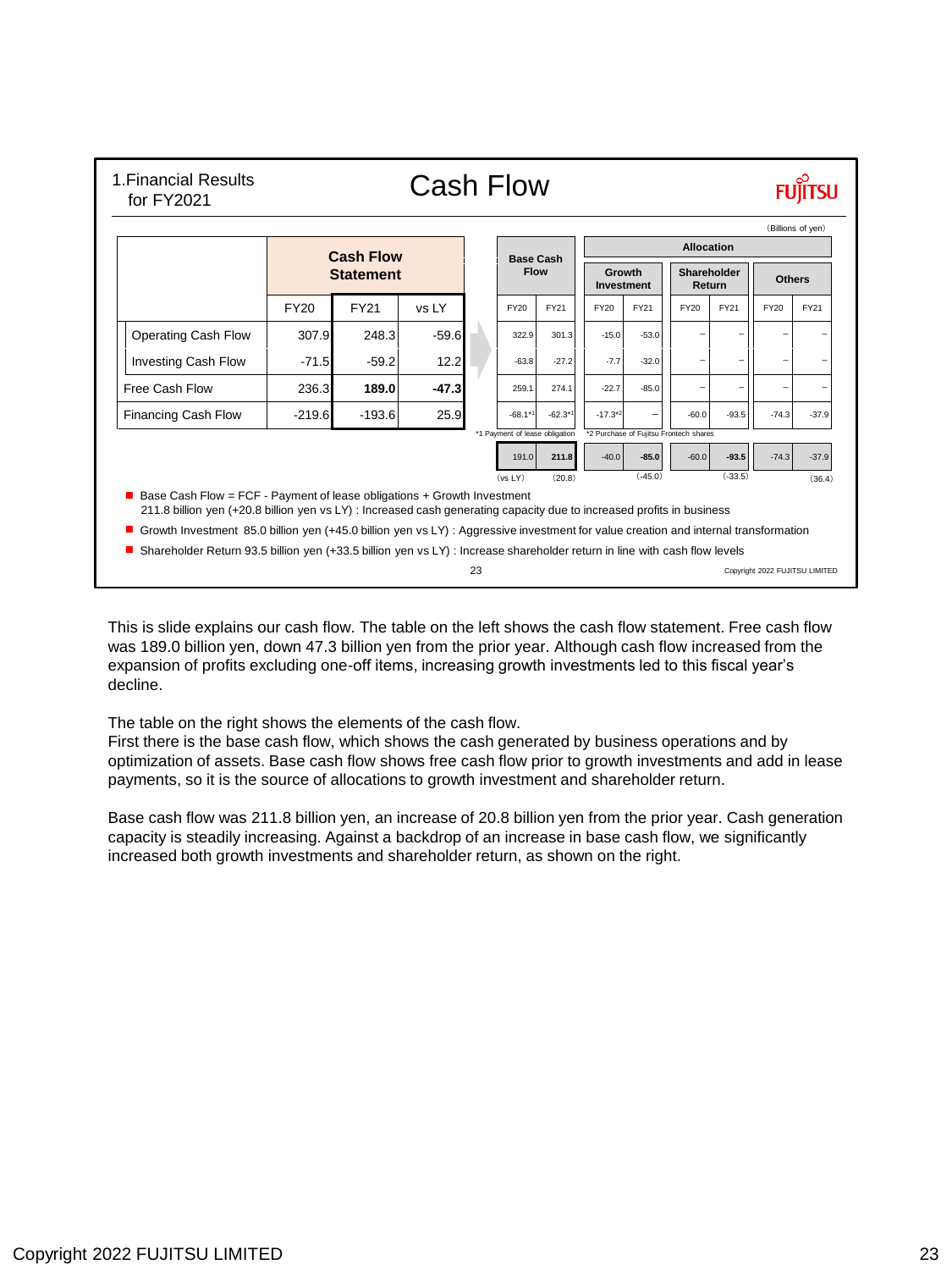1.Financial Results for FY2021

# Cash Flow

(Billions of yen)

| | Cash Flow Statement | | | Base Cash Flow | | Allocation | | | | | |
|---|---|---|---|---|---|---|---|---|---|---|---|
| | | | | | | Growth Investment | | Shareholder Return | | Others | |
| | FY20 | FY21 | vs LY | FY20 | FY21 | FY20 | FY21 | FY20 | FY21 | FY20 | FY21 |
| Operating Cash Flow | 307.9 | 248.3 | -59.6 | 322.9 | 301.3 | -15.0 | -53.0 | – | – | – | – |
| Investing Cash Flow | -71.5 | -59.2 | 12.2 | -63.8 | -27.2 | -7.7 | -32.0 | – | – | – | – |
| Free Cash Flow | 236.3 | **189.0** | **-47.3** | 259.1 | 274.1 | -22.7 | -85.0 | – | – | – | – |
| Financing Cash Flow | -219.6 | -193.6 | 25.9 | -68.1*1 | -62.3*1 | -17.3*2 | – | -60.0 | -93.5 | -74.3 | -37.9 |
| | | | | 191.0 | **211.8** | -40.0 | **-85.0** | -60.0 | **-93.5** | -74.3 | -37.9 |
| (vs LY) | | | | | (20.8) | | (-45.0) | | (-33.5) | | (36.4) |

*1 Payment of lease obligation
*2 Purchase of Fujitsu Frontech shares

- Base Cash Flow = FCF - Payment of lease obligations + Growth Investment
  211.8 billion yen (+20.8 billion yen vs LY) : Increased cash generating capacity due to increased profits in business
- Growth Investment 85.0 billion yen (+45.0 billion yen vs LY) : Aggressive investment for value creation and internal transformation
- Shareholder Return 93.5 billion yen (+33.5 billion yen vs LY) : Increase shareholder return in line with cash flow levels

This is slide explains our cash flow. The table on the left shows the cash flow statement. Free cash flow was 189.0 billion yen, down 47.3 billion yen from the prior year. Although cash flow increased from the expansion of profits excluding one-off items, increasing growth investments led to this fiscal year's decline.

The table on the right shows the elements of the cash flow.
First there is the base cash flow, which shows the cash generated by business operations and by optimization of assets. Base cash flow shows free cash flow prior to growth investments and add in lease payments, so it is the source of allocations to growth investment and shareholder return.

Base cash flow was 211.8 billion yen, an increase of 20.8 billion yen from the prior year. Cash generation capacity is steadily increasing. Against a backdrop of an increase in base cash flow, we significantly increased both growth investments and shareholder return, as shown on the right.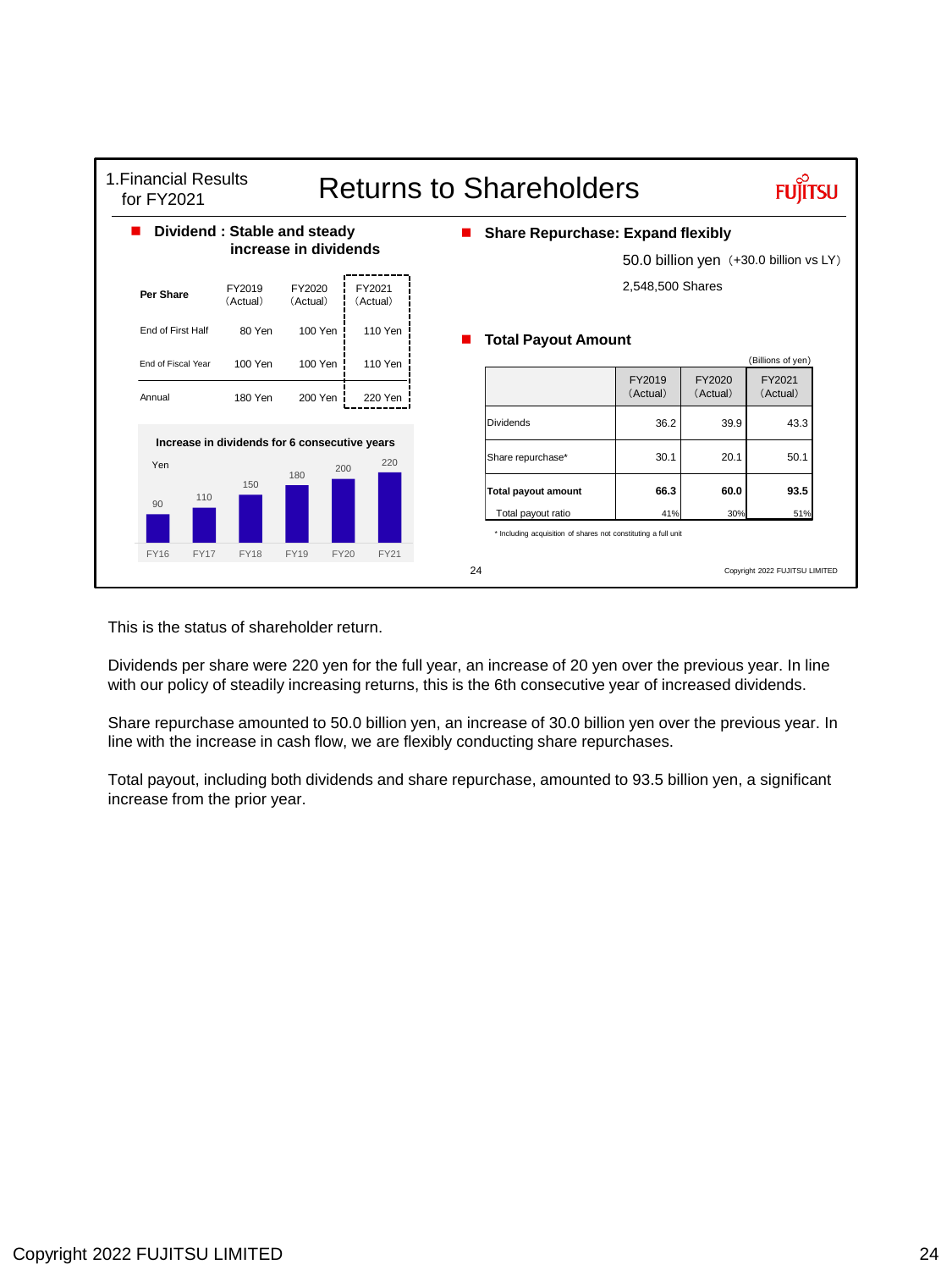1.Financial Results for FY2021

# Returns to Shareholders

## Dividend : Stable and steady increase in dividends

| Per Share | FY2019 (Actual) | FY2020 (Actual) | FY2021 (Actual) |
|---|---|---|---|
| End of First Half | 80 Yen | 100 Yen | 110 Yen |
| End of Fiscal Year | 100 Yen | 100 Yen | 110 Yen |
| Annual | 180 Yen | 200 Yen | 220 Yen |

**Increase in dividends for 6 consecutive years**

Yen

| FY16 | FY17 | FY18 | FY19 | FY20 | FY21 |
|---|---|---|---|---|---|
| 90 | 110 | 150 | 180 | 200 | 220 |

## Share Repurchase: Expand flexibly

50.0 billion yen（+30.0 billion vs LY）

2,548,500 Shares

## Total Payout Amount

(Billions of yen)

| | FY2019 (Actual) | FY2020 (Actual) | FY2021 (Actual) |
|---|---|---|---|
| Dividends | 36.2 | 39.9 | 43.3 |
| Share repurchase* | 30.1 | 20.1 | 50.1 |
| **Total payout amount** | **66.3** | **60.0** | **93.5** |
| Total payout ratio | 41% | 30% | 51% |

* Including acquisition of shares not constituting a full unit

This is the status of shareholder return.

Dividends per share were 220 yen for the full year, an increase of 20 yen over the previous year. In line with our policy of steadily increasing returns, this is the 6th consecutive year of increased dividends.

Share repurchase amounted to 50.0 billion yen, an increase of 30.0 billion yen over the previous year. In line with the increase in cash flow, we are flexibly conducting share repurchases.

Total payout, including both dividends and share repurchase, amounted to 93.5 billion yen, a significant increase from the prior year.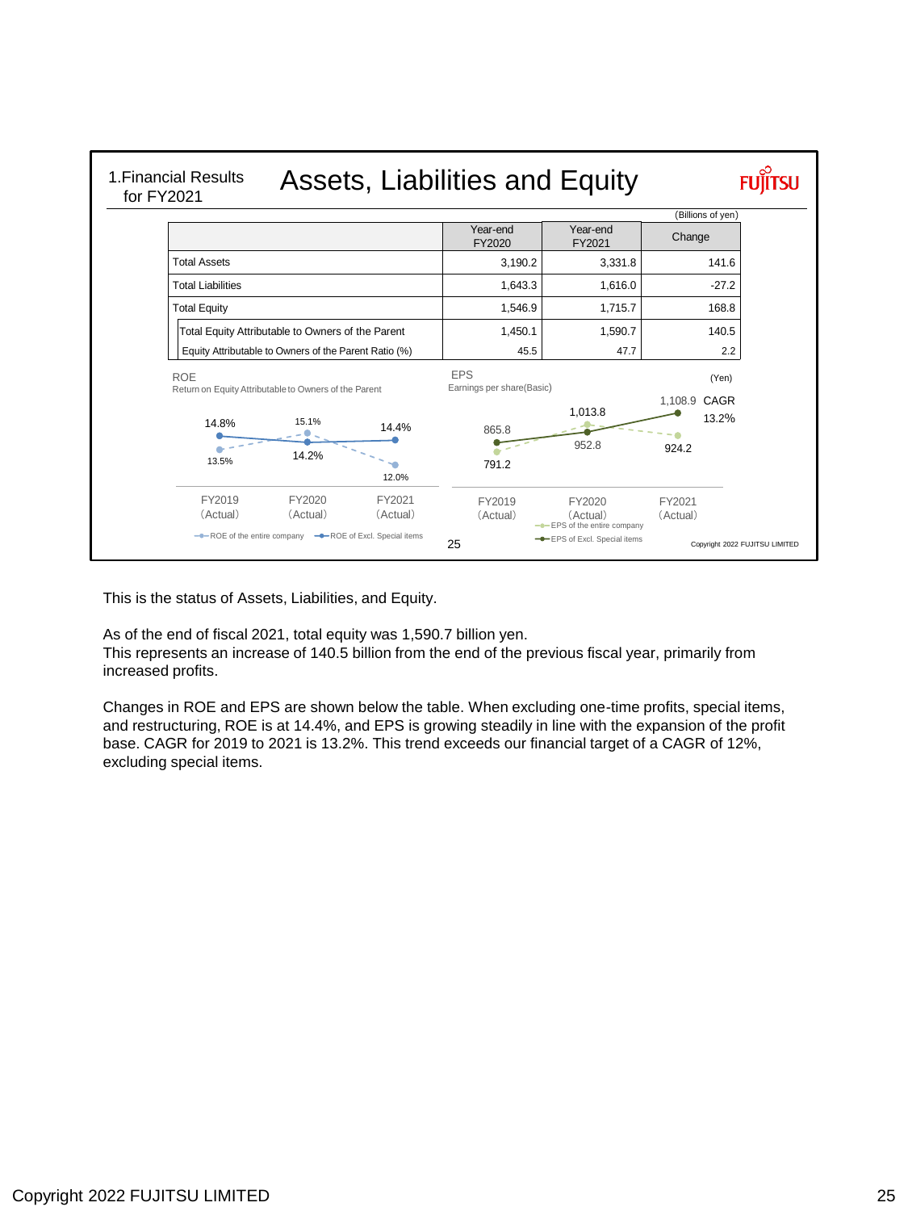1.Financial Results for FY2021

# Assets, Liabilities and Equity

(Billions of yen)

| | Year-end FY2020 | Year-end FY2021 | Change |
|---|---|---|---|
| Total Assets | 3,190.2 | 3,331.8 | 141.6 |
| Total Liabilities | 1,643.3 | 1,616.0 | -27.2 |
| Total Equity | 1,546.9 | 1,715.7 | 168.8 |
| Total Equity Attributable to Owners of the Parent | 1,450.1 | 1,590.7 | 140.5 |
| Equity Attributable to Owners of the Parent Ratio (%) | 45.5 | 47.7 | 2.2 |

**ROE**
Return on Equity Attributable to Owners of the Parent

| | FY2019 (Actual) | FY2020 (Actual) | FY2021 (Actual) |
|---|---|---|---|
| ROE of the entire company | 13.5% | 15.1% | 12.0% |
| ROE of Excl. Special items | 14.8% | 14.2% | 14.4% |

**EPS**
Earnings per share(Basic) (Yen)

| | FY2019 (Actual) | FY2020 (Actual) | FY2021 (Actual) |
|---|---|---|---|
| EPS of the entire company | 791.2 | 1,013.8 | 924.2 |
| EPS of Excl. Special items | 865.8 | 952.8 | 1,108.9 |

CAGR 13.2%

This is the status of Assets, Liabilities, and Equity.

As of the end of fiscal 2021, total equity was 1,590.7 billion yen.
This represents an increase of 140.5 billion from the end of the previous fiscal year, primarily from increased profits.

Changes in ROE and EPS are shown below the table. When excluding one-time profits, special items, and restructuring, ROE is at 14.4%, and EPS is growing steadily in line with the expansion of the profit base. CAGR for 2019 to 2021 is 13.2%. This trend exceeds our financial target of a CAGR of 12%, excluding special items.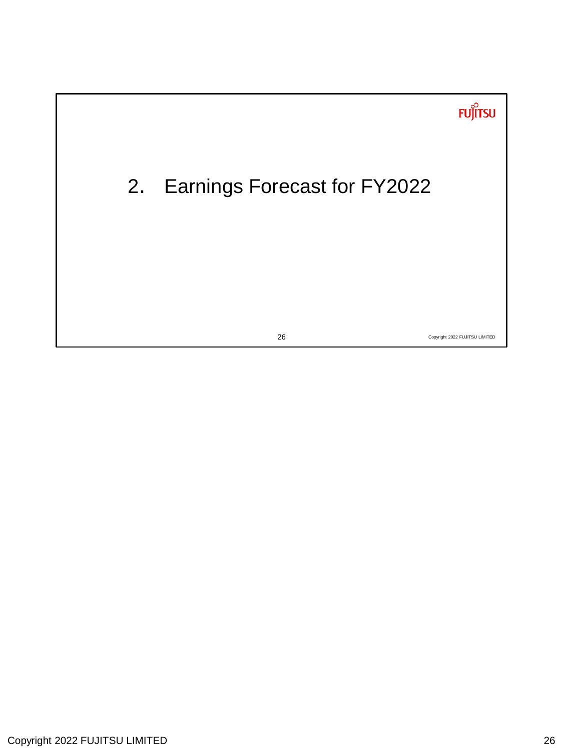# 2. Earnings Forecast for FY2022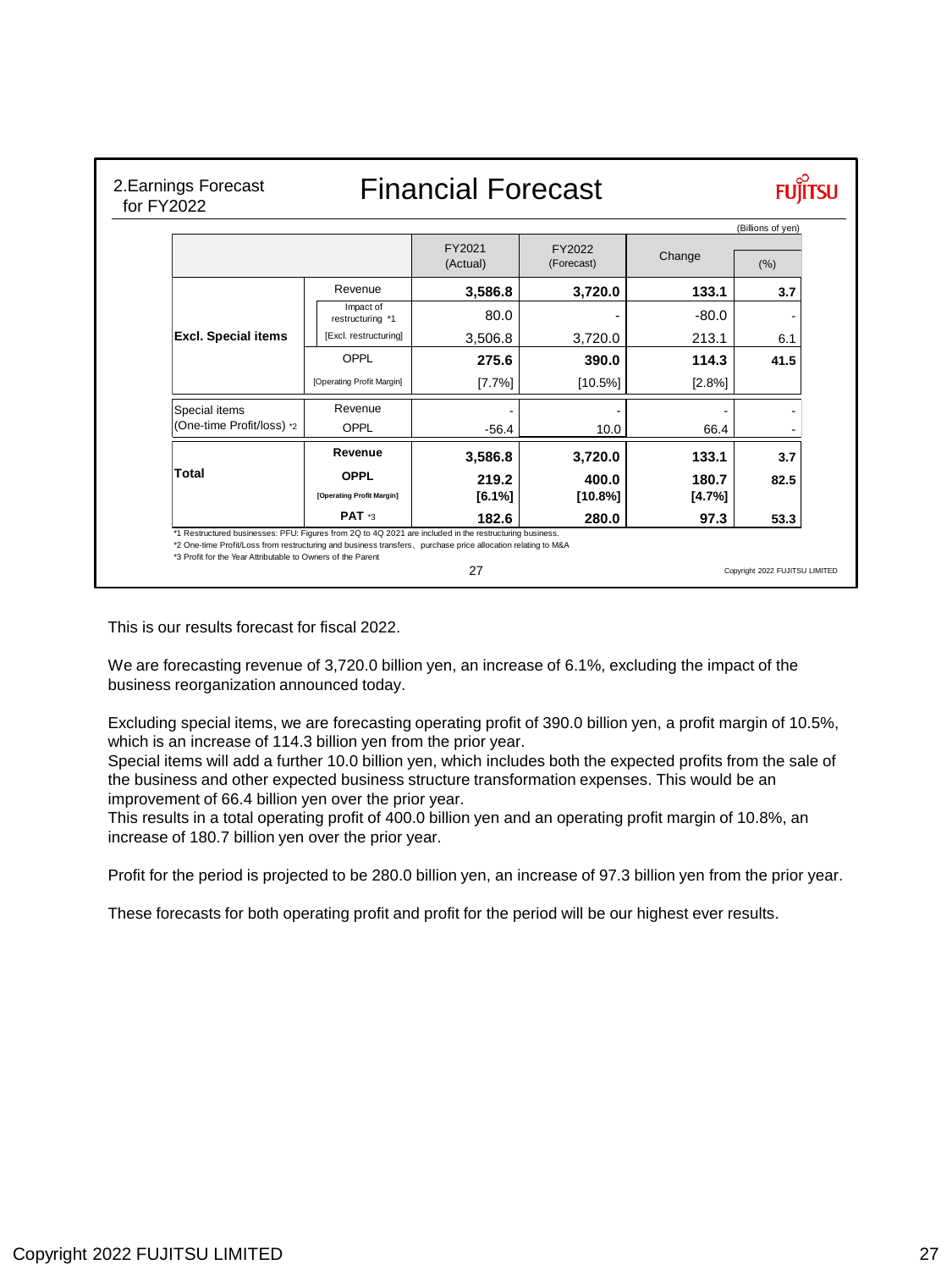2.Earnings Forecast for FY2022

# Financial Forecast

(Billions of yen)

| | | FY2021 (Actual) | FY2022 (Forecast) | Change | (%) |
|---|---|---|---|---|---|
| **Excl. Special items** | Revenue | **3,586.8** | **3,720.0** | **133.1** | **3.7** |
| | Impact of restructuring *1 | 80.0 | - | -80.0 | - |
| | [Excl. restructuring] | 3,506.8 | 3,720.0 | 213.1 | 6.1 |
| | OPPL | **275.6** | **390.0** | **114.3** | **41.5** |
| | [Operating Profit Margin] | [7.7%] | [10.5%] | [2.8%] | |
| Special items (One-time Profit/loss) *2 | Revenue | - | - | - | - |
| | OPPL | -56.4 | 10.0 | 66.4 | - |
| **Total** | **Revenue** | **3,586.8** | **3,720.0** | **133.1** | **3.7** |
| | **OPPL** | **219.2** | **400.0** | **180.7** | **82.5** |
| | **[Operating Profit Margin]** | **[6.1%]** | **[10.8%]** | **[4.7%]** | |
| | **PAT** *3 | **182.6** | **280.0** | **97.3** | **53.3** |

*1 Restructured businesses: PFU: Figures from 2Q to 4Q 2021 are included in the restructuring business.
*2 One-time Profit/Loss from restructuring and business transfers、purchase price allocation relating to M&A
*3 Profit for the Year Attributable to Owners of the Parent

This is our results forecast for fiscal 2022.

We are forecasting revenue of 3,720.0 billion yen, an increase of 6.1%, excluding the impact of the business reorganization announced today.

Excluding special items, we are forecasting operating profit of 390.0 billion yen, a profit margin of 10.5%, which is an increase of 114.3 billion yen from the prior year.
Special items will add a further 10.0 billion yen, which includes both the expected profits from the sale of the business and other expected business structure transformation expenses. This would be an improvement of 66.4 billion yen over the prior year.
This results in a total operating profit of 400.0 billion yen and an operating profit margin of 10.8%, an increase of 180.7 billion yen over the prior year.

Profit for the period is projected to be 280.0 billion yen, an increase of 97.3 billion yen from the prior year.

These forecasts for both operating profit and profit for the period will be our highest ever results.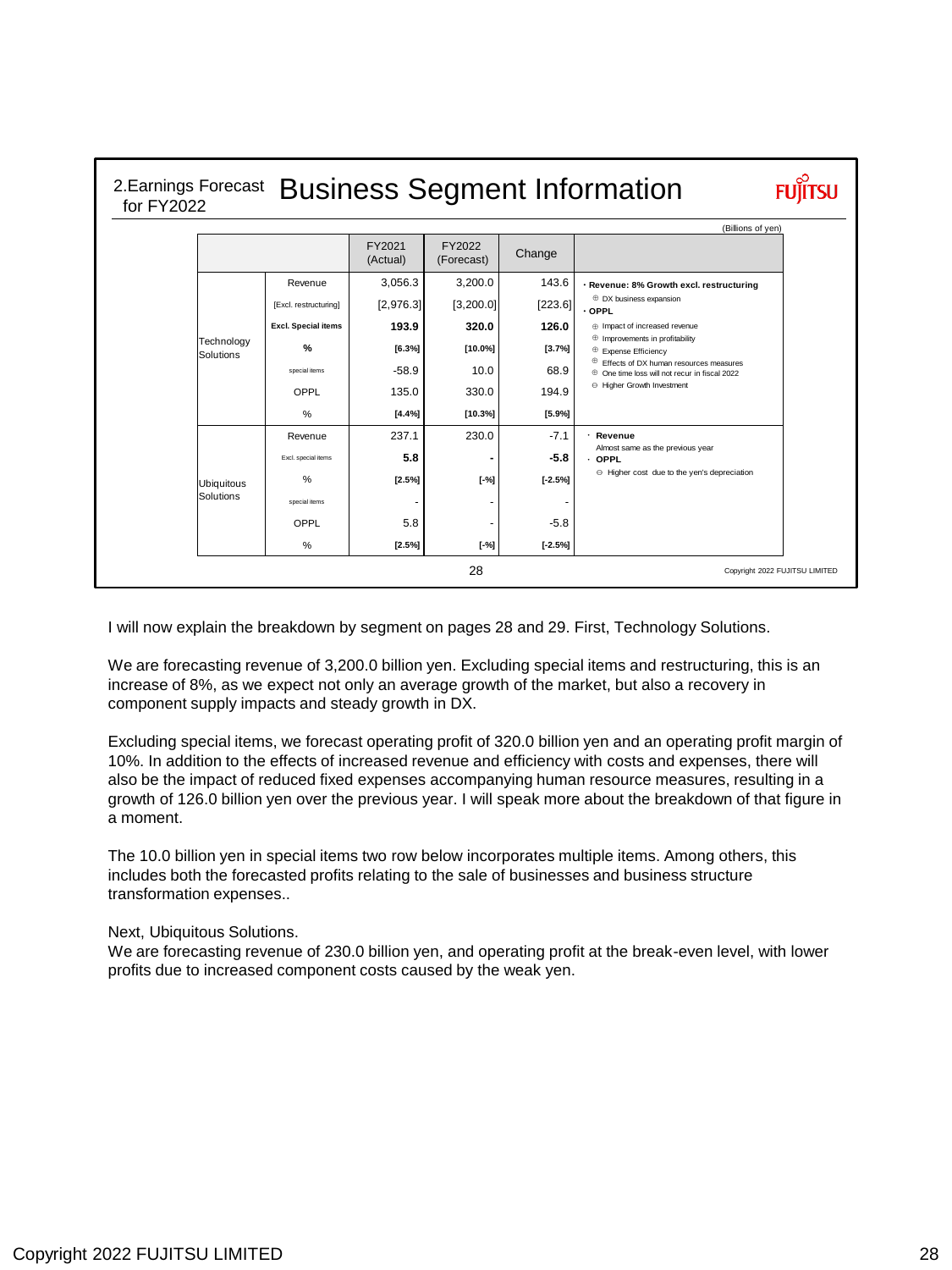## 2.Earnings Forecast for FY2022 — Business Segment Information

(Billions of yen)

| | | FY2021 (Actual) | FY2022 (Forecast) | Change | |
|---|---|---|---|---|---|
| Technology Solutions | Revenue | 3,056.3 | 3,200.0 | 143.6 | ・Revenue: 8% Growth excl. restructuring<br>⊕ DX business expansion<br>・OPPL<br>⊕ Impact of increased revenue<br>⊕ Improvements in profitability<br>⊕ Expense Efficiency<br>⊕ Effects of DX human resources measures<br>⊕ One time loss will not recur in fiscal 2022<br>⊖ Higher Growth Investment |
| | [Excl. restructuring] | [2,976.3] | [3,200.0] | [223.6] | |
| | **Excl. Special items** | **193.9** | **320.0** | **126.0** | |
| | **%** | **[6.3%]** | **[10.0%]** | **[3.7%]** | |
| | special items | -58.9 | 10.0 | 68.9 | |
| | OPPL | 135.0 | 330.0 | 194.9 | |
| | % | **[4.4%]** | **[10.3%]** | **[5.9%]** | |
| Ubiquitous Solutions | Revenue | 237.1 | 230.0 | -7.1 | ・Revenue<br>Almost same as the previous year<br>・OPPL<br>⊖ Higher cost due to the yen's depreciation |
| | Excl. special items | **5.8** | **-** | **-5.8** | |
| | % | **[2.5%]** | **[-%]** | **[-2.5%]** | |
| | special items | - | - | - | |
| | OPPL | 5.8 | - | -5.8 | |
| | % | **[2.5%]** | **[-%]** | **[-2.5%]** | |

I will now explain the breakdown by segment on pages 28 and 29. First, Technology Solutions.

We are forecasting revenue of 3,200.0 billion yen. Excluding special items and restructuring, this is an increase of 8%, as we expect not only an average growth of the market, but also a recovery in component supply impacts and steady growth in DX.

Excluding special items, we forecast operating profit of 320.0 billion yen and an operating profit margin of 10%. In addition to the effects of increased revenue and efficiency with costs and expenses, there will also be the impact of reduced fixed expenses accompanying human resource measures, resulting in a growth of 126.0 billion yen over the previous year. I will speak more about the breakdown of that figure in a moment.

The 10.0 billion yen in special items two row below incorporates multiple items. Among others, this includes both the forecasted profits relating to the sale of businesses and business structure transformation expenses..

Next, Ubiquitous Solutions.
We are forecasting revenue of 230.0 billion yen, and operating profit at the break-even level, with lower profits due to increased component costs caused by the weak yen.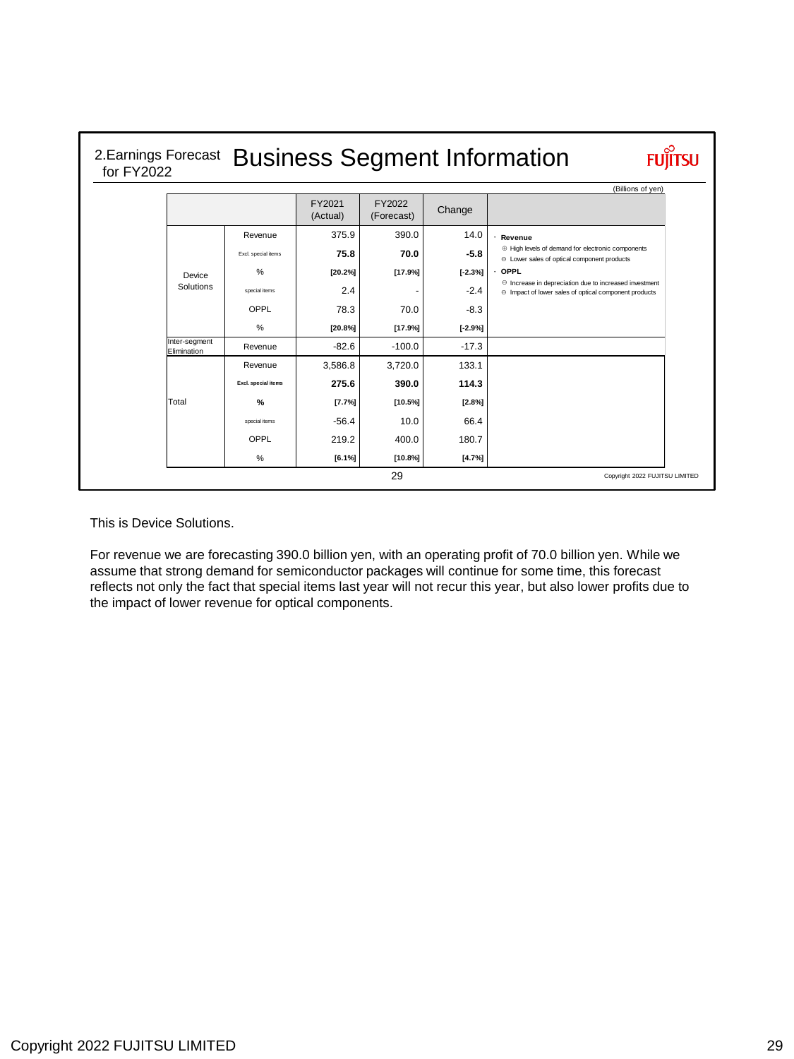## 2.Earnings Forecast for FY2022 — Business Segment Information

(Billions of yen)

| | | FY2021 (Actual) | FY2022 (Forecast) | Change | |
|---|---|---|---|---|---|
| Device Solutions | Revenue | 375.9 | 390.0 | 14.0 | · **Revenue**<br>⊕ High levels of demand for electronic components<br>⊖ Lower sales of optical component products<br>· **OPPL**<br>⊖ Increase in depreciation due to increased investment<br>⊖ Impact of lower sales of optical component products |
| | Excl. special items | **75.8** | **70.0** | **-5.8** | |
| | % | **[20.2%]** | **[17.9%]** | **[-2.3%]** | |
| | special items | 2.4 | - | -2.4 | |
| | OPPL | 78.3 | 70.0 | -8.3 | |
| | % | **[20.8%]** | **[17.9%]** | **[-2.9%]** | |
| Inter-segment Elimination | Revenue | -82.6 | -100.0 | -17.3 | |
| Total | Revenue | 3,586.8 | 3,720.0 | 133.1 | |
| | **Excl. special items** | **275.6** | **390.0** | **114.3** | |
| | **%** | **[7.7%]** | **[10.5%]** | **[2.8%]** | |
| | special items | -56.4 | 10.0 | 66.4 | |
| | OPPL | 219.2 | 400.0 | 180.7 | |
| | % | **[6.1%]** | **[10.8%]** | **[4.7%]** | |

This is Device Solutions.

For revenue we are forecasting 390.0 billion yen, with an operating profit of 70.0 billion yen. While we assume that strong demand for semiconductor packages will continue for some time, this forecast reflects not only the fact that special items last year will not recur this year, but also lower profits due to the impact of lower revenue for optical components.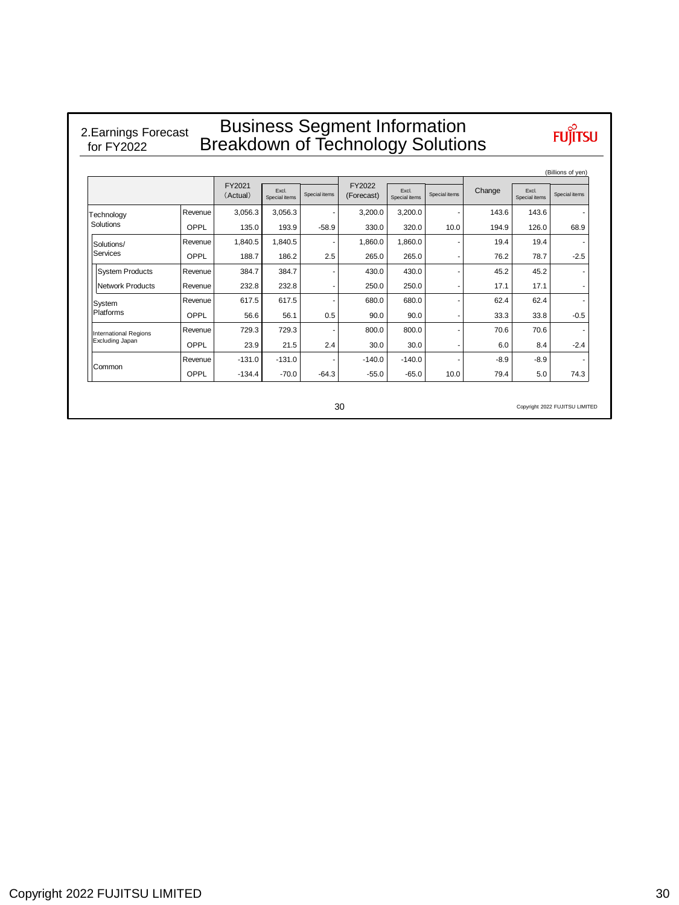## 2.Earnings Forecast for FY2022

# Business Segment Information Breakdown of Technology Solutions

FUJITSU

(Billions of yen)

| | | FY2021 (Actual) | Excl. Special items | Special items | FY2022 (Forecast) | Excl. Special items | Special items | Change | Excl. Special items | Special items |
|---|---|---|---|---|---|---|---|---|---|---|
| Technology Solutions | Revenue | 3,056.3 | 3,056.3 | - | 3,200.0 | 3,200.0 | - | 143.6 | 143.6 | - |
| | OPPL | 135.0 | 193.9 | -58.9 | 330.0 | 320.0 | 10.0 | 194.9 | 126.0 | 68.9 |
| Solutions/ Services | Revenue | 1,840.5 | 1,840.5 | - | 1,860.0 | 1,860.0 | - | 19.4 | 19.4 | - |
| | OPPL | 188.7 | 186.2 | 2.5 | 265.0 | 265.0 | - | 76.2 | 78.7 | -2.5 |
| System Products | Revenue | 384.7 | 384.7 | - | 430.0 | 430.0 | - | 45.2 | 45.2 | - |
| Network Products | Revenue | 232.8 | 232.8 | - | 250.0 | 250.0 | - | 17.1 | 17.1 | - |
| System Platforms | Revenue | 617.5 | 617.5 | - | 680.0 | 680.0 | - | 62.4 | 62.4 | - |
| | OPPL | 56.6 | 56.1 | 0.5 | 90.0 | 90.0 | - | 33.3 | 33.8 | -0.5 |
| International Regions Excluding Japan | Revenue | 729.3 | 729.3 | - | 800.0 | 800.0 | - | 70.6 | 70.6 | - |
| | OPPL | 23.9 | 21.5 | 2.4 | 30.0 | 30.0 | - | 6.0 | 8.4 | -2.4 |
| Common | Revenue | -131.0 | -131.0 | - | -140.0 | -140.0 | - | -8.9 | -8.9 | - |
| | OPPL | -134.4 | -70.0 | -64.3 | -55.0 | -65.0 | 10.0 | 79.4 | 5.0 | 74.3 |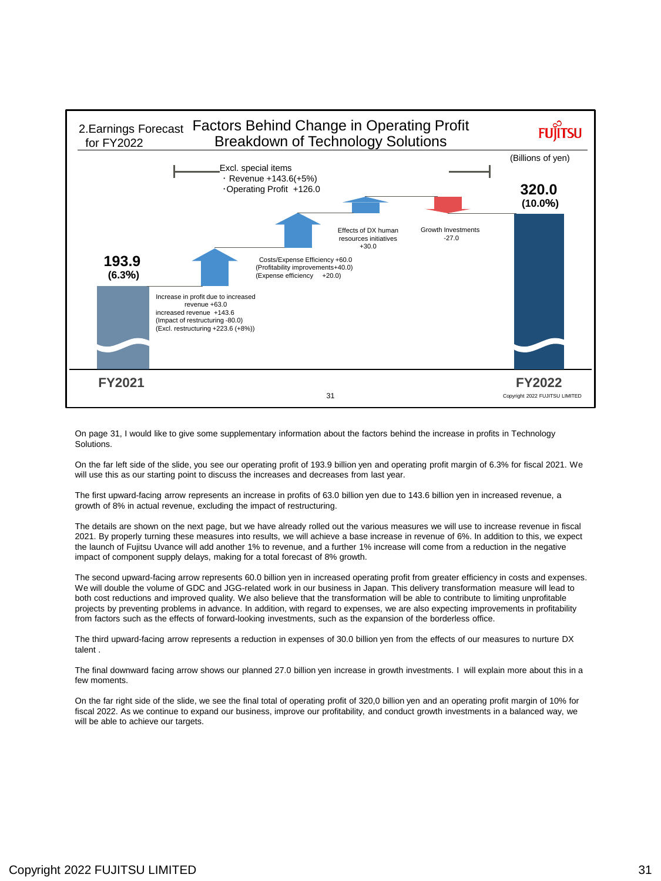## 2.Earnings Forecast for FY2022

## Factors Behind Change in Operating Profit Breakdown of Technology Solutions

(Billions of yen)

Excl. special items
・Revenue +143.6(+5%)
・Operating Profit +126.0

**193.9**
**(6.3%)**

Increase in profit due to increased revenue +63.0
increased revenue +143.6
(Impact of restructuring -80.0)
(Excl. restructuring +223.6 (+8%))

Costs/Expense Efficiency +60.0
(Profitability improvements+40.0)
(Expense efficiency +20.0)

Effects of DX human resources initiatives +30.0

Growth Investments -27.0

**320.0**
**(10.0%)**

**FY2021** **FY2022**

Copyright 2022 FUJITSU LIMITED

On page 31, I would like to give some supplementary information about the factors behind the increase in profits in Technology Solutions.

On the far left side of the slide, you see our operating profit of 193.9 billion yen and operating profit margin of 6.3% for fiscal 2021. We will use this as our starting point to discuss the increases and decreases from last year.

The first upward-facing arrow represents an increase in profits of 63.0 billion yen due to 143.6 billion yen in increased revenue, a growth of 8% in actual revenue, excluding the impact of restructuring.

The details are shown on the next page, but we have already rolled out the various measures we will use to increase revenue in fiscal 2021. By properly turning these measures into results, we will achieve a base increase in revenue of 6%. In addition to this, we expect the launch of Fujitsu Uvance will add another 1% to revenue, and a further 1% increase will come from a reduction in the negative impact of component supply delays, making for a total forecast of 8% growth.

The second upward-facing arrow represents 60.0 billion yen in increased operating profit from greater efficiency in costs and expenses. We will double the volume of GDC and JGG-related work in our business in Japan. This delivery transformation measure will lead to both cost reductions and improved quality. We also believe that the transformation will be able to contribute to limiting unprofitable projects by preventing problems in advance. In addition, with regard to expenses, we are also expecting improvements in profitability from factors such as the effects of forward-looking investments, such as the expansion of the borderless office.

The third upward-facing arrow represents a reduction in expenses of 30.0 billion yen from the effects of our measures to nurture DX talent .

The final downward facing arrow shows our planned 27.0 billion yen increase in growth investments. I will explain more about this in a few moments.

On the far right side of the slide, we see the final total of operating profit of 320,0 billion yen and an operating profit margin of 10% for fiscal 2022. As we continue to expand our business, improve our profitability, and conduct growth investments in a balanced way, we will be able to achieve our targets.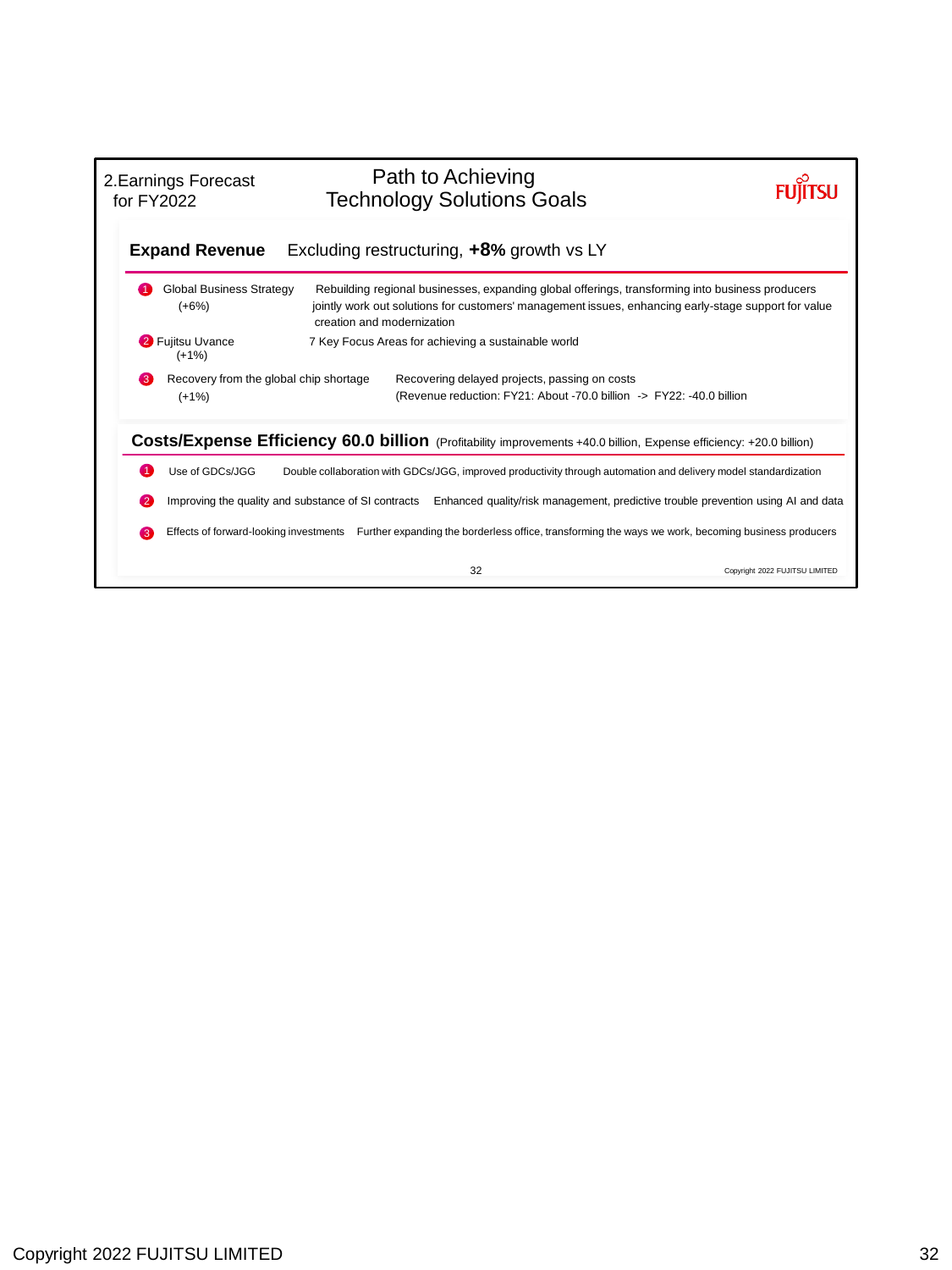2.Earnings Forecast for FY2022

# Path to Achieving Technology Solutions Goals

## Expand Revenue

Excluding restructuring, **+8%** growth vs LY

1. **Global Business Strategy (+6%)** — Rebuilding regional businesses, expanding global offerings, transforming into business producers jointly work out solutions for customers' management issues, enhancing early-stage support for value creation and modernization
2. **Fujitsu Uvance (+1%)** — 7 Key Focus Areas for achieving a sustainable world
3. **Recovery from the global chip shortage (+1%)** — Recovering delayed projects, passing on costs (Revenue reduction: FY21: About -70.0 billion -> FY22: -40.0 billion)

## Costs/Expense Efficiency 60.0 billion

(Profitability improvements +40.0 billion, Expense efficiency: +20.0 billion)

1. **Use of GDCs/JGG** — Double collaboration with GDCs/JGG, improved productivity through automation and delivery model standardization
2. **Improving the quality and substance of SI contracts** — Enhanced quality/risk management, predictive trouble prevention using AI and data
3. **Effects of forward-looking investments** — Further expanding the borderless office, transforming the ways we work, becoming business producers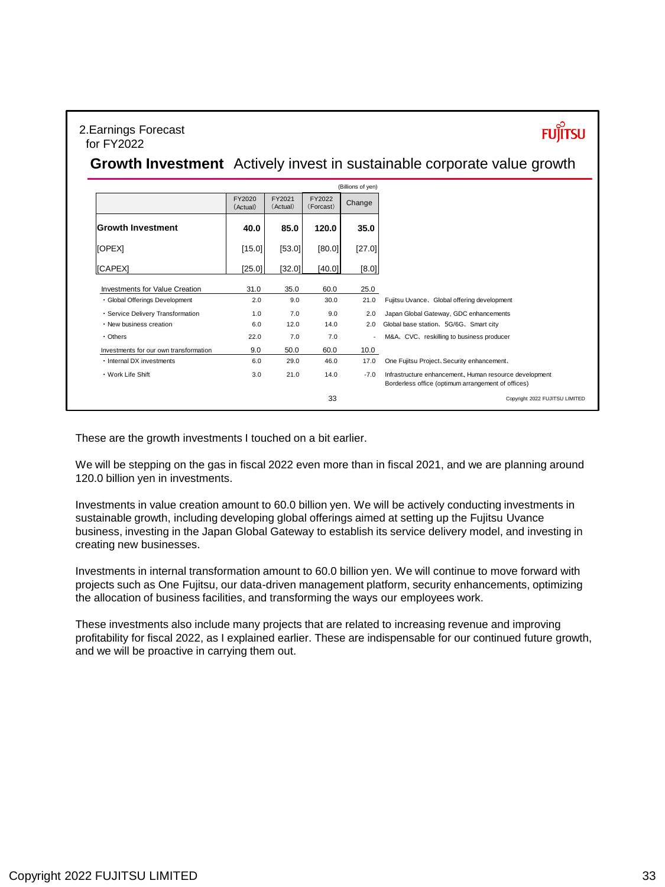2.Earnings Forecast for FY2022

## Growth Investment Actively invest in sustainable corporate value growth

(Billions of yen)

| | FY2020 (Actual) | FY2021 (Actual) | FY2022 (Forcast) | Change | |
|---|---|---|---|---|---|
| **Growth Investment** | **40.0** | **85.0** | **120.0** | **35.0** | |
| [OPEX] | [15.0] | [53.0] | [80.0] | [27.0] | |
| [CAPEX] | [25.0] | [32.0] | [40.0] | [8.0] | |
| Investments for Value Creation | 31.0 | 35.0 | 60.0 | 25.0 | |
| ・Global Offerings Development | 2.0 | 9.0 | 30.0 | 21.0 | Fujitsu Uvance、Global offering development |
| ・Service Delivery Transformation | 1.0 | 7.0 | 9.0 | 2.0 | Japan Global Gateway, GDC enhancements |
| ・New business creation | 6.0 | 12.0 | 14.0 | 2.0 | Global base station、5G/6G、Smart city |
| ・Others | 22.0 | 7.0 | 7.0 | - | M&A、CVC、reskilling to business producer |
| Investments for our own transformation | 9.0 | 50.0 | 60.0 | 10.0 | |
| ・Internal DX investments | 6.0 | 29.0 | 46.0 | 17.0 | One Fujitsu Project、Security enhancement、 |
| ・Work Life Shift | 3.0 | 21.0 | 14.0 | -7.0 | Infrastructure enhancement、Human resource development Borderless office (optimum arrangement of offices) |

These are the growth investments I touched on a bit earlier.

We will be stepping on the gas in fiscal 2022 even more than in fiscal 2021, and we are planning around 120.0 billion yen in investments.

Investments in value creation amount to 60.0 billion yen. We will be actively conducting investments in sustainable growth, including developing global offerings aimed at setting up the Fujitsu Uvance business, investing in the Japan Global Gateway to establish its service delivery model, and investing in creating new businesses.

Investments in internal transformation amount to 60.0 billion yen. We will continue to move forward with projects such as One Fujitsu, our data-driven management platform, security enhancements, optimizing the allocation of business facilities, and transforming the ways our employees work.

These investments also include many projects that are related to increasing revenue and improving profitability for fiscal 2022, as I explained earlier. These are indispensable for our continued future growth, and we will be proactive in carrying them out.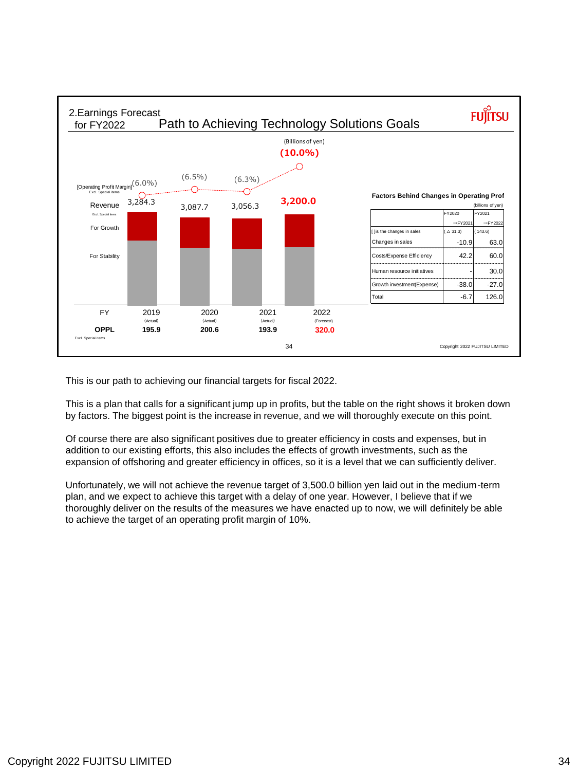## 2.Earnings Forecast for FY2022 — Path to Achieving Technology Solutions Goals

(Billions of yen)

| FY | 2019 (Actual) | 2020 (Actual) | 2021 (Actual) | 2022 (Forecast) |
|---|---|---|---|---|
| [Operating Profit Margin] Excl. Special items | (6.0%) | (6.5%) | (6.3%) | (10.0%) |
| Revenue Excl. Special items | 3,284.3 | 3,087.7 | 3,056.3 | 3,200.0 |
| OPPL Excl. Special items | 195.9 | 200.6 | 193.9 | 320.0 |

Revenue is broken down into "For Growth" and "For Stability".

**Factors Behind Changes in Operating Prof**

(billions of yen)

| | FY2020 →FY2021 | FY2021 →FY2022 |
|---|---|---|
| [ ]is the changes in sales | (△ 31.3) | (143.6) |
| Changes in sales | -10.9 | 63.0 |
| Costs/Expense Efficiency | 42.2 | 60.0 |
| Human resource initiatives | - | 30.0 |
| Growth investment(Expense) | -38.0 | -27.0 |
| Total | -6.7 | 126.0 |

This is our path to achieving our financial targets for fiscal 2022.

This is a plan that calls for a significant jump up in profits, but the table on the right shows it broken down by factors. The biggest point is the increase in revenue, and we will thoroughly execute on this point.

Of course there are also significant positives due to greater efficiency in costs and expenses, but in addition to our existing efforts, this also includes the effects of growth investments, such as the expansion of offshoring and greater efficiency in offices, so it is a level that we can sufficiently deliver.

Unfortunately, we will not achieve the revenue target of 3,500.0 billion yen laid out in the medium-term plan, and we expect to achieve this target with a delay of one year. However, I believe that if we thoroughly deliver on the results of the measures we have enacted up to now, we will definitely be able to achieve the target of an operating profit margin of 10%.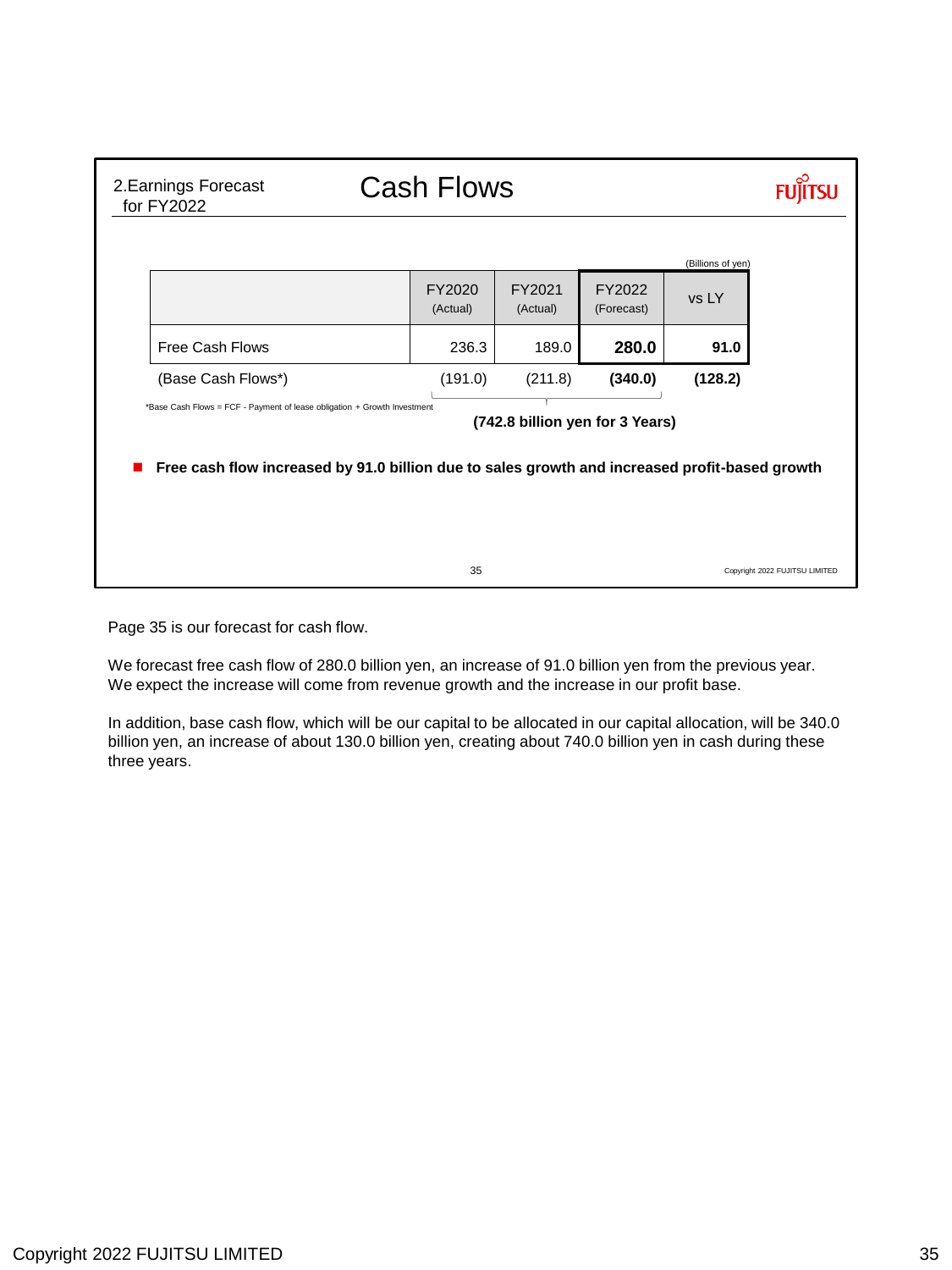2.Earnings Forecast for FY2022

# Cash Flows

(Billions of yen)

| | FY2020 (Actual) | FY2021 (Actual) | FY2022 (Forecast) | vs LY |
|---|---|---|---|---|
| Free Cash Flows | 236.3 | 189.0 | **280.0** | **91.0** |
| (Base Cash Flows*) | (191.0) | (211.8) | **(340.0)** | **(128.2)** |

*Base Cash Flows = FCF - Payment of lease obligation + Growth Investment

**(742.8 billion yen for 3 Years)**

- **Free cash flow increased by 91.0 billion due to sales growth and increased profit-based growth**

Page 35 is our forecast for cash flow.

We forecast free cash flow of 280.0 billion yen, an increase of 91.0 billion yen from the previous year. We expect the increase will come from revenue growth and the increase in our profit base.

In addition, base cash flow, which will be our capital to be allocated in our capital allocation, will be 340.0 billion yen, an increase of about 130.0 billion yen, creating about 740.0 billion yen in cash during these three years.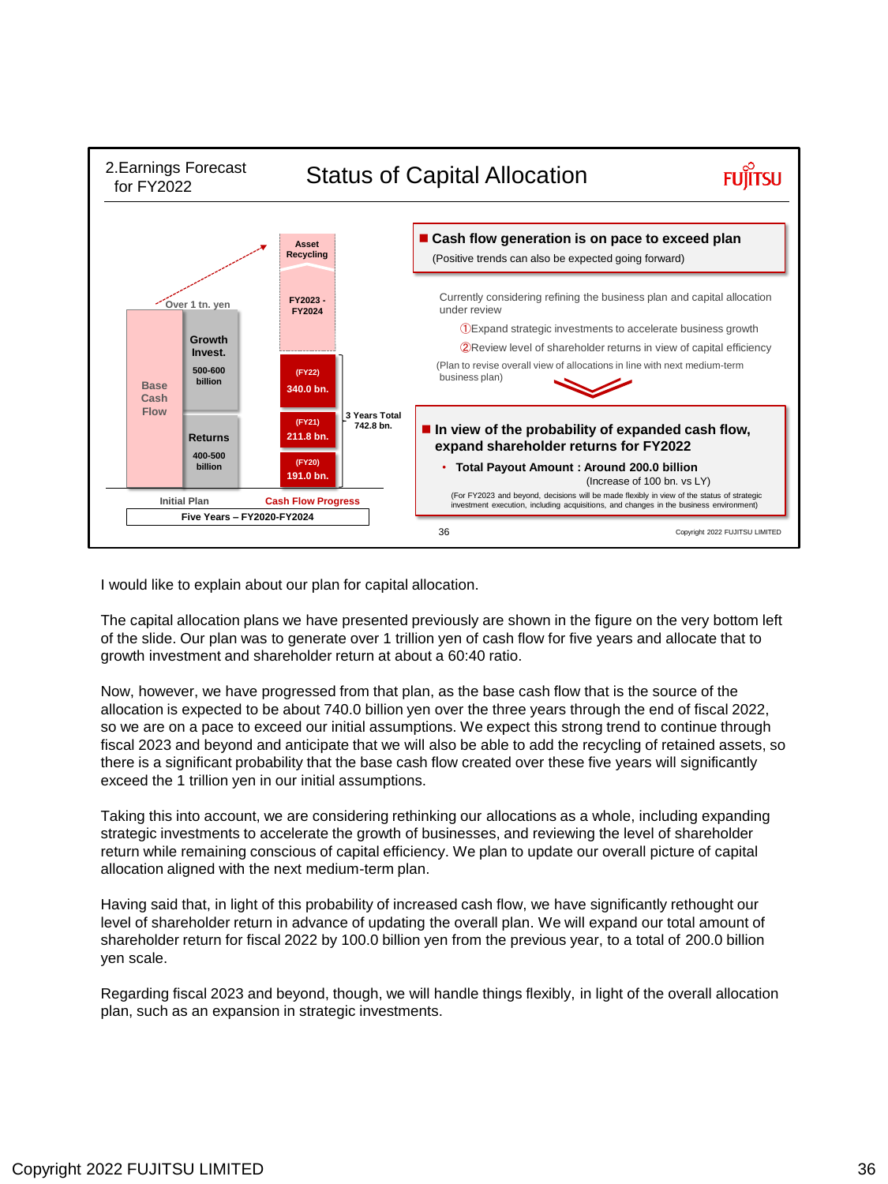2.Earnings Forecast for FY2022

## Status of Capital Allocation

FUJITSU

Over 1 tn. yen

| Initial Plan | | Cash Flow Progress |
|---|---|---|
| Base Cash Flow | Growth Invest. 500-600 billion | Asset Recycling |
| | | FY2023 - FY2024 |
| | | (FY22) 340.0 bn. |
| | Returns 400-500 billion | (FY21) 211.8 bn. |
| | | (FY20) 191.0 bn. |

3 Years Total 742.8 bn.

Five Years – FY2020-FY2024

**■ Cash flow generation is on pace to exceed plan**

(Positive trends can also be expected going forward)

Currently considering refining the business plan and capital allocation under review

①Expand strategic investments to accelerate business growth

②Review level of shareholder returns in view of capital efficiency

(Plan to revise overall view of allocations in line with next medium-term business plan)

**■ In view of the probability of expanded cash flow, expand shareholder returns for FY2022**

- **Total Payout Amount : Around 200.0 billion**
  (Increase of 100 bn. vs LY)

(For FY2023 and beyond, decisions will be made flexibly in view of the status of strategic investment execution, including acquisitions, and changes in the business environment)

I would like to explain about our plan for capital allocation.

The capital allocation plans we have presented previously are shown in the figure on the very bottom left of the slide. Our plan was to generate over 1 trillion yen of cash flow for five years and allocate that to growth investment and shareholder return at about a 60:40 ratio.

Now, however, we have progressed from that plan, as the base cash flow that is the source of the allocation is expected to be about 740.0 billion yen over the three years through the end of fiscal 2022, so we are on a pace to exceed our initial assumptions. We expect this strong trend to continue through fiscal 2023 and beyond and anticipate that we will also be able to add the recycling of retained assets, so there is a significant probability that the base cash flow created over these five years will significantly exceed the 1 trillion yen in our initial assumptions.

Taking this into account, we are considering rethinking our allocations as a whole, including expanding strategic investments to accelerate the growth of businesses, and reviewing the level of shareholder return while remaining conscious of capital efficiency. We plan to update our overall picture of capital allocation aligned with the next medium-term plan.

Having said that, in light of this probability of increased cash flow, we have significantly rethought our level of shareholder return in advance of updating the overall plan. We will expand our total amount of shareholder return for fiscal 2022 by 100.0 billion yen from the previous year, to a total of 200.0 billion yen scale.

Regarding fiscal 2023 and beyond, though, we will handle things flexibly, in light of the overall allocation plan, such as an expansion in strategic investments.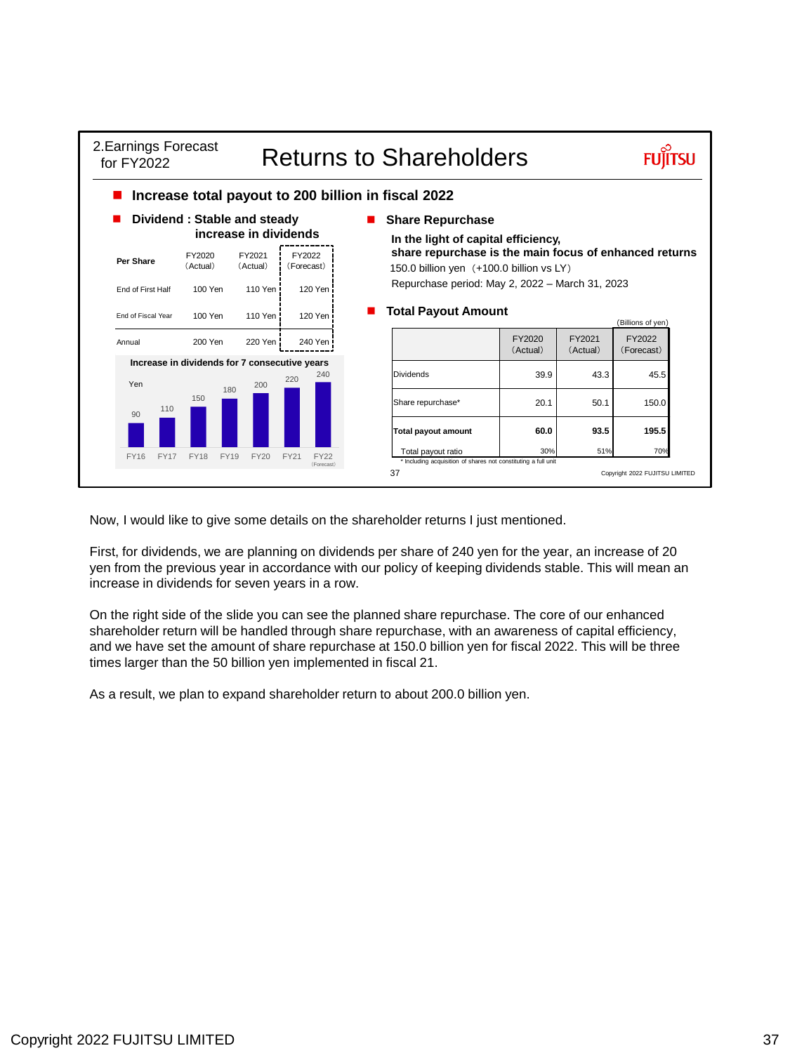2.Earnings Forecast for FY2022

# Returns to Shareholders

## Increase total payout to 200 billion in fiscal 2022

### Dividend : Stable and steady increase in dividends

| Per Share | FY2020 (Actual) | FY2021 (Actual) | FY2022 (Forecast) |
|---|---|---|---|
| End of First Half | 100 Yen | 110 Yen | 120 Yen |
| End of Fiscal Year | 100 Yen | 110 Yen | 120 Yen |
| Annual | 200 Yen | 220 Yen | 240 Yen |

**Increase in dividends for 7 consecutive years**

| Yen | FY16 | FY17 | FY18 | FY19 | FY20 | FY21 | FY22 (Forecast) |
|---|---|---|---|---|---|---|---|
| | 90 | 110 | 150 | 180 | 200 | 220 | 240 |

### Share Repurchase

**In the light of capital efficiency, share repurchase is the main focus of enhanced returns**

150.0 billion yen（+100.0 billion vs LY）

Repurchase period: May 2, 2022 – March 31, 2023

### Total Payout Amount

(Billions of yen)

| | FY2020 (Actual) | FY2021 (Actual) | FY2022 (Forecast) |
|---|---|---|---|
| Dividends | 39.9 | 43.3 | 45.5 |
| Share repurchase* | 20.1 | 50.1 | 150.0 |
| **Total payout amount** | **60.0** | **93.5** | **195.5** |
| Total payout ratio | 30% | 51% | 70% |

\* Including acquisition of shares not constituting a full unit

Now, I would like to give some details on the shareholder returns I just mentioned.

First, for dividends, we are planning on dividends per share of 240 yen for the year, an increase of 20 yen from the previous year in accordance with our policy of keeping dividends stable. This will mean an increase in dividends for seven years in a row.

On the right side of the slide you can see the planned share repurchase. The core of our enhanced shareholder return will be handled through share repurchase, with an awareness of capital efficiency, and we have set the amount of share repurchase at 150.0 billion yen for fiscal 2022. This will be three times larger than the 50 billion yen implemented in fiscal 21.

As a result, we plan to expand shareholder return to about 200.0 billion yen.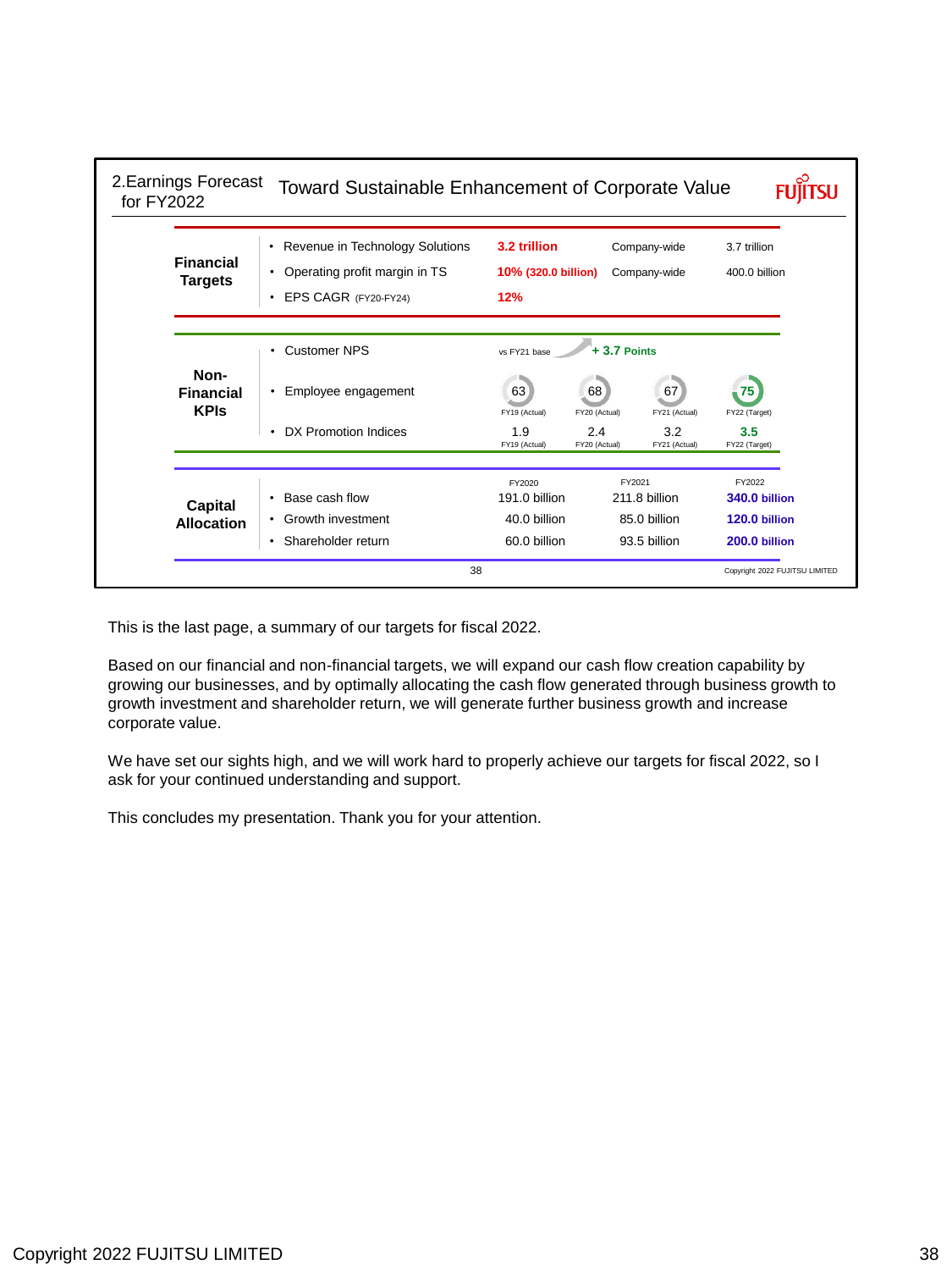## 2.Earnings Forecast for FY2022 — Toward Sustainable Enhancement of Corporate Value

**Financial Targets**

| | Target | | Company-wide |
|---|---|---|---|
| Revenue in Technology Solutions | 3.2 trillion | Company-wide | 3.7 trillion |
| Operating profit margin in TS | 10% (320.0 billion) | Company-wide | 400.0 billion |
| EPS CAGR (FY20-FY24) | 12% | | |

**Non-Financial KPIs**

- Customer NPS: vs FY21 base + 3.7 Points

| | FY19 (Actual) | FY20 (Actual) | FY21 (Actual) | FY22 (Target) |
|---|---|---|---|---|
| Employee engagement | 63 | 68 | 67 | 75 |
| DX Promotion Indices | 1.9 | 2.4 | 3.2 | 3.5 |

**Capital Allocation**

| | FY2020 | FY2021 | FY2022 |
|---|---|---|---|
| Base cash flow | 191.0 billion | 211.8 billion | 340.0 billion |
| Growth investment | 40.0 billion | 85.0 billion | 120.0 billion |
| Shareholder return | 60.0 billion | 93.5 billion | 200.0 billion |

This is the last page, a summary of our targets for fiscal 2022.

Based on our financial and non-financial targets, we will expand our cash flow creation capability by growing our businesses, and by optimally allocating the cash flow generated through business growth to growth investment and shareholder return, we will generate further business growth and increase corporate value.

We have set our sights high, and we will work hard to properly achieve our targets for fiscal 2022, so I ask for your continued understanding and support.

This concludes my presentation. Thank you for your attention.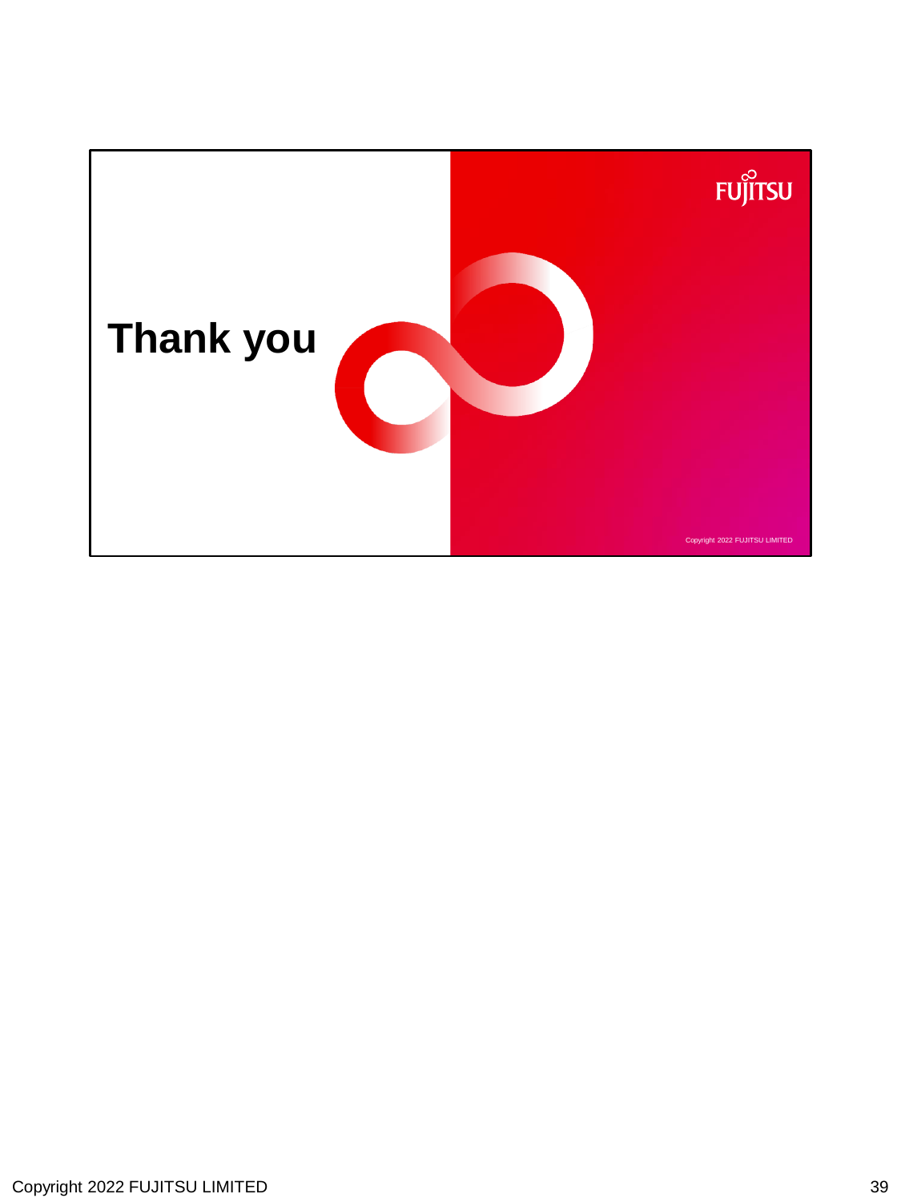# Thank you

FUJITSU

Copyright 2022 FUJITSU LIMITED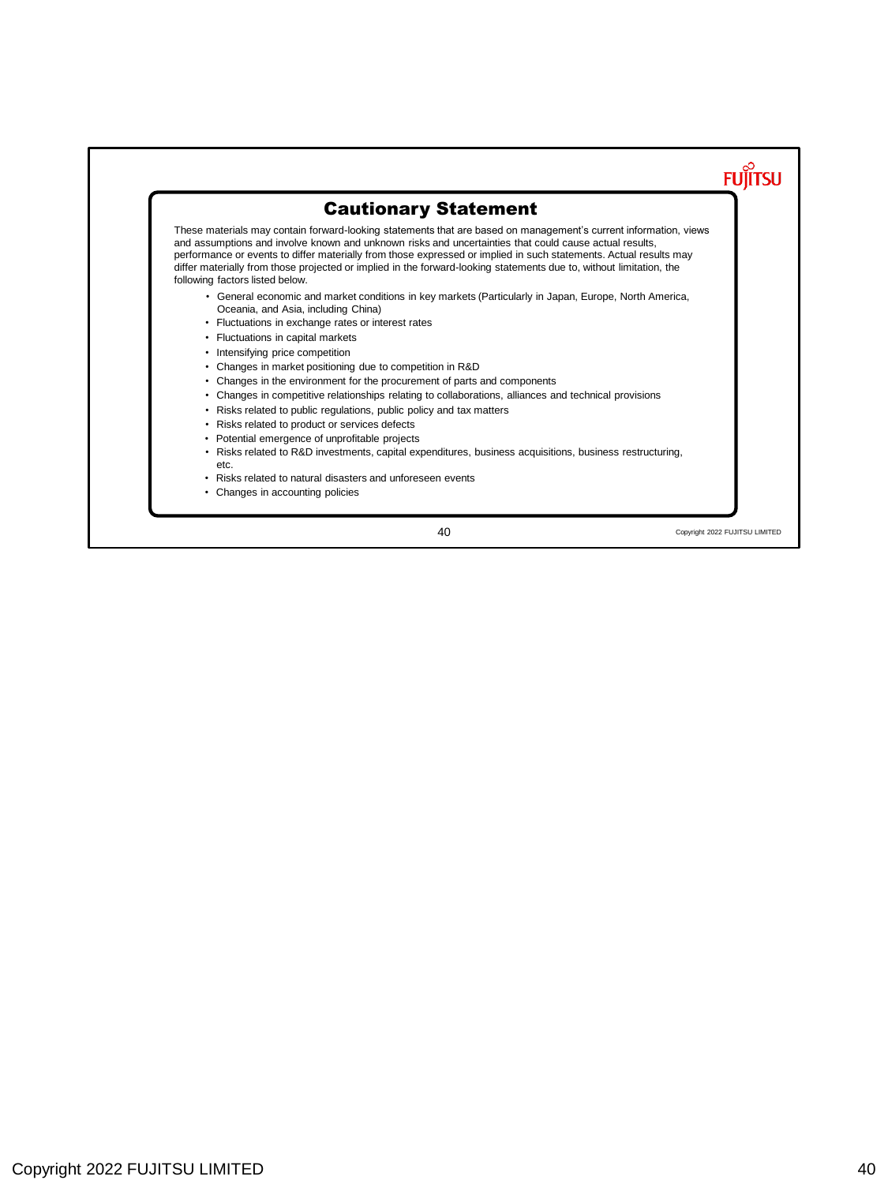## Cautionary Statement

These materials may contain forward-looking statements that are based on management's current information, views and assumptions and involve known and unknown risks and uncertainties that could cause actual results, performance or events to differ materially from those expressed or implied in such statements. Actual results may differ materially from those projected or implied in the forward-looking statements due to, without limitation, the following factors listed below.

- General economic and market conditions in key markets (Particularly in Japan, Europe, North America, Oceania, and Asia, including China)
- Fluctuations in exchange rates or interest rates
- Fluctuations in capital markets
- Intensifying price competition
- Changes in market positioning due to competition in R&D
- Changes in the environment for the procurement of parts and components
- Changes in competitive relationships relating to collaborations, alliances and technical provisions
- Risks related to public regulations, public policy and tax matters
- Risks related to product or services defects
- Potential emergence of unprofitable projects
- Risks related to R&D investments, capital expenditures, business acquisitions, business restructuring, etc.
- Risks related to natural disasters and unforeseen events
- Changes in accounting policies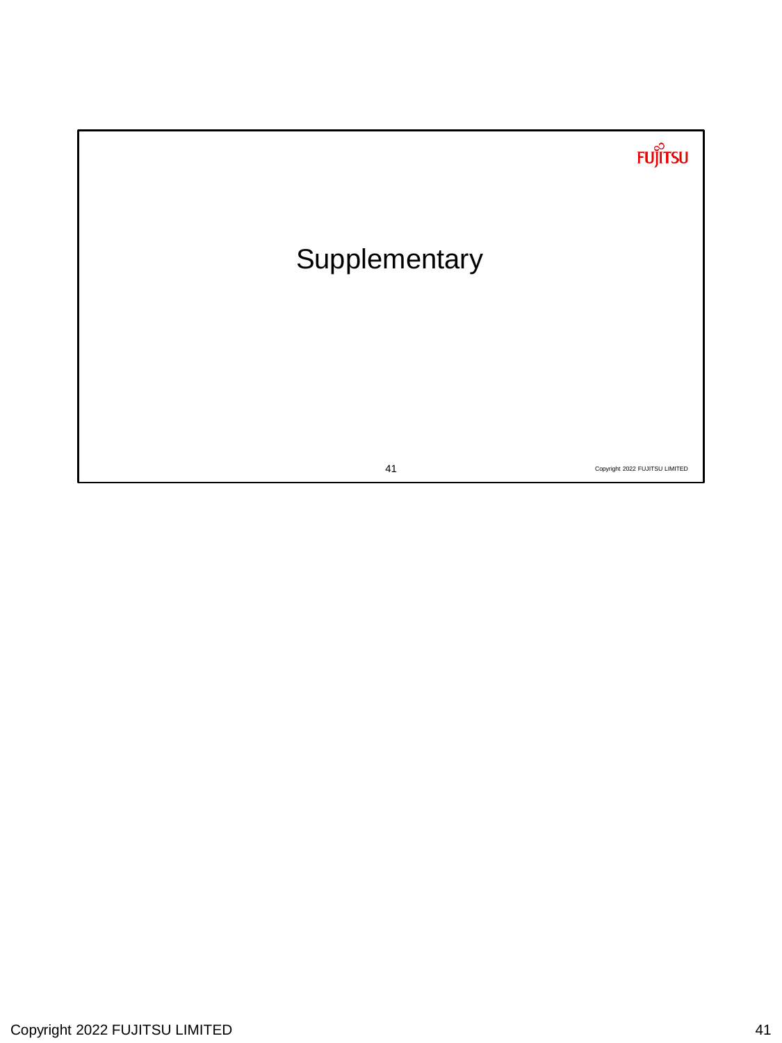# Supplementary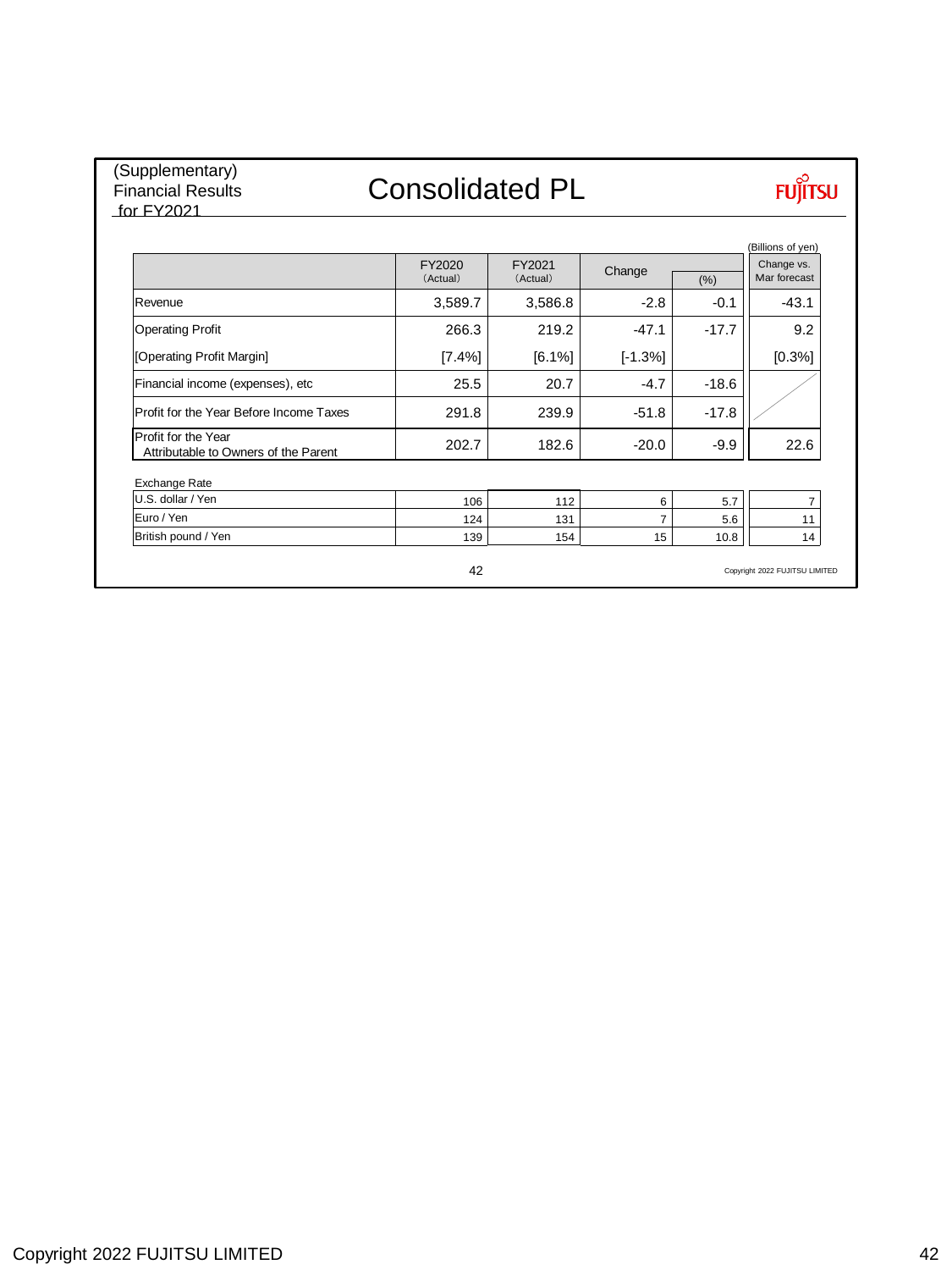(Supplementary)
Financial Results
for FY2021

# Consolidated PL

FUJITSU

(Billions of yen)

| | FY2020 (Actual) | FY2021 (Actual) | Change | (%) | Change vs. Mar forecast |
|---|---|---|---|---|---|
| Revenue | 3,589.7 | 3,586.8 | -2.8 | -0.1 | -43.1 |
| Operating Profit | 266.3 | 219.2 | -47.1 | -17.7 | 9.2 |
| [Operating Profit Margin] | [7.4%] | [6.1%] | [-1.3%] | | [0.3%] |
| Financial income (expenses), etc | 25.5 | 20.7 | -4.7 | -18.6 | |
| Profit for the Year Before Income Taxes | 291.8 | 239.9 | -51.8 | -17.8 | |
| Profit for the Year Attributable to Owners of the Parent | 202.7 | 182.6 | -20.0 | -9.9 | 22.6 |

| Exchange Rate | | | | | |
|---|---|---|---|---|---|
| U.S. dollar / Yen | 106 | 112 | 6 | 5.7 | 7 |
| Euro / Yen | 124 | 131 | 7 | 5.6 | 11 |
| British pound / Yen | 139 | 154 | 15 | 10.8 | 14 |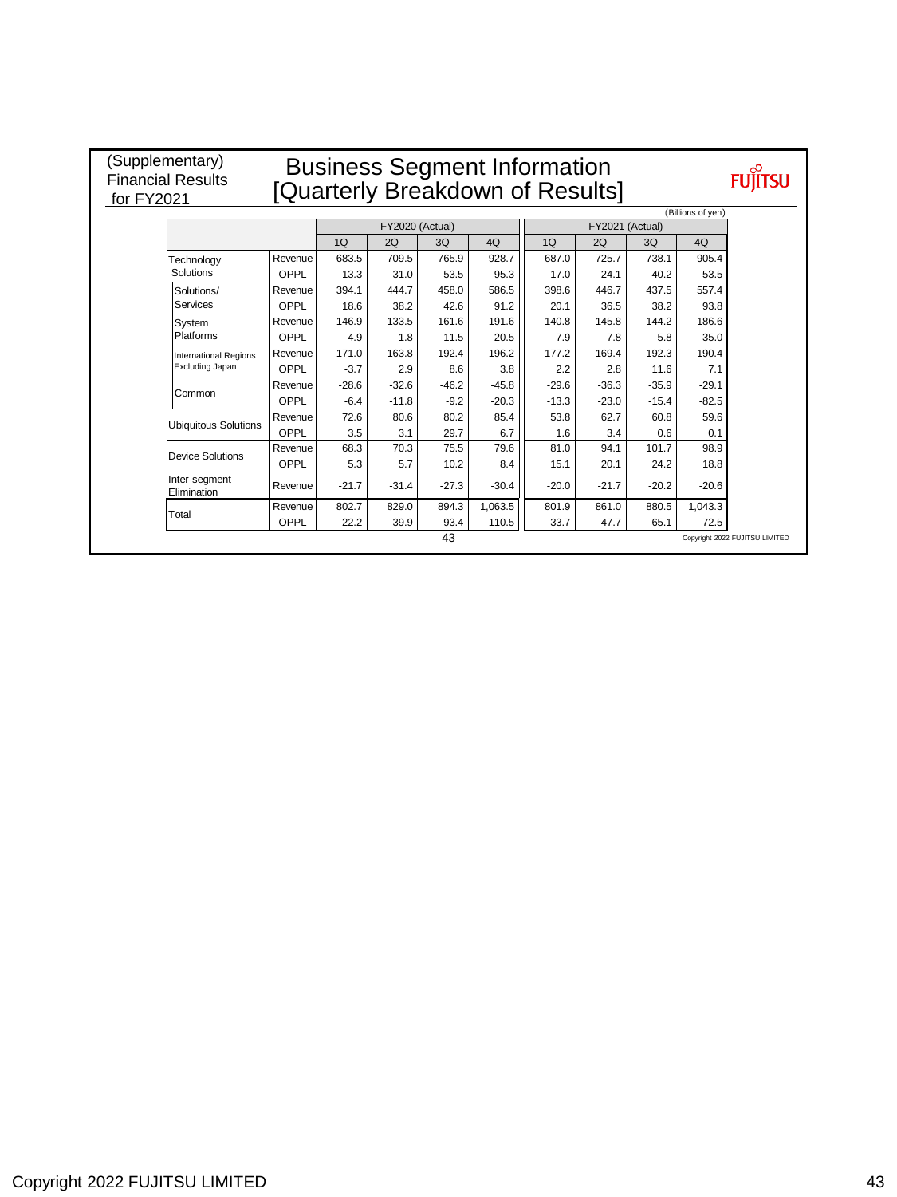(Supplementary) Financial Results for FY2021

# Business Segment Information [Quarterly Breakdown of Results]

(Billions of yen)

| | | | FY2020 (Actual) | | | | FY2021 (Actual) | | | |
|---|---|---|---|---|---|---|---|---|---|---|
| | | | 1Q | 2Q | 3Q | 4Q | 1Q | 2Q | 3Q | 4Q |
| Technology Solutions | | Revenue | 683.5 | 709.5 | 765.9 | 928.7 | 687.0 | 725.7 | 738.1 | 905.4 |
| | | OPPL | 13.3 | 31.0 | 53.5 | 95.3 | 17.0 | 24.1 | 40.2 | 53.5 |
| | Solutions/ Services | Revenue | 394.1 | 444.7 | 458.0 | 586.5 | 398.6 | 446.7 | 437.5 | 557.4 |
| | | OPPL | 18.6 | 38.2 | 42.6 | 91.2 | 20.1 | 36.5 | 38.2 | 93.8 |
| | System Platforms | Revenue | 146.9 | 133.5 | 161.6 | 191.6 | 140.8 | 145.8 | 144.2 | 186.6 |
| | | OPPL | 4.9 | 1.8 | 11.5 | 20.5 | 7.9 | 7.8 | 5.8 | 35.0 |
| | International Regions Excluding Japan | Revenue | 171.0 | 163.8 | 192.4 | 196.2 | 177.2 | 169.4 | 192.3 | 190.4 |
| | | OPPL | -3.7 | 2.9 | 8.6 | 3.8 | 2.2 | 2.8 | 11.6 | 7.1 |
| | Common | Revenue | -28.6 | -32.6 | -46.2 | -45.8 | -29.6 | -36.3 | -35.9 | -29.1 |
| | | OPPL | -6.4 | -11.8 | -9.2 | -20.3 | -13.3 | -23.0 | -15.4 | -82.5 |
| Ubiquitous Solutions | | Revenue | 72.6 | 80.6 | 80.2 | 85.4 | 53.8 | 62.7 | 60.8 | 59.6 |
| | | OPPL | 3.5 | 3.1 | 29.7 | 6.7 | 1.6 | 3.4 | 0.6 | 0.1 |
| Device Solutions | | Revenue | 68.3 | 70.3 | 75.5 | 79.6 | 81.0 | 94.1 | 101.7 | 98.9 |
| | | OPPL | 5.3 | 5.7 | 10.2 | 8.4 | 15.1 | 20.1 | 24.2 | 18.8 |
| Inter-segment Elimination | | Revenue | -21.7 | -31.4 | -27.3 | -30.4 | -20.0 | -21.7 | -20.2 | -20.6 |
| Total | | Revenue | 802.7 | 829.0 | 894.3 | 1,063.5 | 801.9 | 861.0 | 880.5 | 1,043.3 |
| | | OPPL | 22.2 | 39.9 | 93.4 | 110.5 | 33.7 | 47.7 | 65.1 | 72.5 |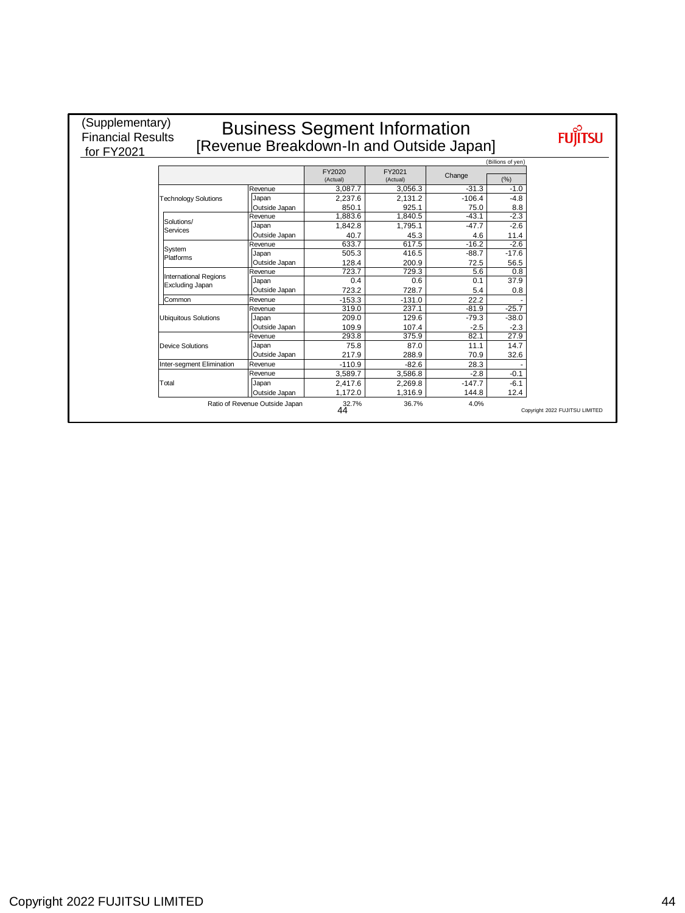(Supplementary) Financial Results for FY2021

# Business Segment Information [Revenue Breakdown-In and Outside Japan]

(Billions of yen)

| | | | FY2020 (Actual) | FY2021 (Actual) | Change | (%) |
|---|---|---|---|---|---|---|
| Technology Solutions | | Revenue | 3,087.7 | 3,056.3 | -31.3 | -1.0 |
| | | Japan | 2,237.6 | 2,131.2 | -106.4 | -4.8 |
| | | Outside Japan | 850.1 | 925.1 | 75.0 | 8.8 |
| | Solutions/ Services | Revenue | 1,883.6 | 1,840.5 | -43.1 | -2.3 |
| | | Japan | 1,842.8 | 1,795.1 | -47.7 | -2.6 |
| | | Outside Japan | 40.7 | 45.3 | 4.6 | 11.4 |
| | System Platforms | Revenue | 633.7 | 617.5 | -16.2 | -2.6 |
| | | Japan | 505.3 | 416.5 | -88.7 | -17.6 |
| | | Outside Japan | 128.4 | 200.9 | 72.5 | 56.5 |
| | International Regions Excluding Japan | Revenue | 723.7 | 729.3 | 5.6 | 0.8 |
| | | Japan | 0.4 | 0.6 | 0.1 | 37.9 |
| | | Outside Japan | 723.2 | 728.7 | 5.4 | 0.8 |
| | Common | Revenue | -153.3 | -131.0 | 22.2 | - |
| Ubiquitous Solutions | | Revenue | 319.0 | 237.1 | -81.9 | -25.7 |
| | | Japan | 209.0 | 129.6 | -79.3 | -38.0 |
| | | Outside Japan | 109.9 | 107.4 | -2.5 | -2.3 |
| Device Solutions | | Revenue | 293.8 | 375.9 | 82.1 | 27.9 |
| | | Japan | 75.8 | 87.0 | 11.1 | 14.7 |
| | | Outside Japan | 217.9 | 288.9 | 70.9 | 32.6 |
| Inter-segment Elimination | | Revenue | -110.9 | -82.6 | 28.3 | - |
| Total | | Revenue | 3,589.7 | 3,586.8 | -2.8 | -0.1 |
| | | Japan | 2,417.6 | 2,269.8 | -147.7 | -6.1 |
| | | Outside Japan | 1,172.0 | 1,316.9 | 144.8 | 12.4 |
| Ratio of Revenue Outside Japan | | | 32.7% | 36.7% | 4.0% | |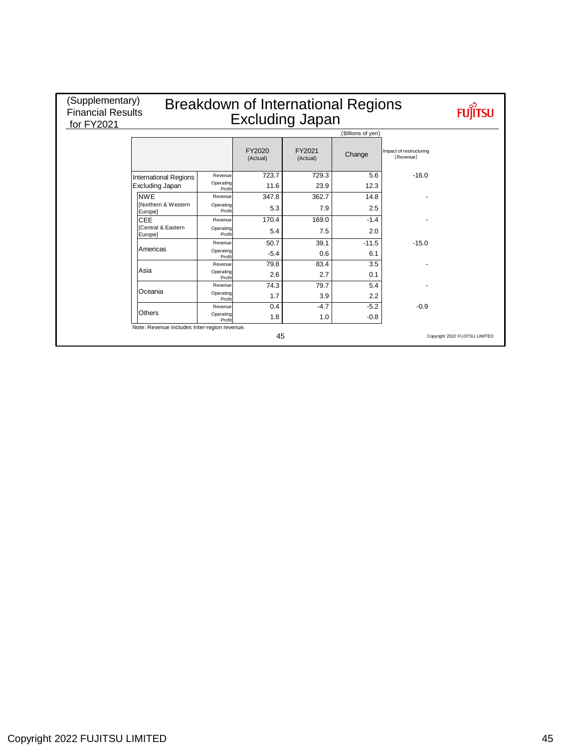(Supplementary) Financial Results for FY2021

# Breakdown of International Regions Excluding Japan

(Billions of yen)

| | | FY2020 (Actual) | FY2021 (Actual) | Change | Impact of restructuring [Revenue] |
|---|---|---|---|---|---|
| International Regions Excluding Japan | Revenue | 723.7 | 729.3 | 5.6 | -16.0 |
| | Operating Profit | 11.6 | 23.9 | 12.3 | |
| NWE [Northern & Western Europe] | Revenue | 347.8 | 362.7 | 14.8 | - |
| | Operating Profit | 5.3 | 7.9 | 2.5 | |
| CEE [Central & Eastern Europe] | Revenue | 170.4 | 169.0 | -1.4 | - |
| | Operating Profit | 5.4 | 7.5 | 2.0 | |
| Americas | Revenue | 50.7 | 39.1 | -11.5 | -15.0 |
| | Operating Profit | -5.4 | 0.6 | 6.1 | |
| Asia | Revenue | 79.8 | 83.4 | 3.5 | - |
| | Operating Profit | 2.6 | 2.7 | 0.1 | |
| Oceania | Revenue | 74.3 | 79.7 | 5.4 | - |
| | Operating Profit | 1.7 | 3.9 | 2.2 | |
| Others | Revenue | 0.4 | -4.7 | -5.2 | -0.9 |
| | Operating Profit | 1.8 | 1.0 | -0.8 | |

Note: Revenue includes Inter-region revenue.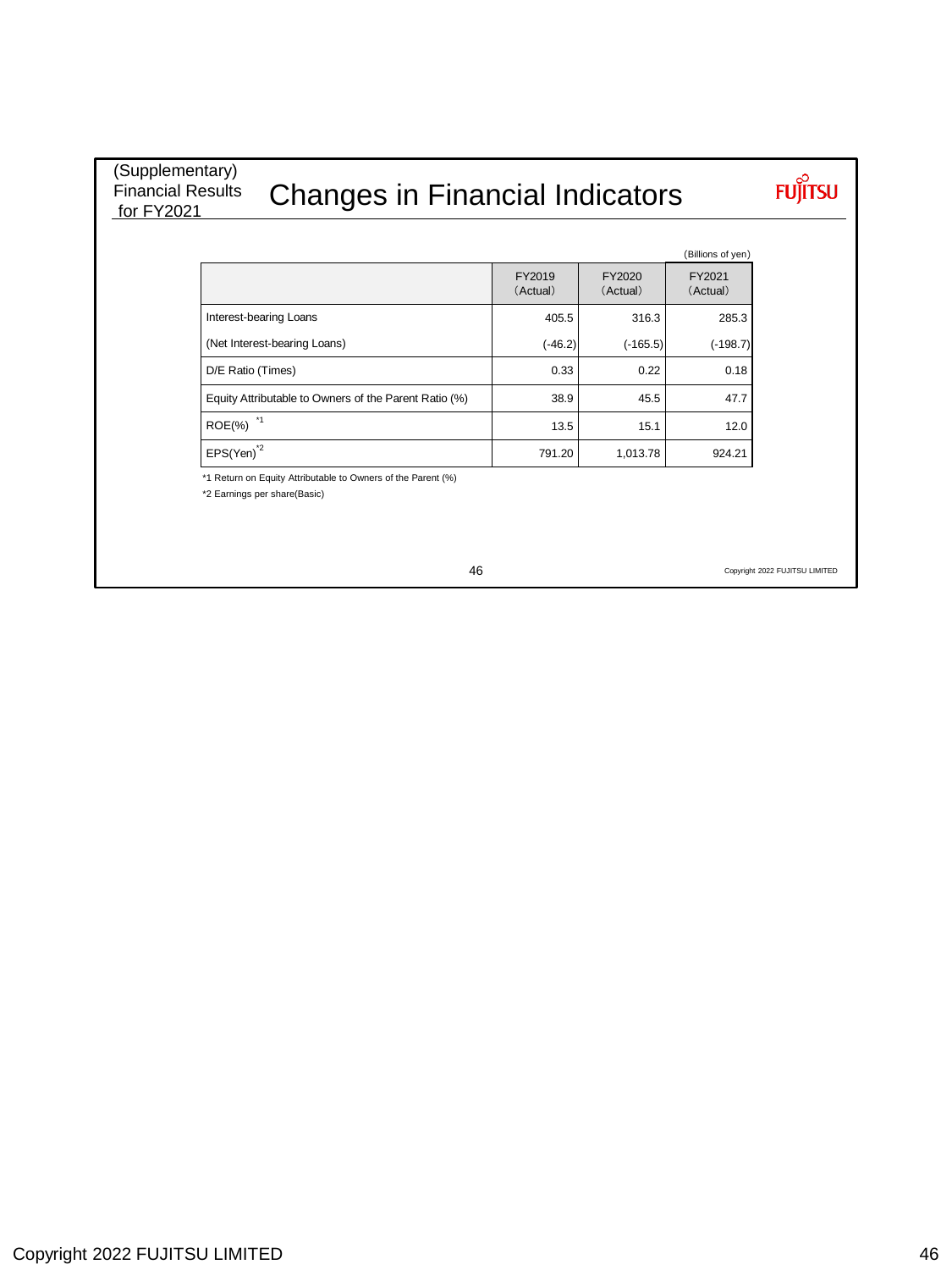(Supplementary)
Financial Results
for FY2021

# Changes in Financial Indicators

(Billions of yen)

| | FY2019 (Actual) | FY2020 (Actual) | FY2021 (Actual) |
|---|---|---|---|
| Interest-bearing Loans | 405.5 | 316.3 | 285.3 |
| (Net Interest-bearing Loans) | (-46.2) | (-165.5) | (-198.7) |
| D/E Ratio (Times) | 0.33 | 0.22 | 0.18 |
| Equity Attributable to Owners of the Parent Ratio (%) | 38.9 | 45.5 | 47.7 |
| ROE(%) *1 | 13.5 | 15.1 | 12.0 |
| EPS(Yen)*2 | 791.20 | 1,013.78 | 924.21 |

*1 Return on Equity Attributable to Owners of the Parent (%)

*2 Earnings per share(Basic)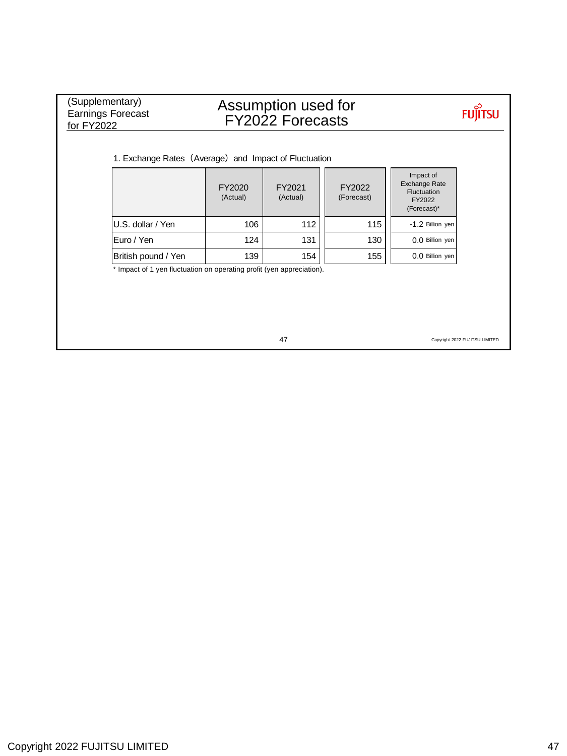(Supplementary)
Earnings Forecast
for FY2022

# Assumption used for FY2022 Forecasts

1. Exchange Rates（Average）and Impact of Fluctuation

| | FY2020 (Actual) | FY2021 (Actual) | FY2022 (Forecast) | Impact of Exchange Rate Fluctuation FY2022 (Forecast)* |
|---|---|---|---|---|
| U.S. dollar / Yen | 106 | 112 | 115 | -1.2 Billion yen |
| Euro / Yen | 124 | 131 | 130 | 0.0 Billion yen |
| British pound / Yen | 139 | 154 | 155 | 0.0 Billion yen |

* Impact of 1 yen fluctuation on operating profit (yen appreciation).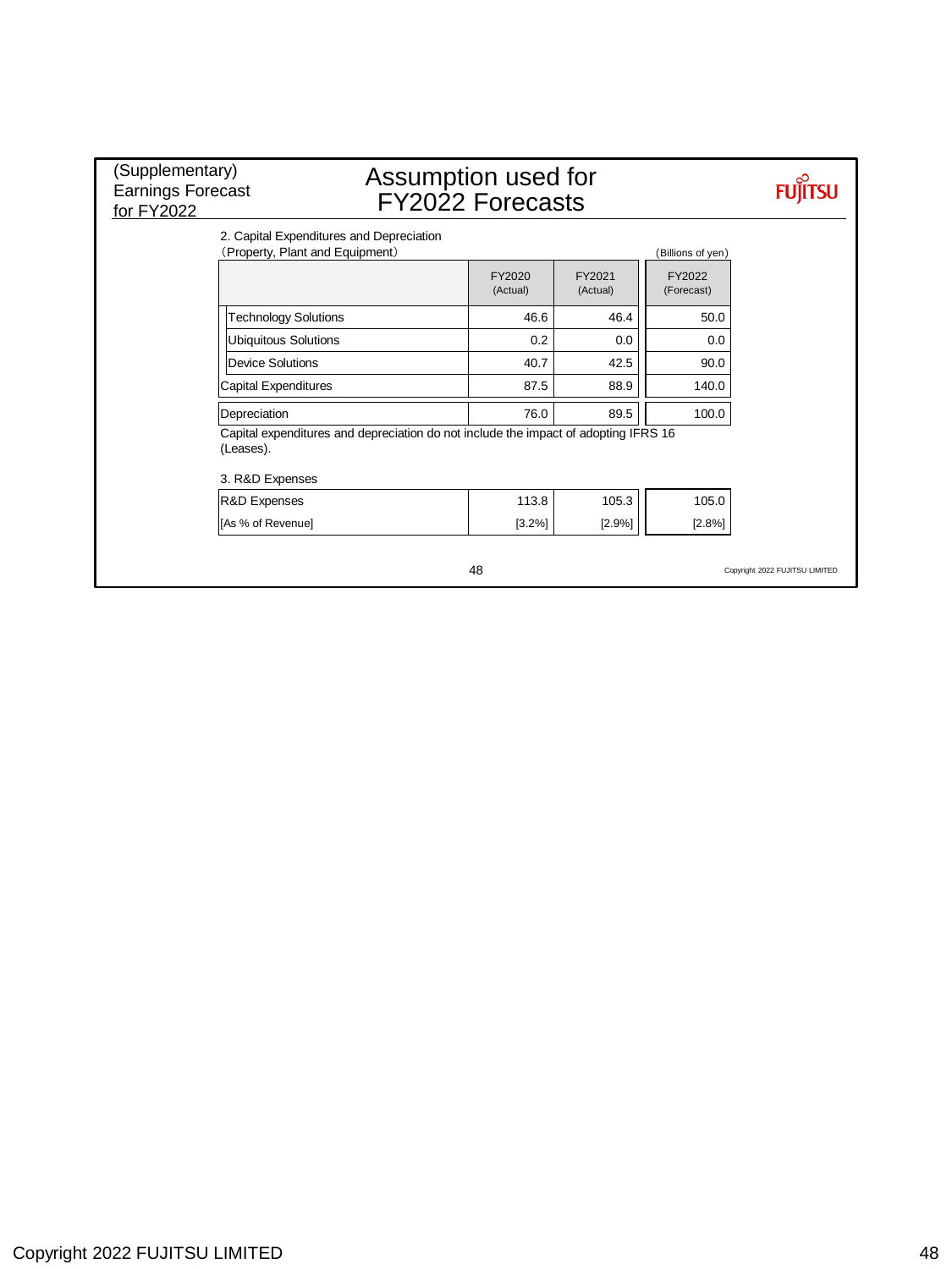(Supplementary) Earnings Forecast for FY2022

# Assumption used for FY2022 Forecasts

2. Capital Expenditures and Depreciation
（Property, Plant and Equipment）

（Billions of yen）

| | FY2020 (Actual) | FY2021 (Actual) | FY2022 (Forecast) |
|---|---|---|---|
| Technology Solutions | 46.6 | 46.4 | 50.0 |
| Ubiquitous Solutions | 0.2 | 0.0 | 0.0 |
| Device Solutions | 40.7 | 42.5 | 90.0 |
| Capital Expenditures | 87.5 | 88.9 | 140.0 |
| Depreciation | 76.0 | 89.5 | 100.0 |

Capital expenditures and depreciation do not include the impact of adopting IFRS 16 (Leases).

3. R&D Expenses

| | FY2020 (Actual) | FY2021 (Actual) | FY2022 (Forecast) |
|---|---|---|---|
| R&D Expenses | 113.8 | 105.3 | 105.0 |
| [As % of Revenue] | [3.2%] | [2.9%] | [2.8%] |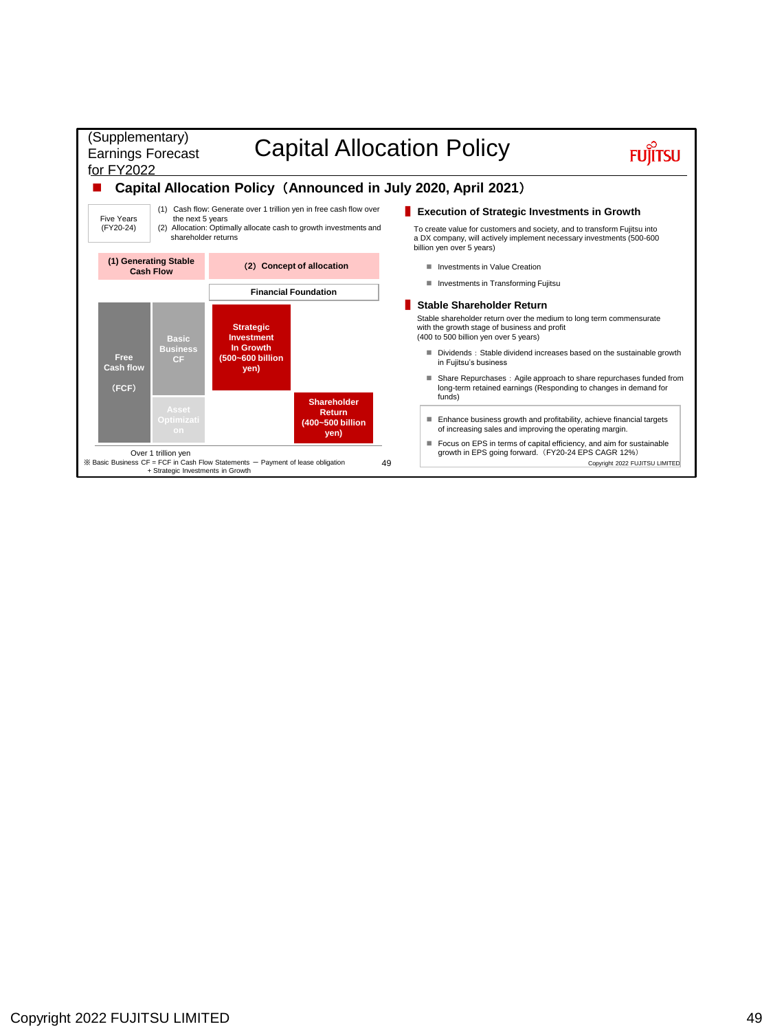(Supplementary) Earnings Forecast for FY2022

# Capital Allocation Policy

## Capital Allocation Policy（Announced in July 2020, April 2021）

| | |
|---|---|
| Five Years (FY20-24) | (1) Cash flow: Generate over 1 trillion yen in free cash flow over the next 5 years<br>(2) Allocation: Optimally allocate cash to growth investments and shareholder returns |

(1) Generating Stable Cash Flow

(2) Concept of allocation

Financial Foundation

Free Cash flow (FCF)

Basic Business CF

Asset Optimization

Strategic Investment In Growth (500~600 billion yen)

Shareholder Return (400~500 billion yen)

Over 1 trillion yen

※ Basic Business CF = FCF in Cash Flow Statements − Payment of lease obligation + Strategic Investments in Growth

### Execution of Strategic Investments in Growth

To create value for customers and society, and to transform Fujitsu into a DX company, will actively implement necessary investments (500-600 billion yen over 5 years)

- Investments in Value Creation
- Investments in Transforming Fujitsu

### Stable Shareholder Return

Stable shareholder return over the medium to long term commensurate with the growth stage of business and profit (400 to 500 billion yen over 5 years)

- Dividends：Stable dividend increases based on the sustainable growth in Fujitsu's business
- Share Repurchases：Agile approach to share repurchases funded from long-term retained earnings (Responding to changes in demand for funds)

- Enhance business growth and profitability, achieve financial targets of increasing sales and improving the operating margin.
- Focus on EPS in terms of capital efficiency, and aim for sustainable growth in EPS going forward.（FY20-24 EPS CAGR 12%）